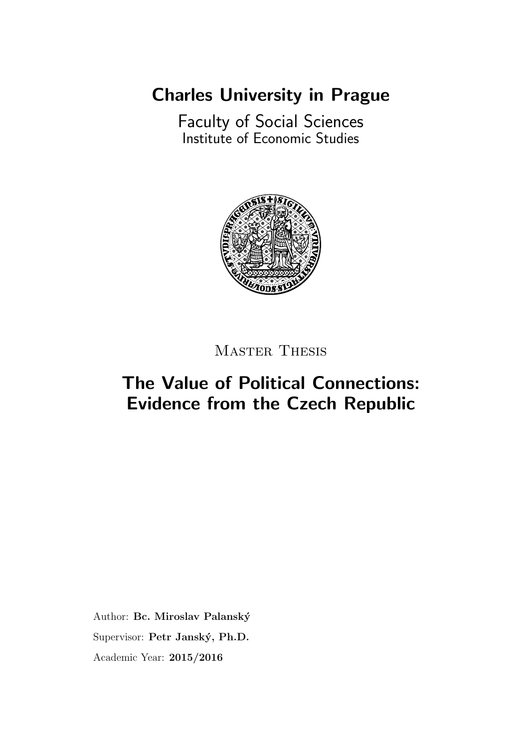# Charles University in Prague

Faculty of Social Sciences
Institute of Economic Studies

Master Thesis

## The Value of Political Connections: Evidence from the Czech Republic

Author: **Bc. Miroslav Palanský**

Supervisor: **Petr Janský, Ph.D.**

Academic Year: **2015/2016**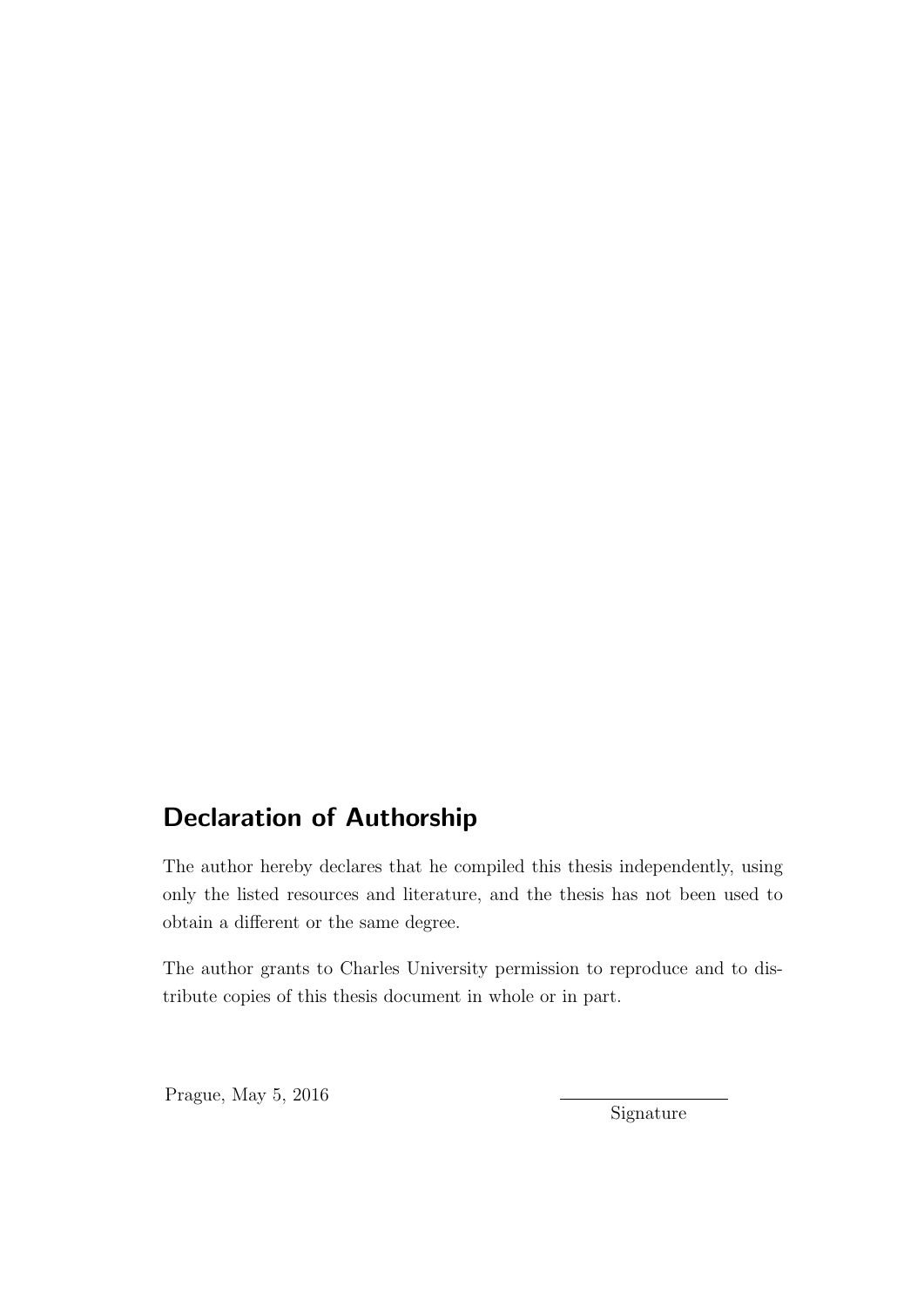## Declaration of Authorship

The author hereby declares that he compiled this thesis independently, using only the listed resources and literature, and the thesis has not been used to obtain a different or the same degree.

The author grants to Charles University permission to reproduce and to distribute copies of this thesis document in whole or in part.

Prague, May 5, 2016

Signature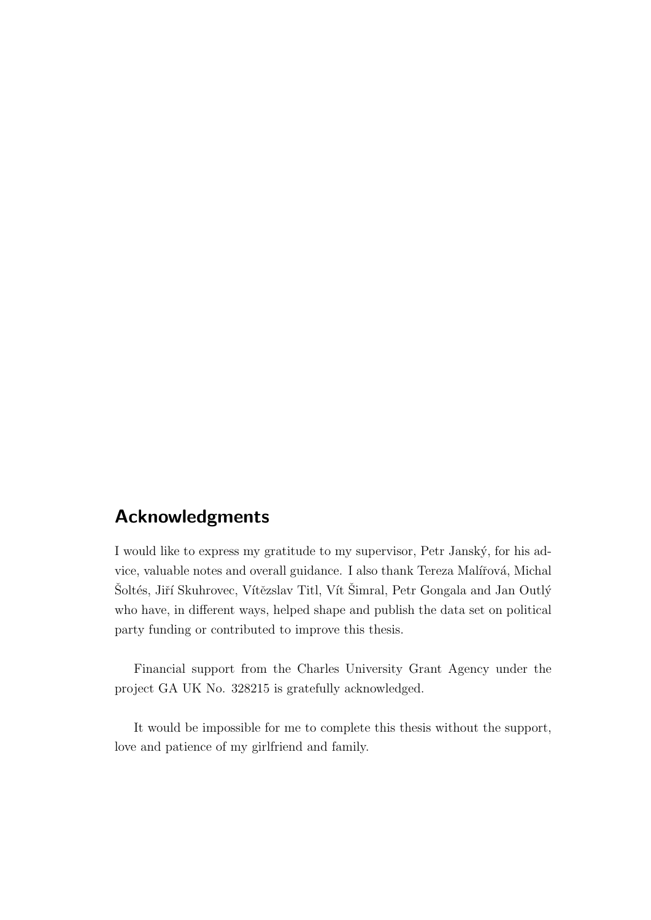## Acknowledgments

I would like to express my gratitude to my supervisor, Petr Janský, for his advice, valuable notes and overall guidance. I also thank Tereza Malířová, Michal Šoltés, Jiří Skuhrovec, Vítězslav Titl, Vít Šimral, Petr Gongala and Jan Outlý who have, in different ways, helped shape and publish the data set on political party funding or contributed to improve this thesis.

Financial support from the Charles University Grant Agency under the project GA UK No. 328215 is gratefully acknowledged.

It would be impossible for me to complete this thesis without the support, love and patience of my girlfriend and family.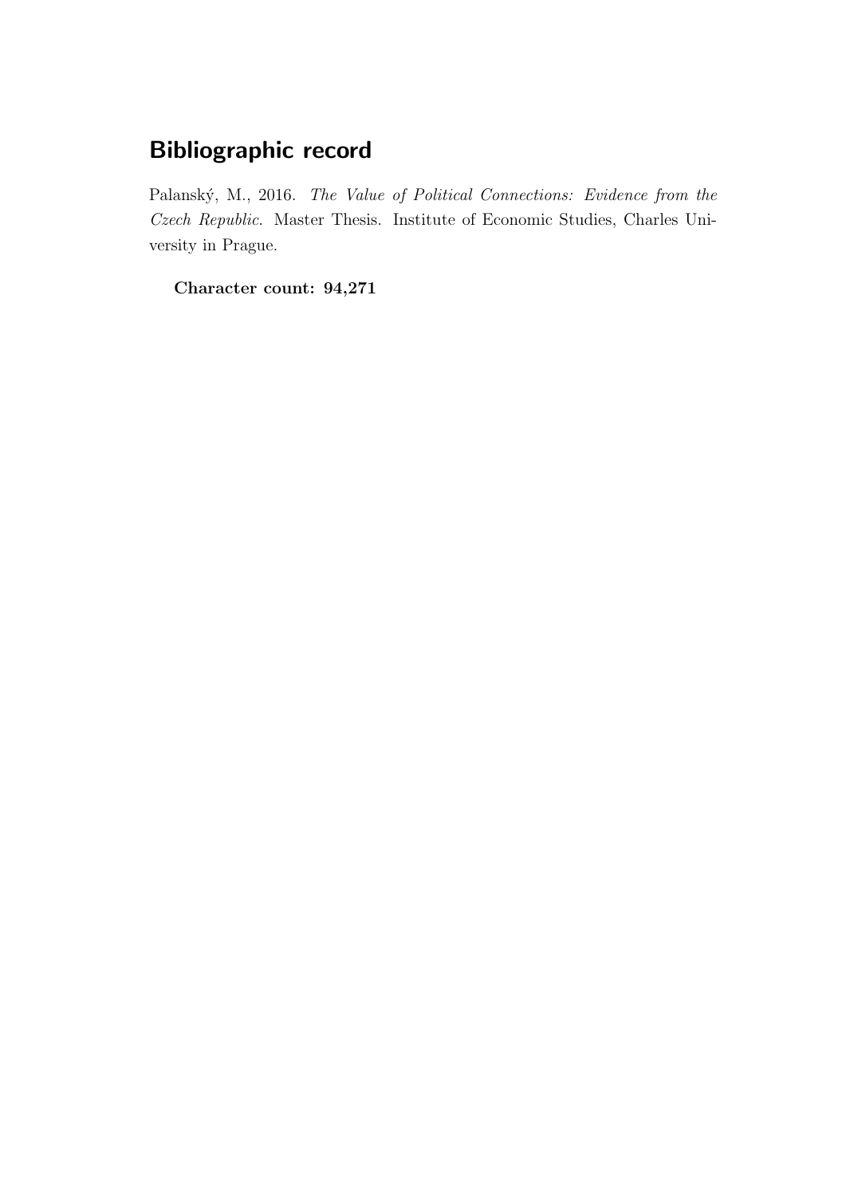## Bibliographic record

Palanský, M., 2016. *The Value of Political Connections: Evidence from the Czech Republic*. Master Thesis. Institute of Economic Studies, Charles University in Prague.

**Character count: 94,271**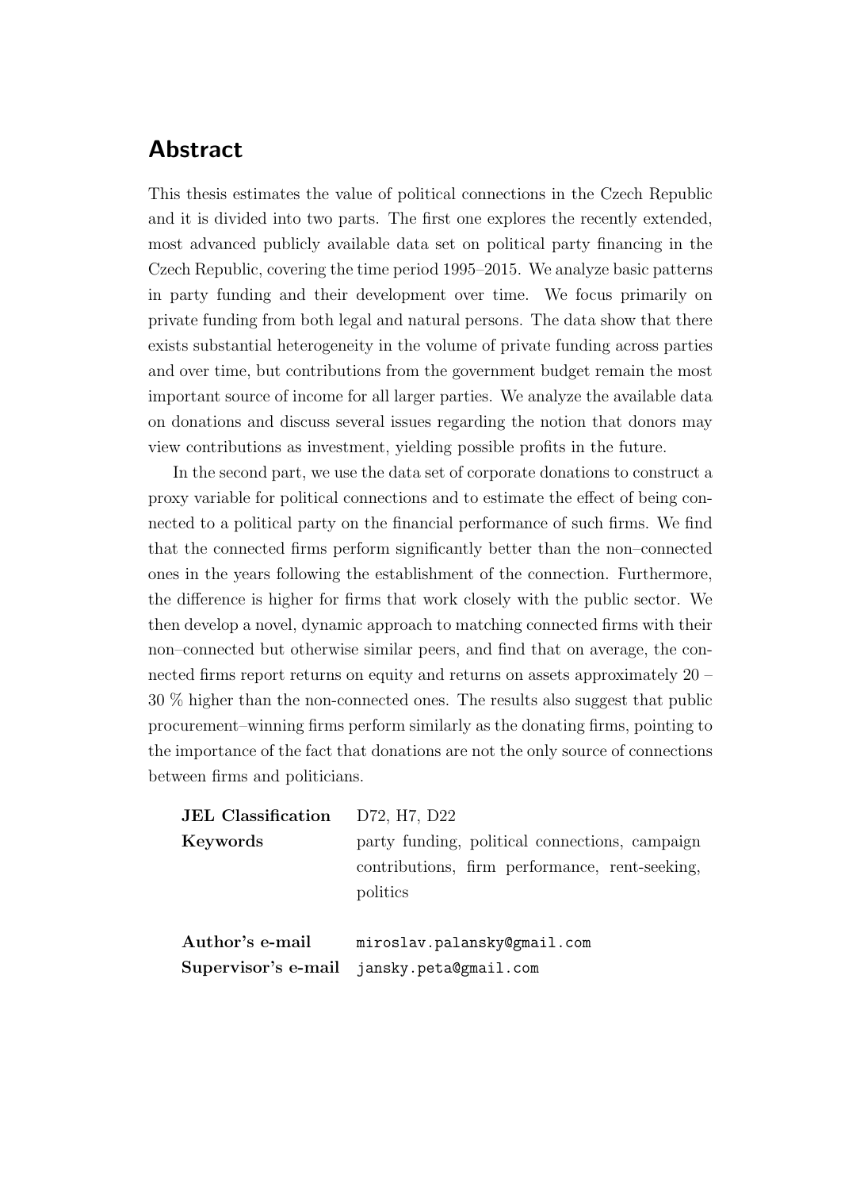## Abstract

This thesis estimates the value of political connections in the Czech Republic and it is divided into two parts. The first one explores the recently extended, most advanced publicly available data set on political party financing in the Czech Republic, covering the time period 1995–2015. We analyze basic patterns in party funding and their development over time. We focus primarily on private funding from both legal and natural persons. The data show that there exists substantial heterogeneity in the volume of private funding across parties and over time, but contributions from the government budget remain the most important source of income for all larger parties. We analyze the available data on donations and discuss several issues regarding the notion that donors may view contributions as investment, yielding possible profits in the future.

In the second part, we use the data set of corporate donations to construct a proxy variable for political connections and to estimate the effect of being connected to a political party on the financial performance of such firms. We find that the connected firms perform significantly better than the non–connected ones in the years following the establishment of the connection. Furthermore, the difference is higher for firms that work closely with the public sector. We then develop a novel, dynamic approach to matching connected firms with their non–connected but otherwise similar peers, and find that on average, the connected firms report returns on equity and returns on assets approximately 20 – 30 % higher than the non-connected ones. The results also suggest that public procurement–winning firms perform similarly as the donating firms, pointing to the importance of the fact that donations are not the only source of connections between firms and politicians.

| | |
|---|---|
| **JEL Classification** | D72, H7, D22 |
| **Keywords** | party funding, political connections, campaign contributions, firm performance, rent-seeking, politics |
| **Author's e-mail** | miroslav.palansky@gmail.com |
| **Supervisor's e-mail** | jansky.peta@gmail.com |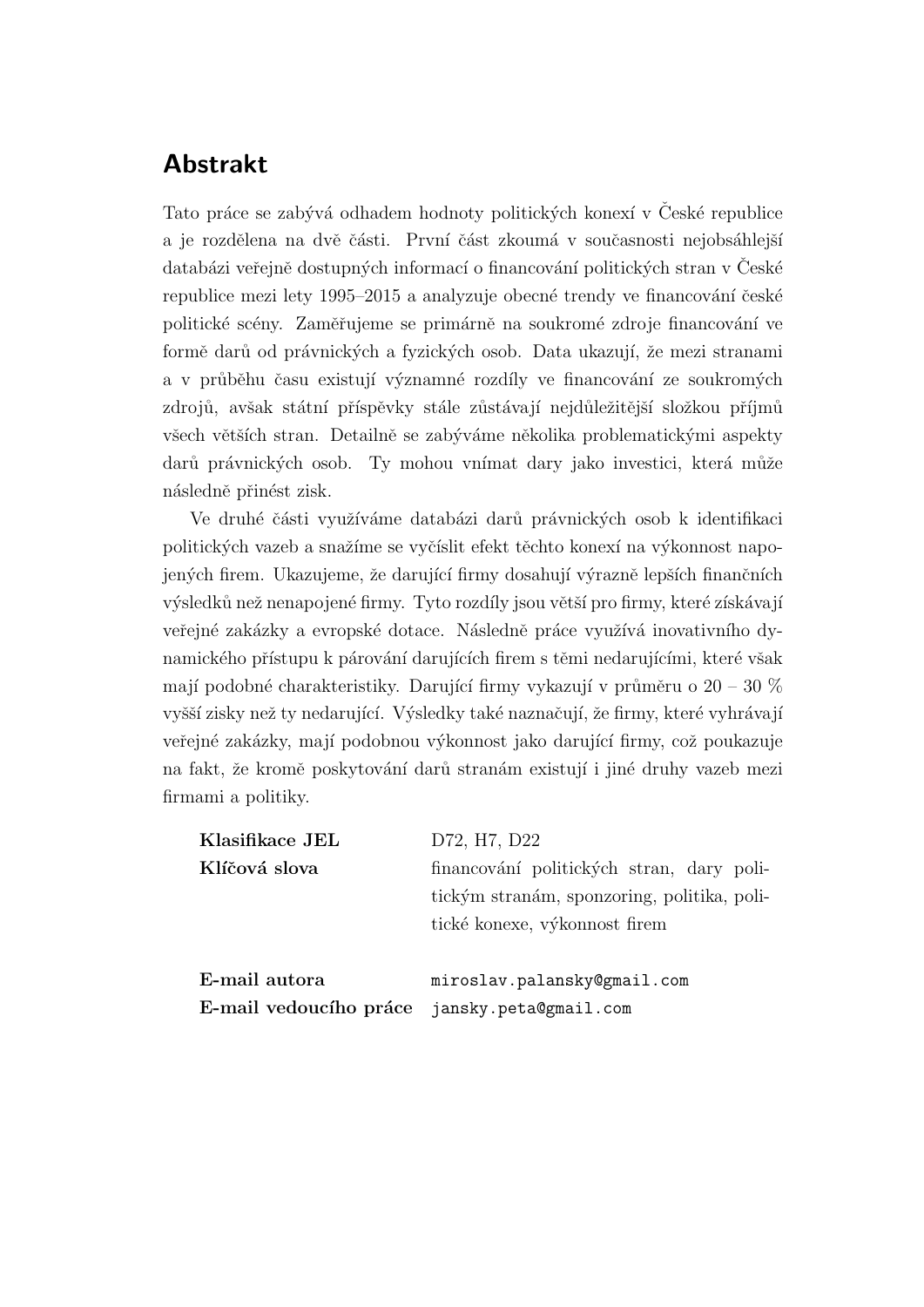# Abstrakt

Tato práce se zabývá odhadem hodnoty politických konexí v České republice a je rozdělena na dvě části. První část zkoumá v současnosti nejobsáhlejší databázi veřejně dostupných informací o financování politických stran v České republice mezi lety 1995–2015 a analyzuje obecné trendy ve financování české politické scény. Zaměřujeme se primárně na soukromé zdroje financování ve formě darů od právnických a fyzických osob. Data ukazují, že mezi stranami a v průběhu času existují významné rozdíly ve financování ze soukromých zdrojů, avšak státní příspěvky stále zůstávají nejdůležitější složkou příjmů všech větších stran. Detailně se zabýváme několika problematickými aspekty darů právnických osob. Ty mohou vnímat dary jako investici, která může následně přinést zisk.

Ve druhé části využíváme databázi darů právnických osob k identifikaci politických vazeb a snažíme se vyčíslit efekt těchto konexí na výkonnost napojených firem. Ukazujeme, že darující firmy dosahují výrazně lepších finančních výsledků než nenapojené firmy. Tyto rozdíly jsou větší pro firmy, které získávají veřejné zakázky a evropské dotace. Následně práce využívá inovativního dynamického přístupu k párování darujících firem s těmi nedarujícími, které však mají podobné charakteristiky. Darující firmy vykazují v průměru o 20 – 30 % vyšší zisky než ty nedarující. Výsledky také naznačují, že firmy, které vyhrávají veřejné zakázky, mají podobnou výkonnost jako darující firmy, což poukazuje na fakt, že kromě poskytování darů stranám existují i jiné druhy vazeb mezi firmami a politiky.

| | |
|---|---|
| **Klasifikace JEL** | D72, H7, D22 |
| **Klíčová slova** | financování politických stran, dary politickým stranám, sponzoring, politika, politické konexe, výkonnost firem |
| **E-mail autora** | miroslav.palansky@gmail.com |
| **E-mail vedoucího práce** | jansky.peta@gmail.com |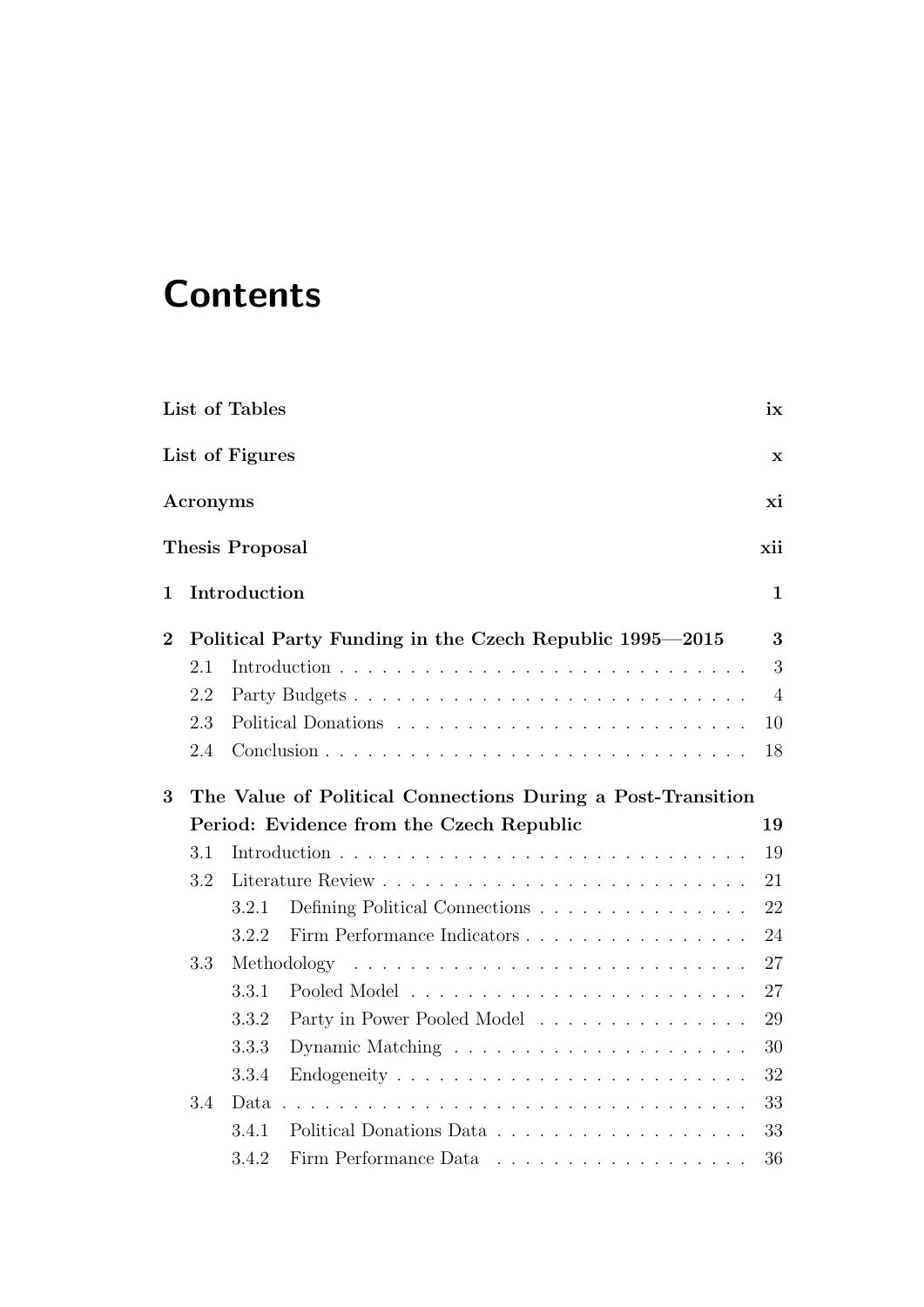# Contents

**List of Tables** ix

**List of Figures** x

**Acronyms** xi

**Thesis Proposal** xii

**1 Introduction** 1

**2 Political Party Funding in the Czech Republic 1995—2015** 3

- 2.1 Introduction . . . . . . . . . . . . . . . . . . . . . . . . . . . . 3
- 2.2 Party Budgets . . . . . . . . . . . . . . . . . . . . . . . . . . . 4
- 2.3 Political Donations . . . . . . . . . . . . . . . . . . . . . . . . 10
- 2.4 Conclusion . . . . . . . . . . . . . . . . . . . . . . . . . . . . . 18

**3 The Value of Political Connections During a Post-Transition Period: Evidence from the Czech Republic** 19

- 3.1 Introduction . . . . . . . . . . . . . . . . . . . . . . . . . . . . 19
- 3.2 Literature Review . . . . . . . . . . . . . . . . . . . . . . . . . 21
  - 3.2.1 Defining Political Connections . . . . . . . . . . . . . . . 22
  - 3.2.2 Firm Performance Indicators . . . . . . . . . . . . . . . . 24
- 3.3 Methodology . . . . . . . . . . . . . . . . . . . . . . . . . . . . 27
  - 3.3.1 Pooled Model . . . . . . . . . . . . . . . . . . . . . . . . 27
  - 3.3.2 Party in Power Pooled Model . . . . . . . . . . . . . . . 29
  - 3.3.3 Dynamic Matching . . . . . . . . . . . . . . . . . . . . . 30
  - 3.3.4 Endogeneity . . . . . . . . . . . . . . . . . . . . . . . . . 32
- 3.4 Data . . . . . . . . . . . . . . . . . . . . . . . . . . . . . . . . 33
  - 3.4.1 Political Donations Data . . . . . . . . . . . . . . . . . . 33
  - 3.4.2 Firm Performance Data . . . . . . . . . . . . . . . . . . 36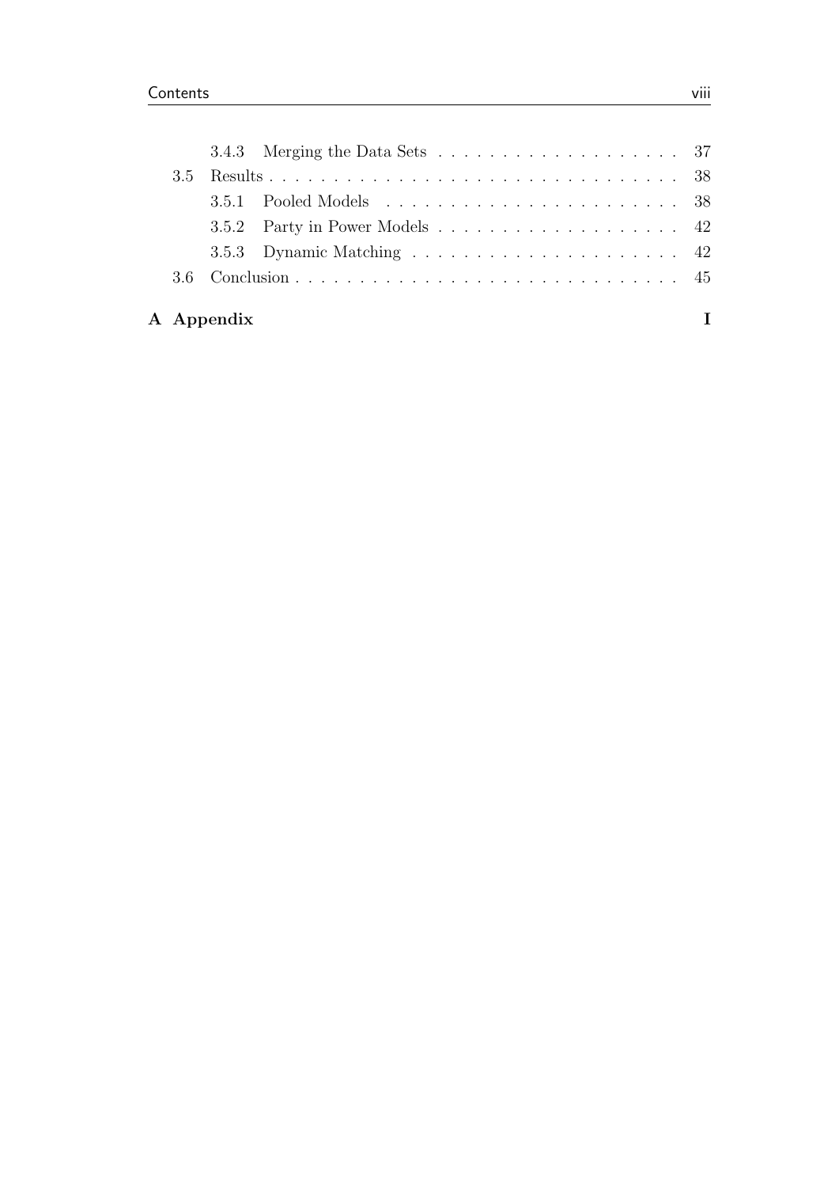3.4.3 Merging the Data Sets . . . . . . . . . . . . . . . . . . . . 37

3.5 Results . . . . . . . . . . . . . . . . . . . . . . . . . . . . . . . . . 38

3.5.1 Pooled Models . . . . . . . . . . . . . . . . . . . . . . . . 38

3.5.2 Party in Power Models . . . . . . . . . . . . . . . . . . . 42

3.5.3 Dynamic Matching . . . . . . . . . . . . . . . . . . . . . . 42

3.6 Conclusion . . . . . . . . . . . . . . . . . . . . . . . . . . . . . . 45

**A Appendix** **I**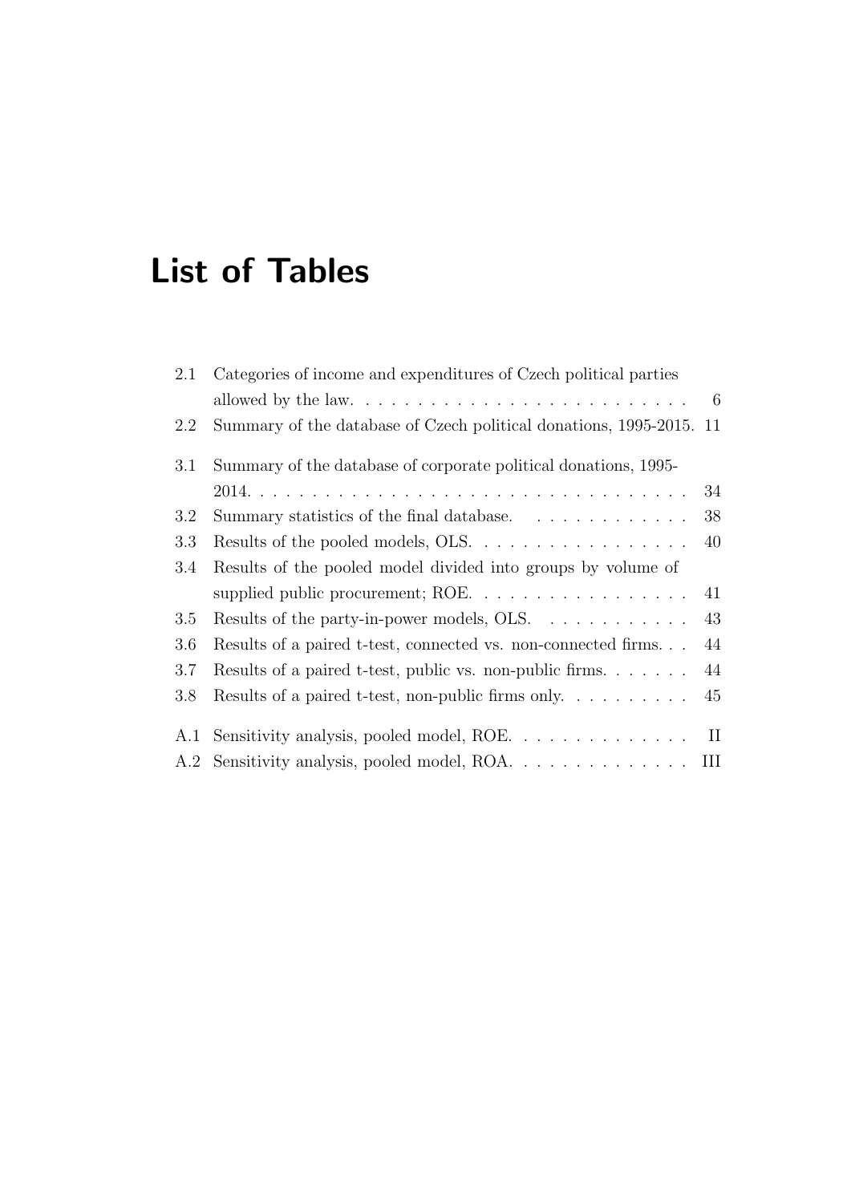# List of Tables

2.1 Categories of income and expenditures of Czech political parties allowed by the law. . . . . . . . . . . . . . . . . . . . . . . . . . 6
2.2 Summary of the database of Czech political donations, 1995-2015. 11

3.1 Summary of the database of corporate political donations, 1995-2014. . . . . . . . . . . . . . . . . . . . . . . . . . . . . . . . . 34
3.2 Summary statistics of the final database. . . . . . . . . . . . . 38
3.3 Results of the pooled models, OLS. . . . . . . . . . . . . . . . . 40
3.4 Results of the pooled model divided into groups by volume of supplied public procurement; ROE. . . . . . . . . . . . . . . . . 41
3.5 Results of the party-in-power models, OLS. . . . . . . . . . . . 43
3.6 Results of a paired t-test, connected vs. non-connected firms. . . 44
3.7 Results of a paired t-test, public vs. non-public firms. . . . . . . 44
3.8 Results of a paired t-test, non-public firms only. . . . . . . . . . 45

A.1 Sensitivity analysis, pooled model, ROE. . . . . . . . . . . . . . II
A.2 Sensitivity analysis, pooled model, ROA. . . . . . . . . . . . . . III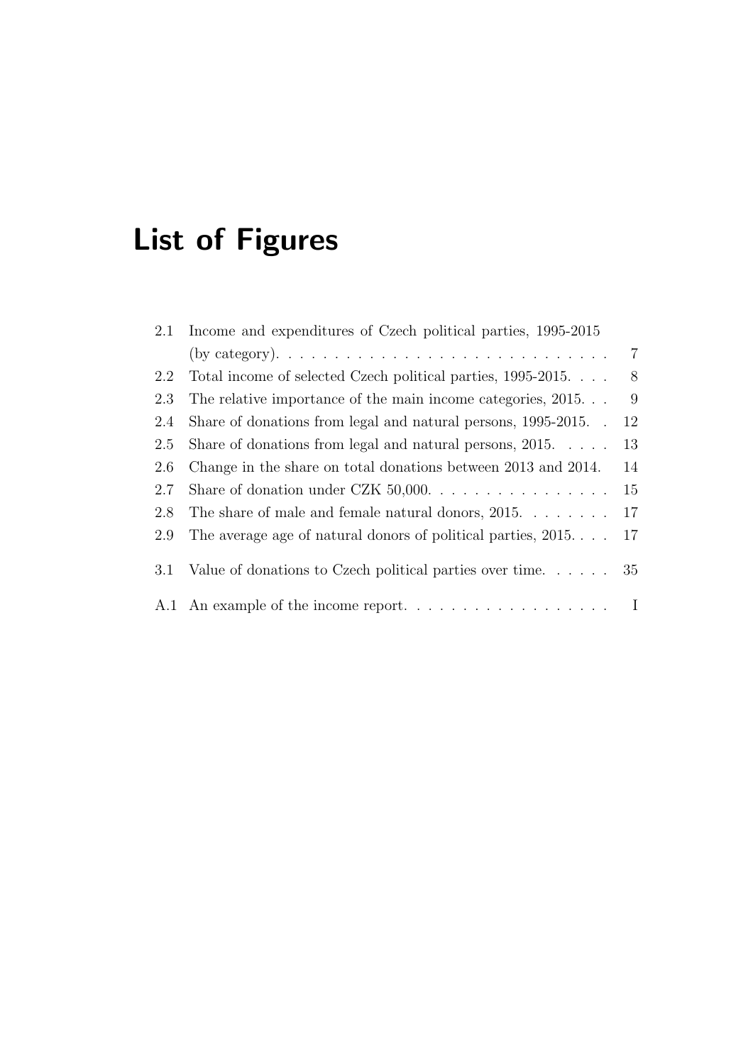# List of Figures

- 2.1 Income and expenditures of Czech political parties, 1995-2015 (by category). . . . . 7
- 2.2 Total income of selected Czech political parties, 1995-2015. . . . 8
- 2.3 The relative importance of the main income categories, 2015. . . 9
- 2.4 Share of donations from legal and natural persons, 1995-2015. . 12
- 2.5 Share of donations from legal and natural persons, 2015. . . . . 13
- 2.6 Change in the share on total donations between 2013 and 2014. 14
- 2.7 Share of donation under CZK 50,000. . . . . 15
- 2.8 The share of male and female natural donors, 2015. . . . . 17
- 2.9 The average age of natural donors of political parties, 2015. . . . 17

- 3.1 Value of donations to Czech political parties over time. . . . . 35

- A.1 An example of the income report. . . . . I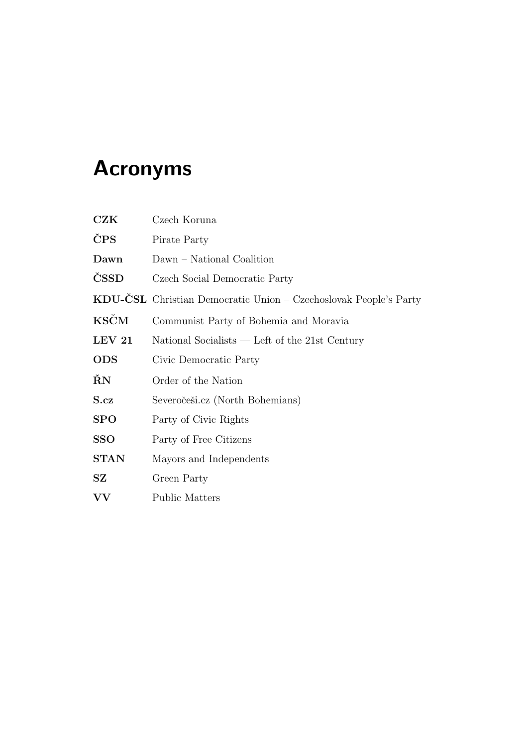# Acronyms

**CZK** Czech Koruna

**ČPS** Pirate Party

**Dawn** Dawn – National Coalition

**ČSSD** Czech Social Democratic Party

**KDU-ČSL** Christian Democratic Union – Czechoslovak People's Party

**KSČM** Communist Party of Bohemia and Moravia

**LEV 21** National Socialists — Left of the 21st Century

**ODS** Civic Democratic Party

**ŘN** Order of the Nation

**S.cz** Severočeši.cz (North Bohemians)

**SPO** Party of Civic Rights

**SSO** Party of Free Citizens

**STAN** Mayors and Independents

**SZ** Green Party

**VV** Public Matters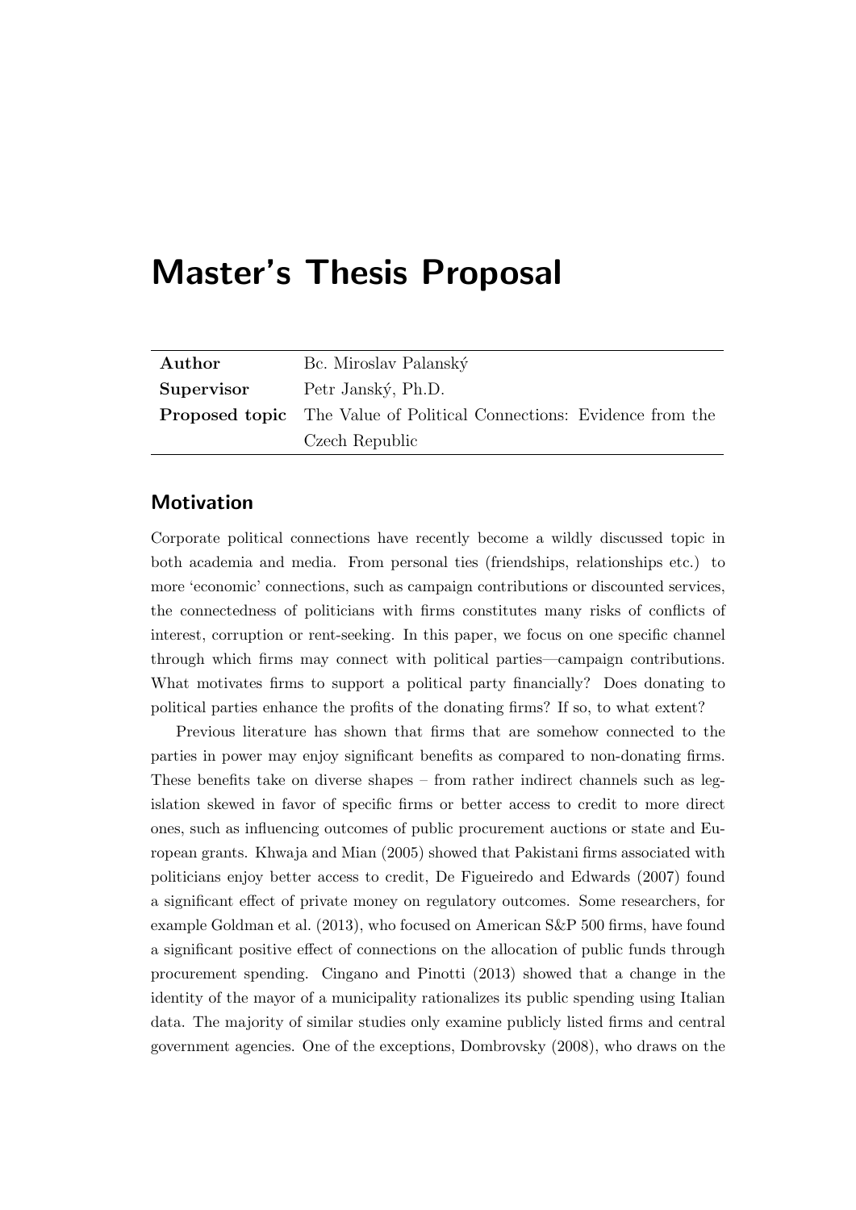# Master's Thesis Proposal

| | |
|---|---|
| **Author** | Bc. Miroslav Palanský |
| **Supervisor** | Petr Janský, Ph.D. |
| **Proposed topic** | The Value of Political Connections: Evidence from the Czech Republic |

## Motivation

Corporate political connections have recently become a wildly discussed topic in both academia and media. From personal ties (friendships, relationships etc.) to more 'economic' connections, such as campaign contributions or discounted services, the connectedness of politicians with firms constitutes many risks of conflicts of interest, corruption or rent-seeking. In this paper, we focus on one specific channel through which firms may connect with political parties—campaign contributions. What motivates firms to support a political party financially? Does donating to political parties enhance the profits of the donating firms? If so, to what extent?

Previous literature has shown that firms that are somehow connected to the parties in power may enjoy significant benefits as compared to non-donating firms. These benefits take on diverse shapes – from rather indirect channels such as legislation skewed in favor of specific firms or better access to credit to more direct ones, such as influencing outcomes of public procurement auctions or state and European grants. Khwaja and Mian (2005) showed that Pakistani firms associated with politicians enjoy better access to credit, De Figueiredo and Edwards (2007) found a significant effect of private money on regulatory outcomes. Some researchers, for example Goldman et al. (2013), who focused on American S&P 500 firms, have found a significant positive effect of connections on the allocation of public funds through procurement spending. Cingano and Pinotti (2013) showed that a change in the identity of the mayor of a municipality rationalizes its public spending using Italian data. The majority of similar studies only examine publicly listed firms and central government agencies. One of the exceptions, Dombrovsky (2008), who draws on the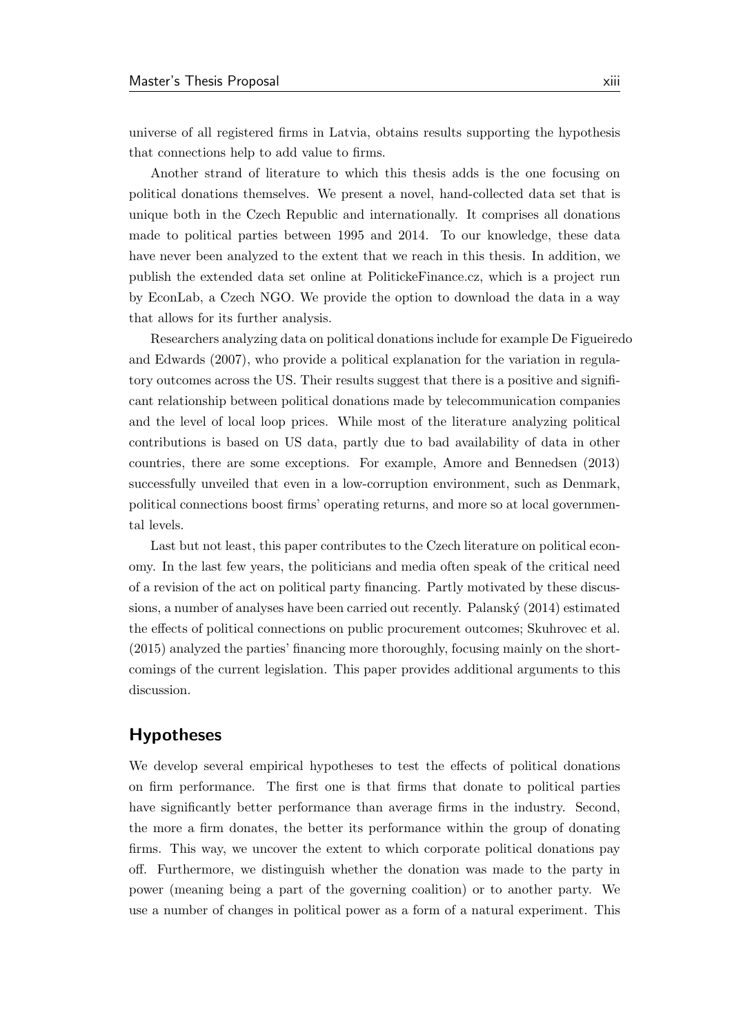universe of all registered firms in Latvia, obtains results supporting the hypothesis that connections help to add value to firms.

Another strand of literature to which this thesis adds is the one focusing on political donations themselves. We present a novel, hand-collected data set that is unique both in the Czech Republic and internationally. It comprises all donations made to political parties between 1995 and 2014. To our knowledge, these data have never been analyzed to the extent that we reach in this thesis. In addition, we publish the extended data set online at PolitickeFinance.cz, which is a project run by EconLab, a Czech NGO. We provide the option to download the data in a way that allows for its further analysis.

Researchers analyzing data on political donations include for example De Figueiredo and Edwards (2007), who provide a political explanation for the variation in regulatory outcomes across the US. Their results suggest that there is a positive and significant relationship between political donations made by telecommunication companies and the level of local loop prices. While most of the literature analyzing political contributions is based on US data, partly due to bad availability of data in other countries, there are some exceptions. For example, Amore and Bennedsen (2013) successfully unveiled that even in a low-corruption environment, such as Denmark, political connections boost firms' operating returns, and more so at local governmental levels.

Last but not least, this paper contributes to the Czech literature on political economy. In the last few years, the politicians and media often speak of the critical need of a revision of the act on political party financing. Partly motivated by these discussions, a number of analyses have been carried out recently. Palanský (2014) estimated the effects of political connections on public procurement outcomes; Skuhrovec et al. (2015) analyzed the parties' financing more thoroughly, focusing mainly on the shortcomings of the current legislation. This paper provides additional arguments to this discussion.

## Hypotheses

We develop several empirical hypotheses to test the effects of political donations on firm performance. The first one is that firms that donate to political parties have significantly better performance than average firms in the industry. Second, the more a firm donates, the better its performance within the group of donating firms. This way, we uncover the extent to which corporate political donations pay off. Furthermore, we distinguish whether the donation was made to the party in power (meaning being a part of the governing coalition) or to another party. We use a number of changes in political power as a form of a natural experiment. This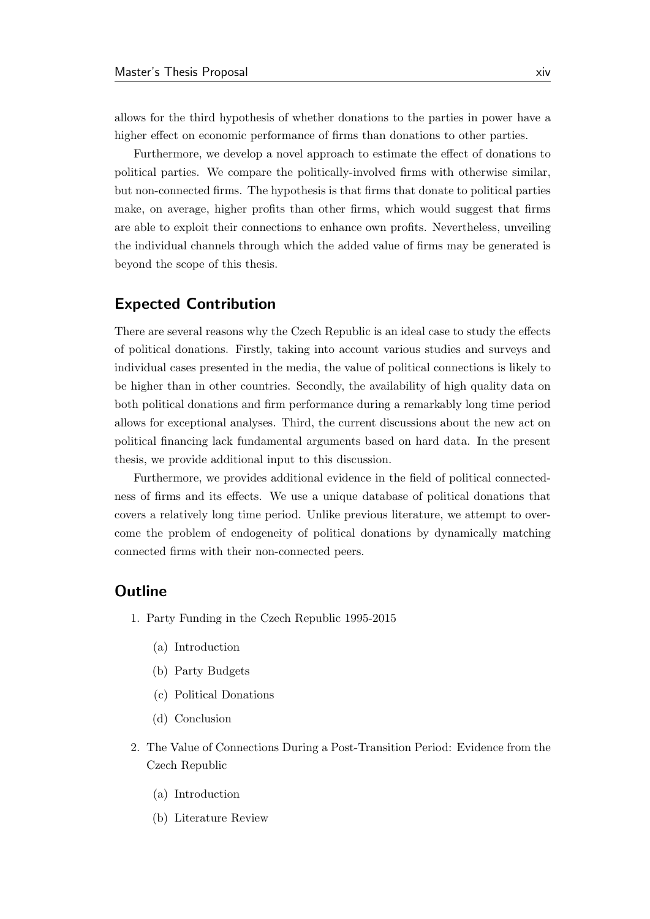allows for the third hypothesis of whether donations to the parties in power have a higher effect on economic performance of firms than donations to other parties.

Furthermore, we develop a novel approach to estimate the effect of donations to political parties. We compare the politically-involved firms with otherwise similar, but non-connected firms. The hypothesis is that firms that donate to political parties make, on average, higher profits than other firms, which would suggest that firms are able to exploit their connections to enhance own profits. Nevertheless, unveiling the individual channels through which the added value of firms may be generated is beyond the scope of this thesis.

## Expected Contribution

There are several reasons why the Czech Republic is an ideal case to study the effects of political donations. Firstly, taking into account various studies and surveys and individual cases presented in the media, the value of political connections is likely to be higher than in other countries. Secondly, the availability of high quality data on both political donations and firm performance during a remarkably long time period allows for exceptional analyses. Third, the current discussions about the new act on political financing lack fundamental arguments based on hard data. In the present thesis, we provide additional input to this discussion.

Furthermore, we provides additional evidence in the field of political connectedness of firms and its effects. We use a unique database of political donations that covers a relatively long time period. Unlike previous literature, we attempt to overcome the problem of endogeneity of political donations by dynamically matching connected firms with their non-connected peers.

## Outline

1. Party Funding in the Czech Republic 1995-2015
   (a) Introduction
   (b) Party Budgets
   (c) Political Donations
   (d) Conclusion
2. The Value of Connections During a Post-Transition Period: Evidence from the Czech Republic
   (a) Introduction
   (b) Literature Review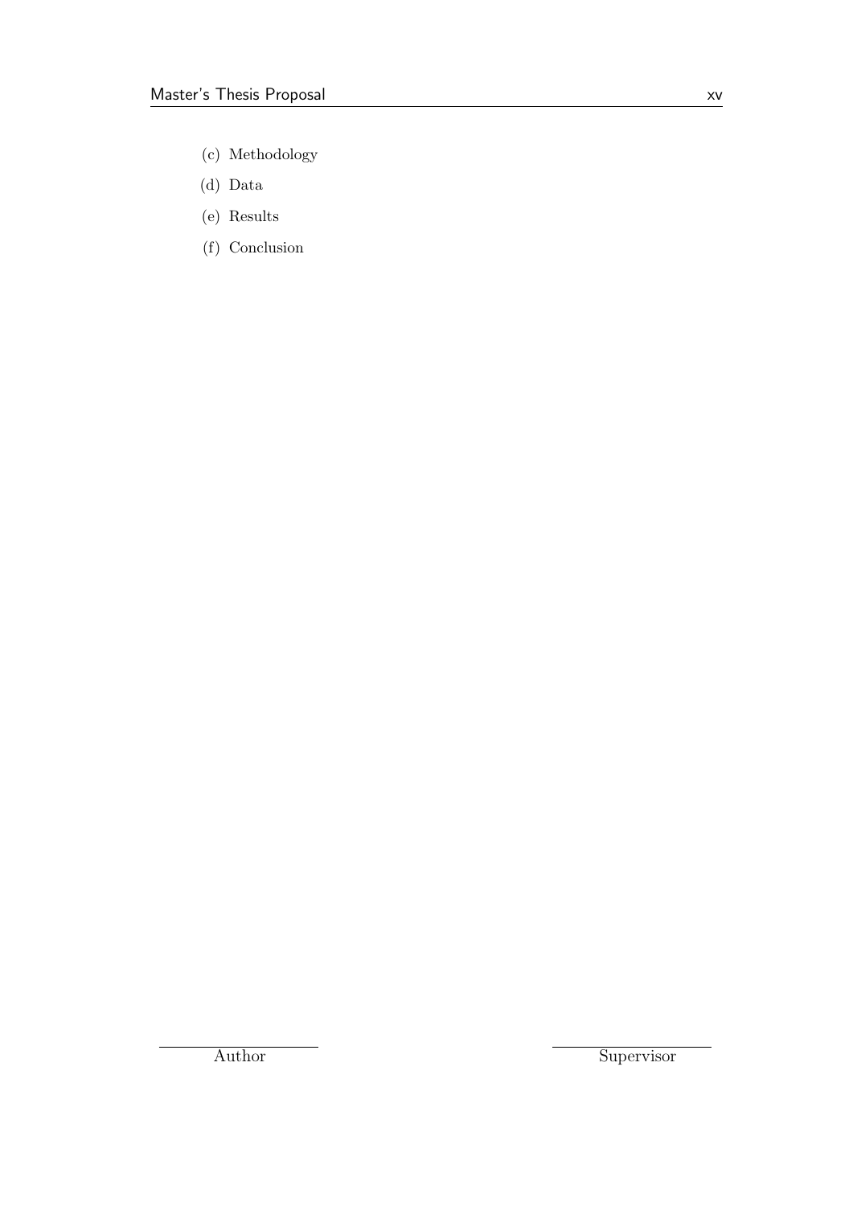(c) Methodology

(d) Data

(e) Results

(f) Conclusion

Author

Supervisor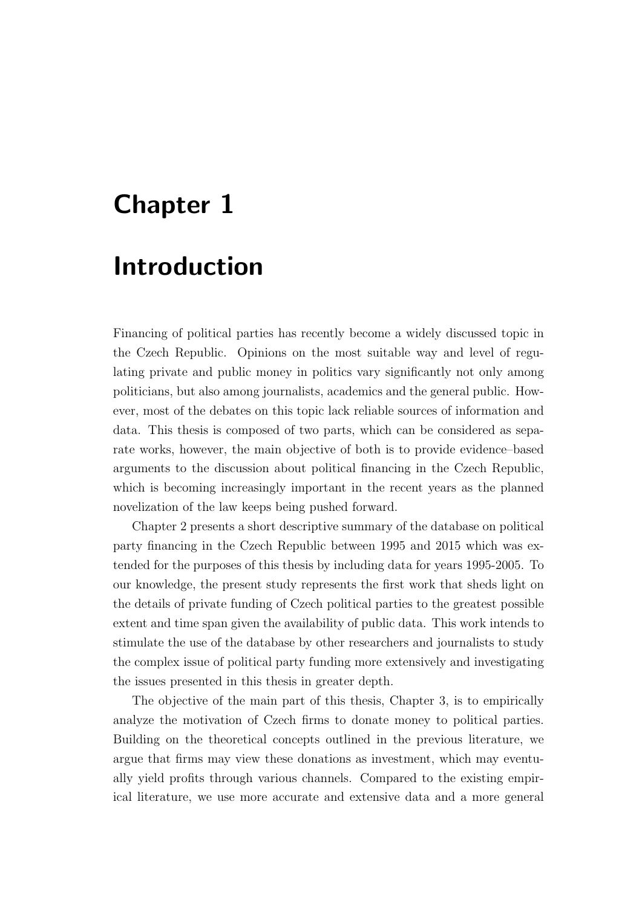# Chapter 1

# Introduction

Financing of political parties has recently become a widely discussed topic in the Czech Republic. Opinions on the most suitable way and level of regulating private and public money in politics vary significantly not only among politicians, but also among journalists, academics and the general public. However, most of the debates on this topic lack reliable sources of information and data. This thesis is composed of two parts, which can be considered as separate works, however, the main objective of both is to provide evidence–based arguments to the discussion about political financing in the Czech Republic, which is becoming increasingly important in the recent years as the planned novelization of the law keeps being pushed forward.

Chapter 2 presents a short descriptive summary of the database on political party financing in the Czech Republic between 1995 and 2015 which was extended for the purposes of this thesis by including data for years 1995-2005. To our knowledge, the present study represents the first work that sheds light on the details of private funding of Czech political parties to the greatest possible extent and time span given the availability of public data. This work intends to stimulate the use of the database by other researchers and journalists to study the complex issue of political party funding more extensively and investigating the issues presented in this thesis in greater depth.

The objective of the main part of this thesis, Chapter 3, is to empirically analyze the motivation of Czech firms to donate money to political parties. Building on the theoretical concepts outlined in the previous literature, we argue that firms may view these donations as investment, which may eventually yield profits through various channels. Compared to the existing empirical literature, we use more accurate and extensive data and a more general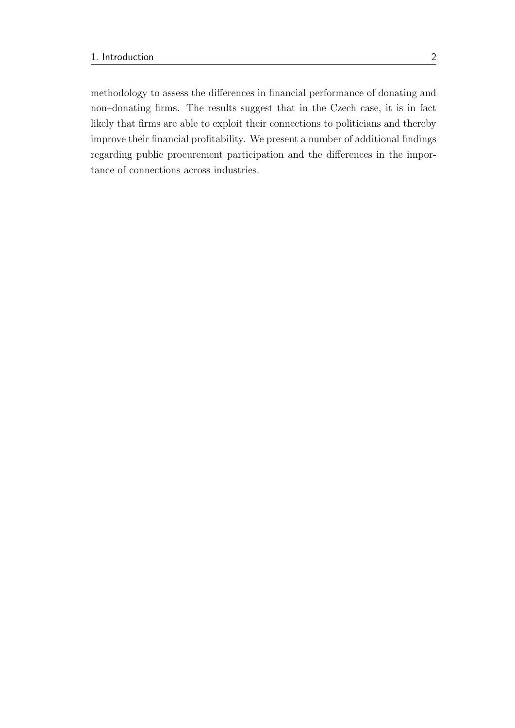methodology to assess the differences in financial performance of donating and non–donating firms. The results suggest that in the Czech case, it is in fact likely that firms are able to exploit their connections to politicians and thereby improve their financial profitability. We present a number of additional findings regarding public procurement participation and the differences in the importance of connections across industries.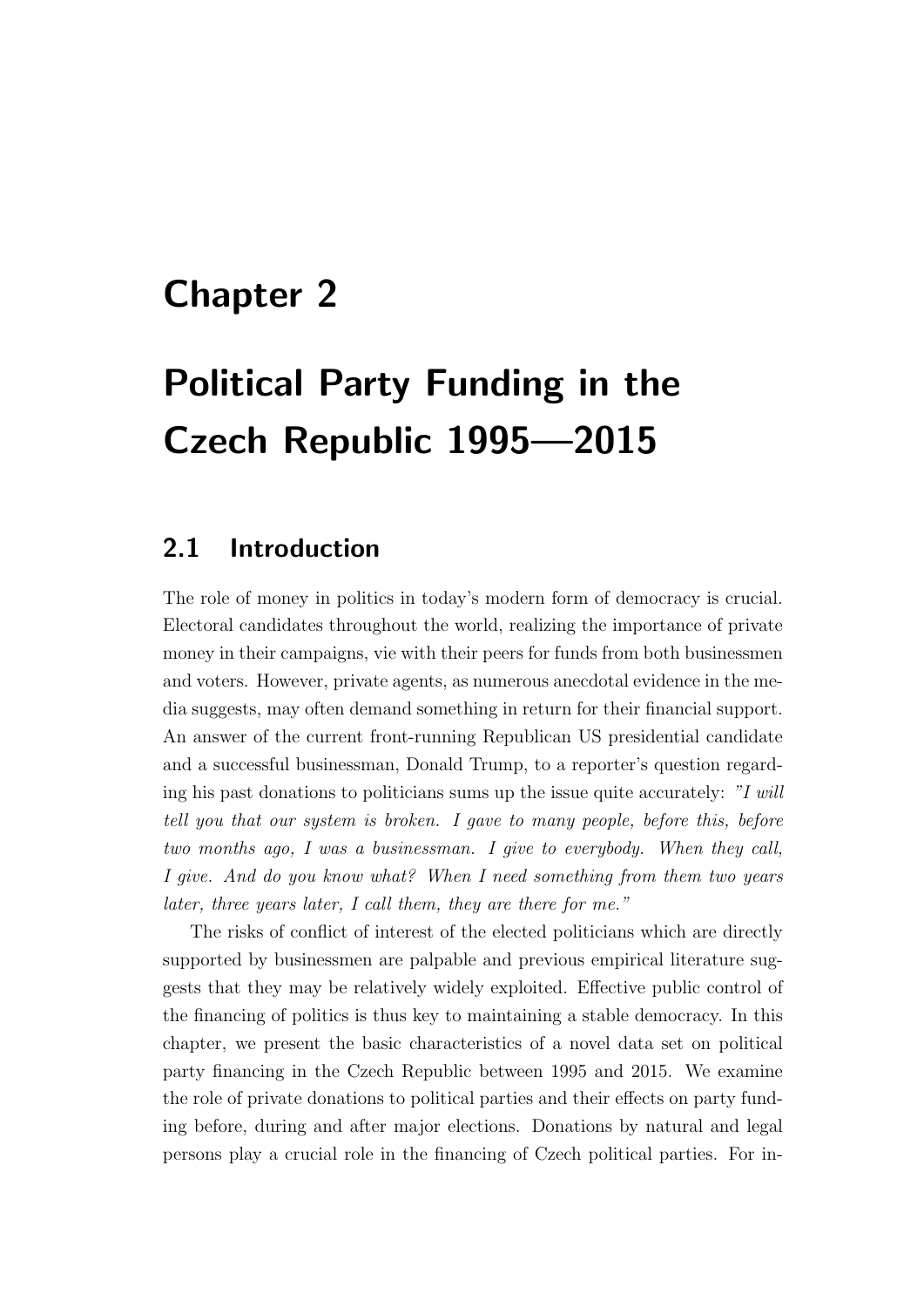# Chapter 2

# Political Party Funding in the Czech Republic 1995—2015

## 2.1 Introduction

The role of money in politics in today's modern form of democracy is crucial. Electoral candidates throughout the world, realizing the importance of private money in their campaigns, vie with their peers for funds from both businessmen and voters. However, private agents, as numerous anecdotal evidence in the media suggests, may often demand something in return for their financial support. An answer of the current front-running Republican US presidential candidate and a successful businessman, Donald Trump, to a reporter's question regarding his past donations to politicians sums up the issue quite accurately: *"I will tell you that our system is broken. I gave to many people, before this, before two months ago, I was a businessman. I give to everybody. When they call, I give. And do you know what? When I need something from them two years later, three years later, I call them, they are there for me."*

The risks of conflict of interest of the elected politicians which are directly supported by businessmen are palpable and previous empirical literature suggests that they may be relatively widely exploited. Effective public control of the financing of politics is thus key to maintaining a stable democracy. In this chapter, we present the basic characteristics of a novel data set on political party financing in the Czech Republic between 1995 and 2015. We examine the role of private donations to political parties and their effects on party funding before, during and after major elections. Donations by natural and legal persons play a crucial role in the financing of Czech political parties. For in-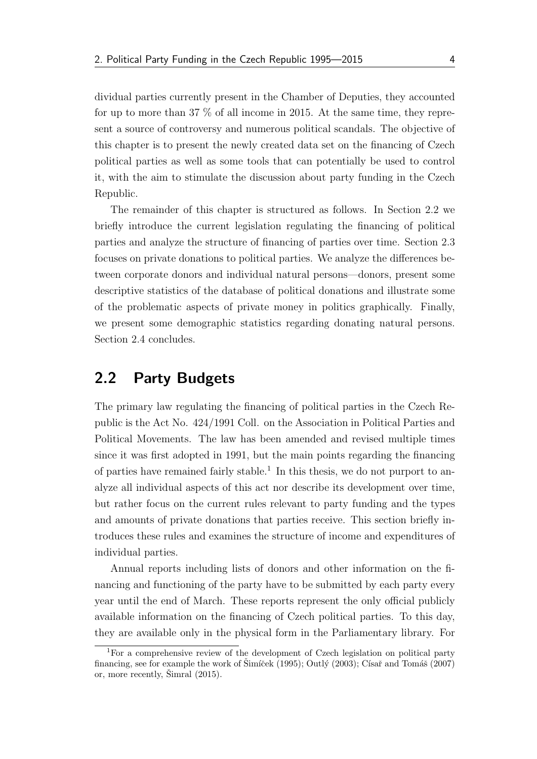dividual parties currently present in the Chamber of Deputies, they accounted for up to more than 37 % of all income in 2015. At the same time, they represent a source of controversy and numerous political scandals. The objective of this chapter is to present the newly created data set on the financing of Czech political parties as well as some tools that can potentially be used to control it, with the aim to stimulate the discussion about party funding in the Czech Republic.

The remainder of this chapter is structured as follows. In Section 2.2 we briefly introduce the current legislation regulating the financing of political parties and analyze the structure of financing of parties over time. Section 2.3 focuses on private donations to political parties. We analyze the differences between corporate donors and individual natural persons—donors, present some descriptive statistics of the database of political donations and illustrate some of the problematic aspects of private money in politics graphically. Finally, we present some demographic statistics regarding donating natural persons. Section 2.4 concludes.

## 2.2 Party Budgets

The primary law regulating the financing of political parties in the Czech Republic is the Act No. 424/1991 Coll. on the Association in Political Parties and Political Movements. The law has been amended and revised multiple times since it was first adopted in 1991, but the main points regarding the financing of parties have remained fairly stable.[1] In this thesis, we do not purport to analyze all individual aspects of this act nor describe its development over time, but rather focus on the current rules relevant to party funding and the types and amounts of private donations that parties receive. This section briefly introduces these rules and examines the structure of income and expenditures of individual parties.

Annual reports including lists of donors and other information on the financing and functioning of the party have to be submitted by each party every year until the end of March. These reports represent the only official publicly available information on the financing of Czech political parties. To this day, they are available only in the physical form in the Parliamentary library. For

[1] For a comprehensive review of the development of Czech legislation on political party financing, see for example the work of Šimíček (1995); Outlý (2003); Císař and Tomáš (2007) or, more recently, Šimral (2015).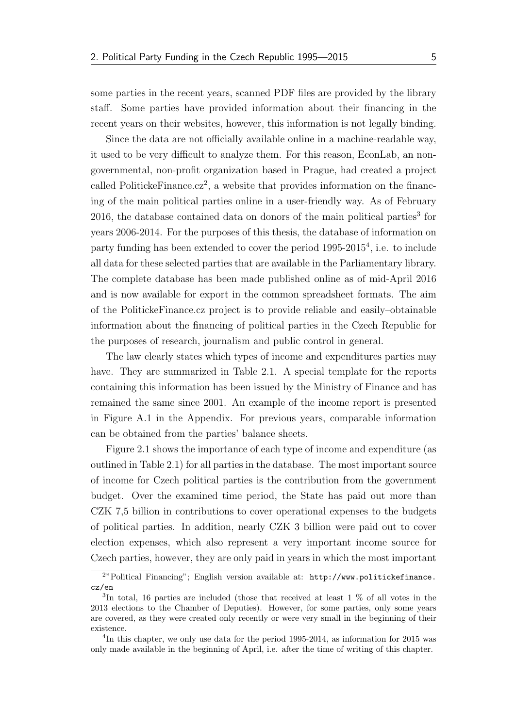some parties in the recent years, scanned PDF files are provided by the library staff. Some parties have provided information about their financing in the recent years on their websites, however, this information is not legally binding.

Since the data are not officially available online in a machine-readable way, it used to be very difficult to analyze them. For this reason, EconLab, an non-governmental, non-profit organization based in Prague, had created a project called PolitickeFinance.cz[2], a website that provides information on the financing of the main political parties online in a user-friendly way. As of February 2016, the database contained data on donors of the main political parties[3] for years 2006-2014. For the purposes of this thesis, the database of information on party funding has been extended to cover the period 1995-2015[4], i.e. to include all data for these selected parties that are available in the Parliamentary library. The complete database has been made published online as of mid-April 2016 and is now available for export in the common spreadsheet formats. The aim of the PolitickeFinance.cz project is to provide reliable and easily–obtainable information about the financing of political parties in the Czech Republic for the purposes of research, journalism and public control in general.

The law clearly states which types of income and expenditures parties may have. They are summarized in Table 2.1. A special template for the reports containing this information has been issued by the Ministry of Finance and has remained the same since 2001. An example of the income report is presented in Figure A.1 in the Appendix. For previous years, comparable information can be obtained from the parties' balance sheets.

Figure 2.1 shows the importance of each type of income and expenditure (as outlined in Table 2.1) for all parties in the database. The most important source of income for Czech political parties is the contribution from the government budget. Over the examined time period, the State has paid out more than CZK 7,5 billion in contributions to cover operational expenses to the budgets of political parties. In addition, nearly CZK 3 billion were paid out to cover election expenses, which also represent a very important income source for Czech parties, however, they are only paid in years in which the most important

[2]"Political Financing"; English version available at: http://www.politickefinance.cz/en

[3]In total, 16 parties are included (those that received at least 1 % of all votes in the 2013 elections to the Chamber of Deputies). However, for some parties, only some years are covered, as they were created only recently or were very small in the beginning of their existence.

[4]In this chapter, we only use data for the period 1995-2014, as information for 2015 was only made available in the beginning of April, i.e. after the time of writing of this chapter.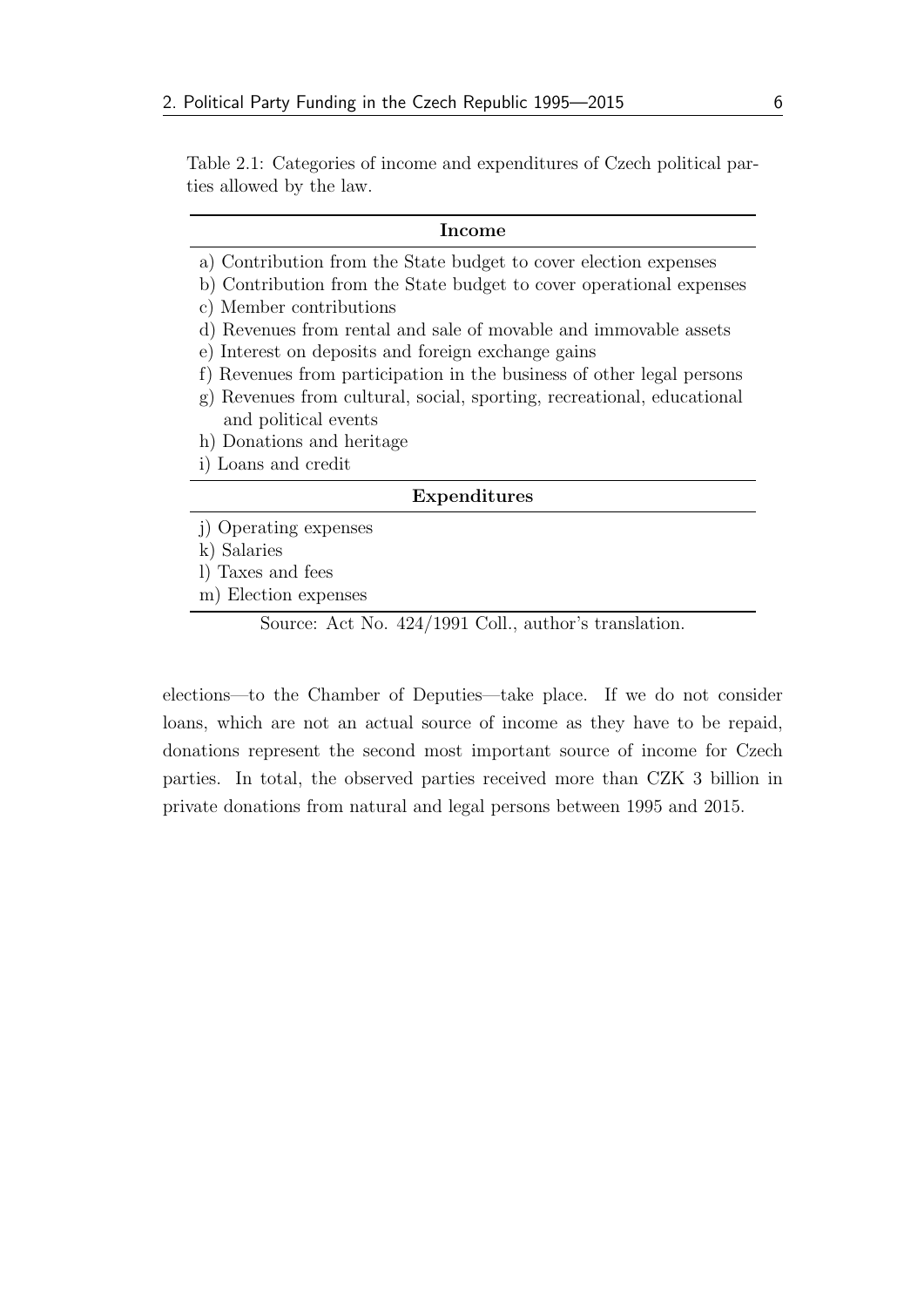Table 2.1: Categories of income and expenditures of Czech political parties allowed by the law.

| Income |
|---|
| a) Contribution from the State budget to cover election expenses |
| b) Contribution from the State budget to cover operational expenses |
| c) Member contributions |
| d) Revenues from rental and sale of movable and immovable assets |
| e) Interest on deposits and foreign exchange gains |
| f) Revenues from participation in the business of other legal persons |
| g) Revenues from cultural, social, sporting, recreational, educational and political events |
| h) Donations and heritage |
| i) Loans and credit |
| **Expenditures** |
| j) Operating expenses |
| k) Salaries |
| l) Taxes and fees |
| m) Election expenses |

Source: Act No. 424/1991 Coll., author's translation.

elections—to the Chamber of Deputies—take place. If we do not consider loans, which are not an actual source of income as they have to be repaid, donations represent the second most important source of income for Czech parties. In total, the observed parties received more than CZK 3 billion in private donations from natural and legal persons between 1995 and 2015.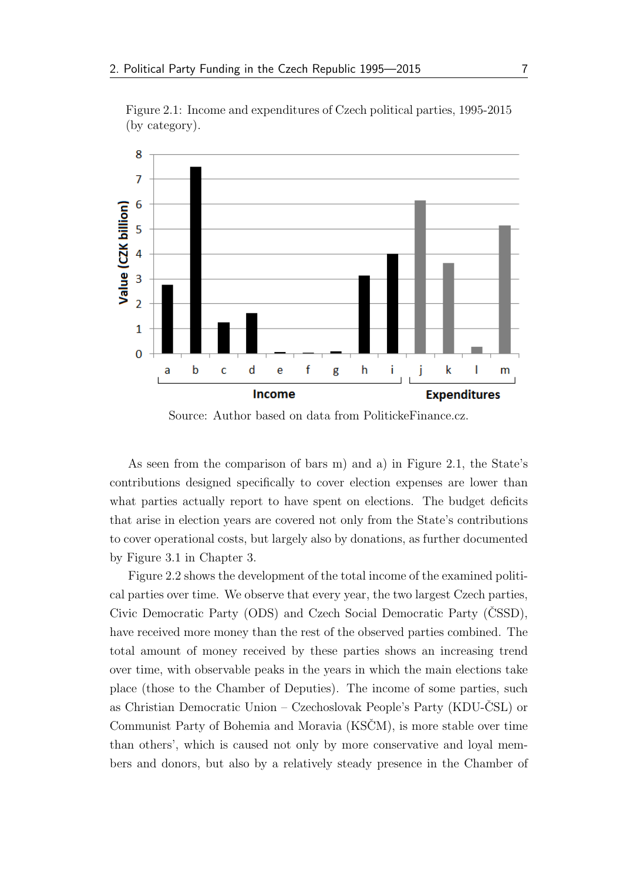Figure 2.1: Income and expenditures of Czech political parties, 1995-2015 (by category).

Source: Author based on data from PoliticheFinance.cz.

As seen from the comparison of bars m) and a) in Figure 2.1, the State's contributions designed specifically to cover election expenses are lower than what parties actually report to have spent on elections. The budget deficits that arise in election years are covered not only from the State's contributions to cover operational costs, but largely also by donations, as further documented by Figure 3.1 in Chapter 3.

Figure 2.2 shows the development of the total income of the examined political parties over time. We observe that every year, the two largest Czech parties, Civic Democratic Party (ODS) and Czech Social Democratic Party (ČSSD), have received more money than the rest of the observed parties combined. The total amount of money received by these parties shows an increasing trend over time, with observable peaks in the years in which the main elections take place (those to the Chamber of Deputies). The income of some parties, such as Christian Democratic Union – Czechoslovak People's Party (KDU-ČSL) or Communist Party of Bohemia and Moravia (KSČM), is more stable over time than others', which is caused not only by more conservative and loyal members and donors, but also by a relatively steady presence in the Chamber of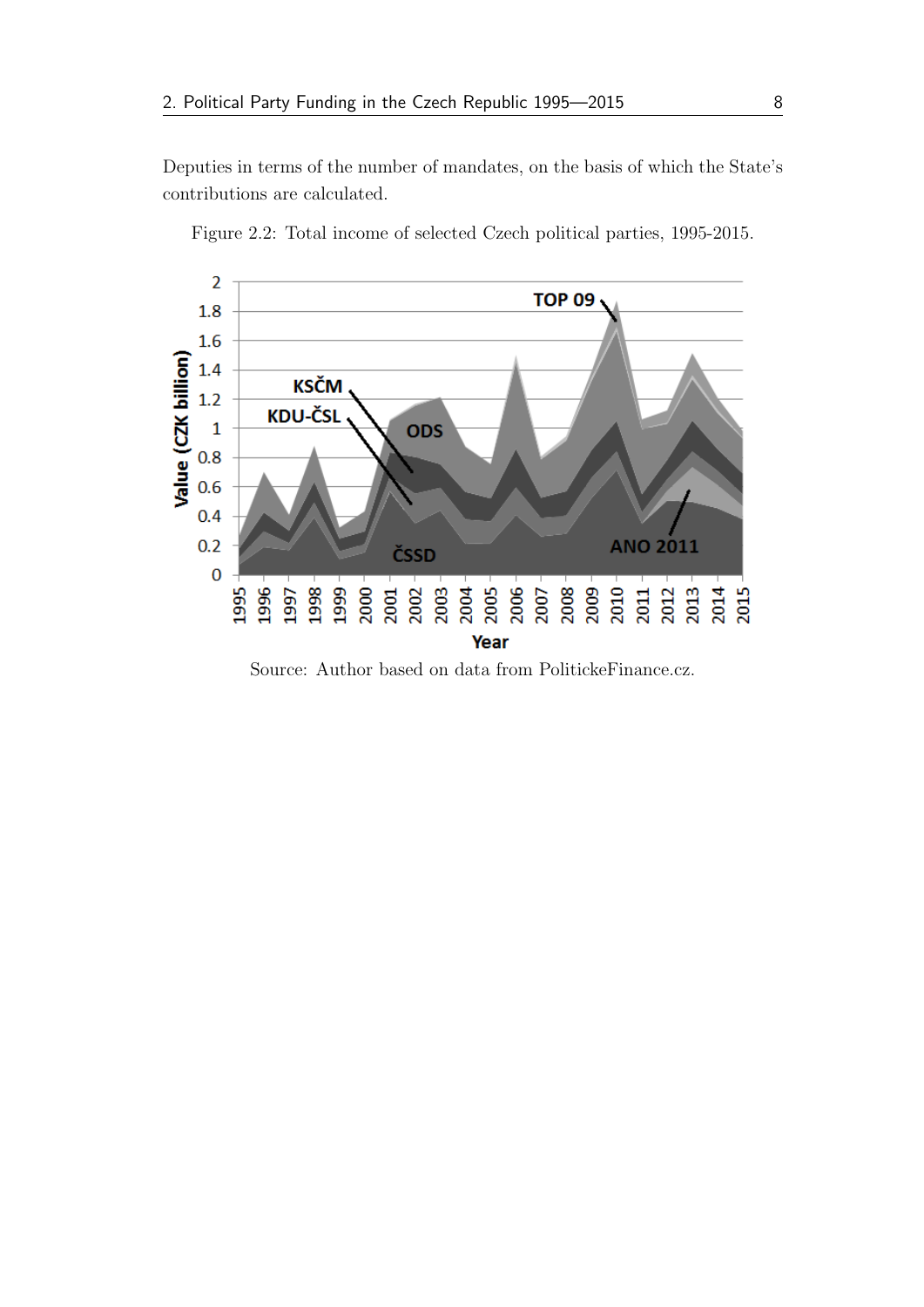Deputies in terms of the number of mandates, on the basis of which the State's contributions are calculated.

Figure 2.2: Total income of selected Czech political parties, 1995-2015.

Source: Author based on data from PolitickeFinance.cz.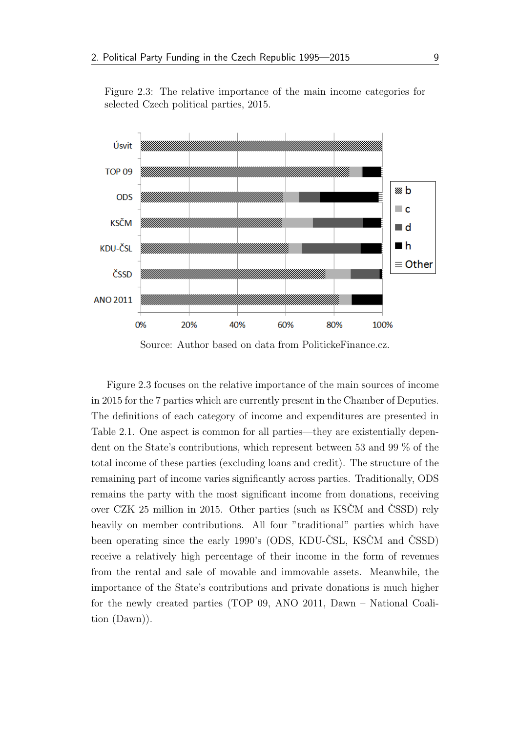Figure 2.3: The relative importance of the main income categories for selected Czech political parties, 2015.

Source: Author based on data from PolitickeFinance.cz.

Figure 2.3 focuses on the relative importance of the main sources of income in 2015 for the 7 parties which are currently present in the Chamber of Deputies. The definitions of each category of income and expenditures are presented in Table 2.1. One aspect is common for all parties—they are existentially dependent on the State's contributions, which represent between 53 and 99 % of the total income of these parties (excluding loans and credit). The structure of the remaining part of income varies significantly across parties. Traditionally, ODS remains the party with the most significant income from donations, receiving over CZK 25 million in 2015. Other parties (such as KSČM and ČSSD) rely heavily on member contributions. All four "traditional" parties which have been operating since the early 1990's (ODS, KDU-ČSL, KSČM and ČSSD) receive a relatively high percentage of their income in the form of revenues from the rental and sale of movable and immovable assets. Meanwhile, the importance of the State's contributions and private donations is much higher for the newly created parties (TOP 09, ANO 2011, Dawn – National Coalition (Dawn)).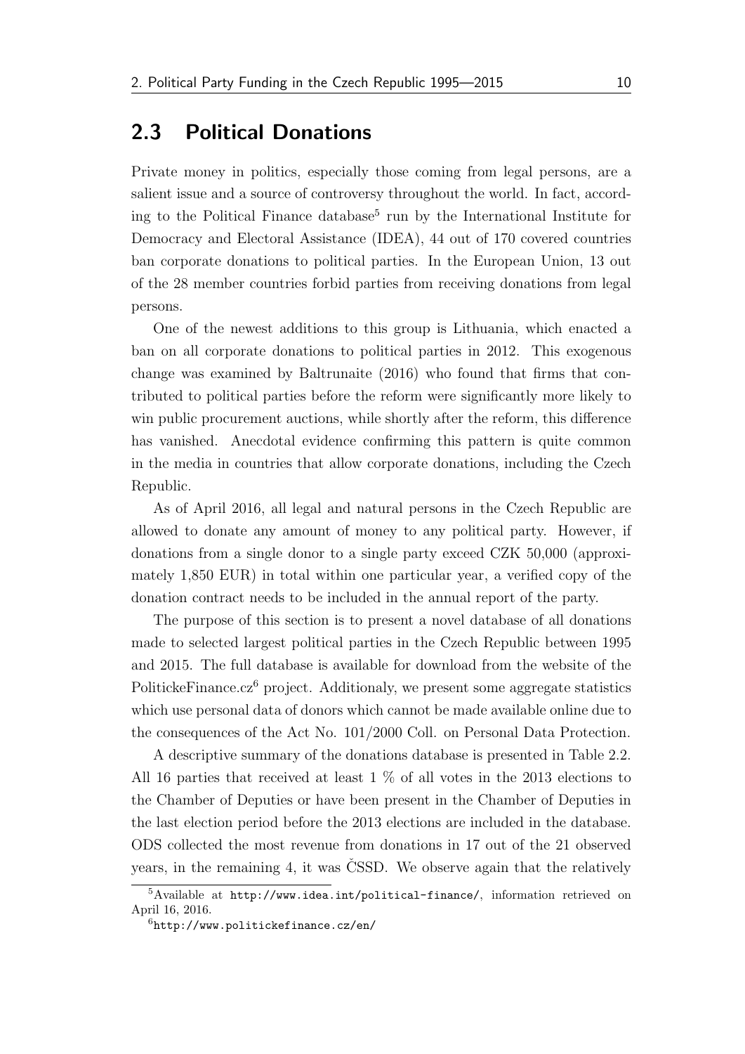## 2.3 Political Donations

Private money in politics, especially those coming from legal persons, are a salient issue and a source of controversy throughout the world. In fact, according to the Political Finance database[5] run by the International Institute for Democracy and Electoral Assistance (IDEA), 44 out of 170 covered countries ban corporate donations to political parties. In the European Union, 13 out of the 28 member countries forbid parties from receiving donations from legal persons.

One of the newest additions to this group is Lithuania, which enacted a ban on all corporate donations to political parties in 2012. This exogenous change was examined by Baltrunaite (2016) who found that firms that contributed to political parties before the reform were significantly more likely to win public procurement auctions, while shortly after the reform, this difference has vanished. Anecdotal evidence confirming this pattern is quite common in the media in countries that allow corporate donations, including the Czech Republic.

As of April 2016, all legal and natural persons in the Czech Republic are allowed to donate any amount of money to any political party. However, if donations from a single donor to a single party exceed CZK 50,000 (approximately 1,850 EUR) in total within one particular year, a verified copy of the donation contract needs to be included in the annual report of the party.

The purpose of this section is to present a novel database of all donations made to selected largest political parties in the Czech Republic between 1995 and 2015. The full database is available for download from the website of the PolitickeFinance.cz[6] project. Additionaly, we present some aggregate statistics which use personal data of donors which cannot be made available online due to the consequences of the Act No. 101/2000 Coll. on Personal Data Protection.

A descriptive summary of the donations database is presented in Table 2.2. All 16 parties that received at least 1 % of all votes in the 2013 elections to the Chamber of Deputies or have been present in the Chamber of Deputies in the last election period before the 2013 elections are included in the database. ODS collected the most revenue from donations in 17 out of the 21 observed years, in the remaining 4, it was ČSSD. We observe again that the relatively

[5] Available at http://www.idea.int/political-finance/, information retrieved on April 16, 2016.

[6] http://www.politickefinance.cz/en/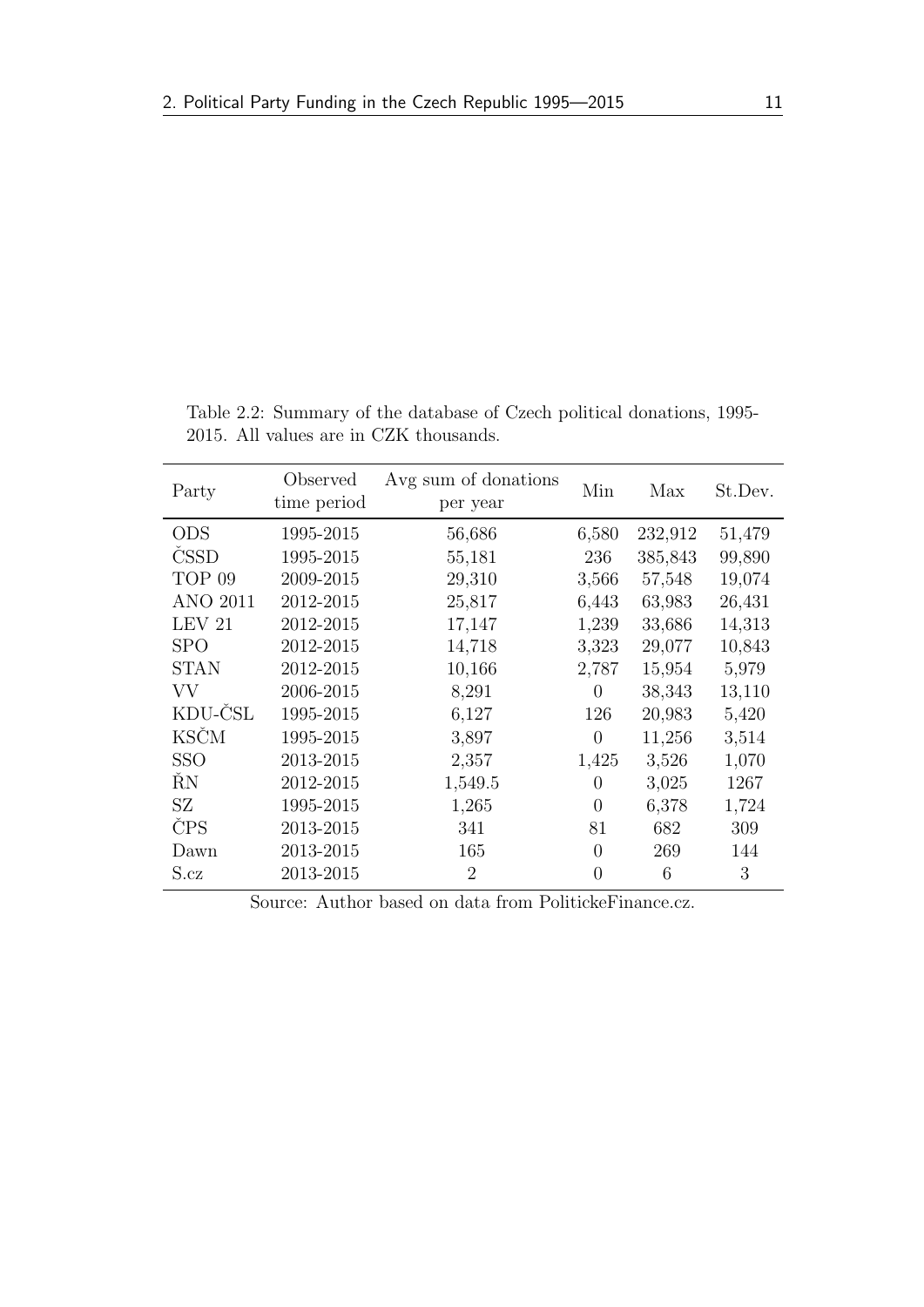Table 2.2: Summary of the database of Czech political donations, 1995-2015. All values are in CZK thousands.

| Party | Observed time period | Avg sum of donations per year | Min | Max | St.Dev. |
|---|---|---|---|---|---|
| ODS | 1995-2015 | 56,686 | 6,580 | 232,912 | 51,479 |
| ČSSD | 1995-2015 | 55,181 | 236 | 385,843 | 99,890 |
| TOP 09 | 2009-2015 | 29,310 | 3,566 | 57,548 | 19,074 |
| ANO 2011 | 2012-2015 | 25,817 | 6,443 | 63,983 | 26,431 |
| LEV 21 | 2012-2015 | 17,147 | 1,239 | 33,686 | 14,313 |
| SPO | 2012-2015 | 14,718 | 3,323 | 29,077 | 10,843 |
| STAN | 2012-2015 | 10,166 | 2,787 | 15,954 | 5,979 |
| VV | 2006-2015 | 8,291 | 0 | 38,343 | 13,110 |
| KDU-ČSL | 1995-2015 | 6,127 | 126 | 20,983 | 5,420 |
| KSČM | 1995-2015 | 3,897 | 0 | 11,256 | 3,514 |
| SSO | 2013-2015 | 2,357 | 1,425 | 3,526 | 1,070 |
| ŘN | 2012-2015 | 1,549.5 | 0 | 3,025 | 1267 |
| SZ | 1995-2015 | 1,265 | 0 | 6,378 | 1,724 |
| ČPS | 2013-2015 | 341 | 81 | 682 | 309 |
| Dawn | 2013-2015 | 165 | 0 | 269 | 144 |
| S.cz | 2013-2015 | 2 | 0 | 6 | 3 |

Source: Author based on data from PolitickeFinance.cz.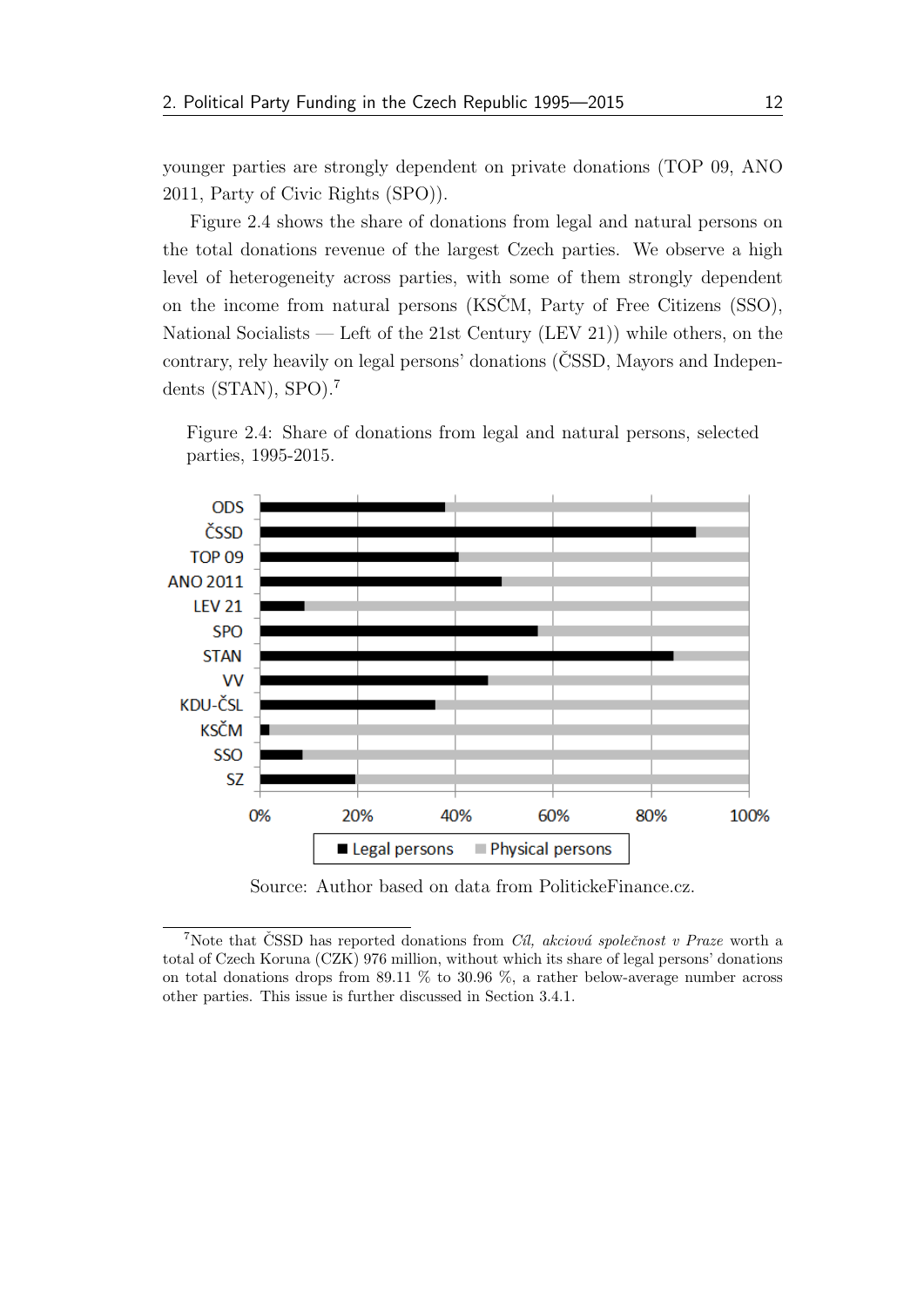younger parties are strongly dependent on private donations (TOP 09, ANO 2011, Party of Civic Rights (SPO)).

Figure 2.4 shows the share of donations from legal and natural persons on the total donations revenue of the largest Czech parties. We observe a high level of heterogeneity across parties, with some of them strongly dependent on the income from natural persons (KSČM, Party of Free Citizens (SSO), National Socialists — Left of the 21st Century (LEV 21)) while others, on the contrary, rely heavily on legal persons' donations (ČSSD, Mayors and Independents (STAN), SPO).[7]

Figure 2.4: Share of donations from legal and natural persons, selected parties, 1995-2015.

Source: Author based on data from PolitickeFinance.cz.

[7]Note that ČSSD has reported donations from *Cíl, akciová společnost v Praze* worth a total of Czech Koruna (CZK) 976 million, without which its share of legal persons' donations on total donations drops from 89.11 % to 30.96 %, a rather below-average number across other parties. This issue is further discussed in Section 3.4.1.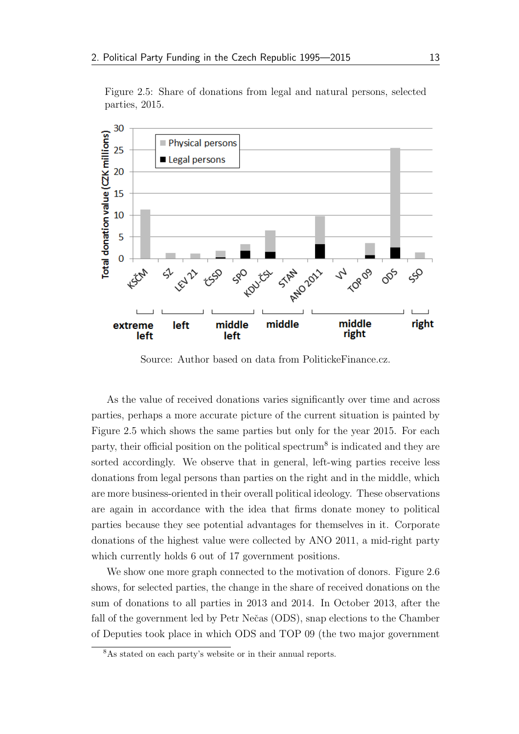Figure 2.5: Share of donations from legal and natural persons, selected parties, 2015.

Source: Author based on data from PolitickeFinance.cz.

As the value of received donations varies significantly over time and across parties, perhaps a more accurate picture of the current situation is painted by Figure 2.5 which shows the same parties but only for the year 2015. For each party, their official position on the political spectrum[8] is indicated and they are sorted accordingly. We observe that in general, left-wing parties receive less donations from legal persons than parties on the right and in the middle, which are more business-oriented in their overall political ideology. These observations are again in accordance with the idea that firms donate money to political parties because they see potential advantages for themselves in it. Corporate donations of the highest value were collected by ANO 2011, a mid-right party which currently holds 6 out of 17 government positions.

We show one more graph connected to the motivation of donors. Figure 2.6 shows, for selected parties, the change in the share of received donations on the sum of donations to all parties in 2013 and 2014. In October 2013, after the fall of the government led by Petr Nečas (ODS), snap elections to the Chamber of Deputies took place in which ODS and TOP 09 (the two major government

[8] As stated on each party's website or in their annual reports.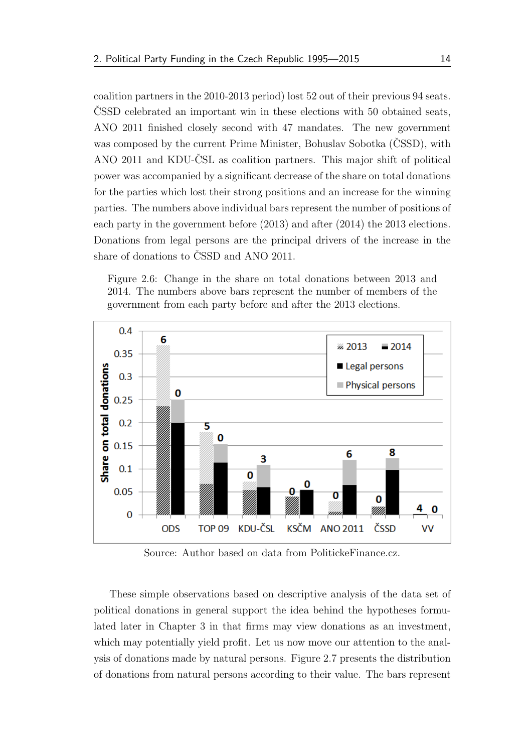coalition partners in the 2010-2013 period) lost 52 out of their previous 94 seats. ČSSD celebrated an important win in these elections with 50 obtained seats, ANO 2011 finished closely second with 47 mandates. The new government was composed by the current Prime Minister, Bohuslav Sobotka (ČSSD), with ANO 2011 and KDU-ČSL as coalition partners. This major shift of political power was accompanied by a significant decrease of the share on total donations for the parties which lost their strong positions and an increase for the winning parties. The numbers above individual bars represent the number of positions of each party in the government before (2013) and after (2014) the 2013 elections. Donations from legal persons are the principal drivers of the increase in the share of donations to ČSSD and ANO 2011.

Figure 2.6: Change in the share on total donations between 2013 and 2014. The numbers above bars represent the number of members of the government from each party before and after the 2013 elections.

Source: Author based on data from PolitickeFinance.cz.

These simple observations based on descriptive analysis of the data set of political donations in general support the idea behind the hypotheses formulated later in Chapter 3 in that firms may view donations as an investment, which may potentially yield profit. Let us now move our attention to the analysis of donations made by natural persons. Figure 2.7 presents the distribution of donations from natural persons according to their value. The bars represent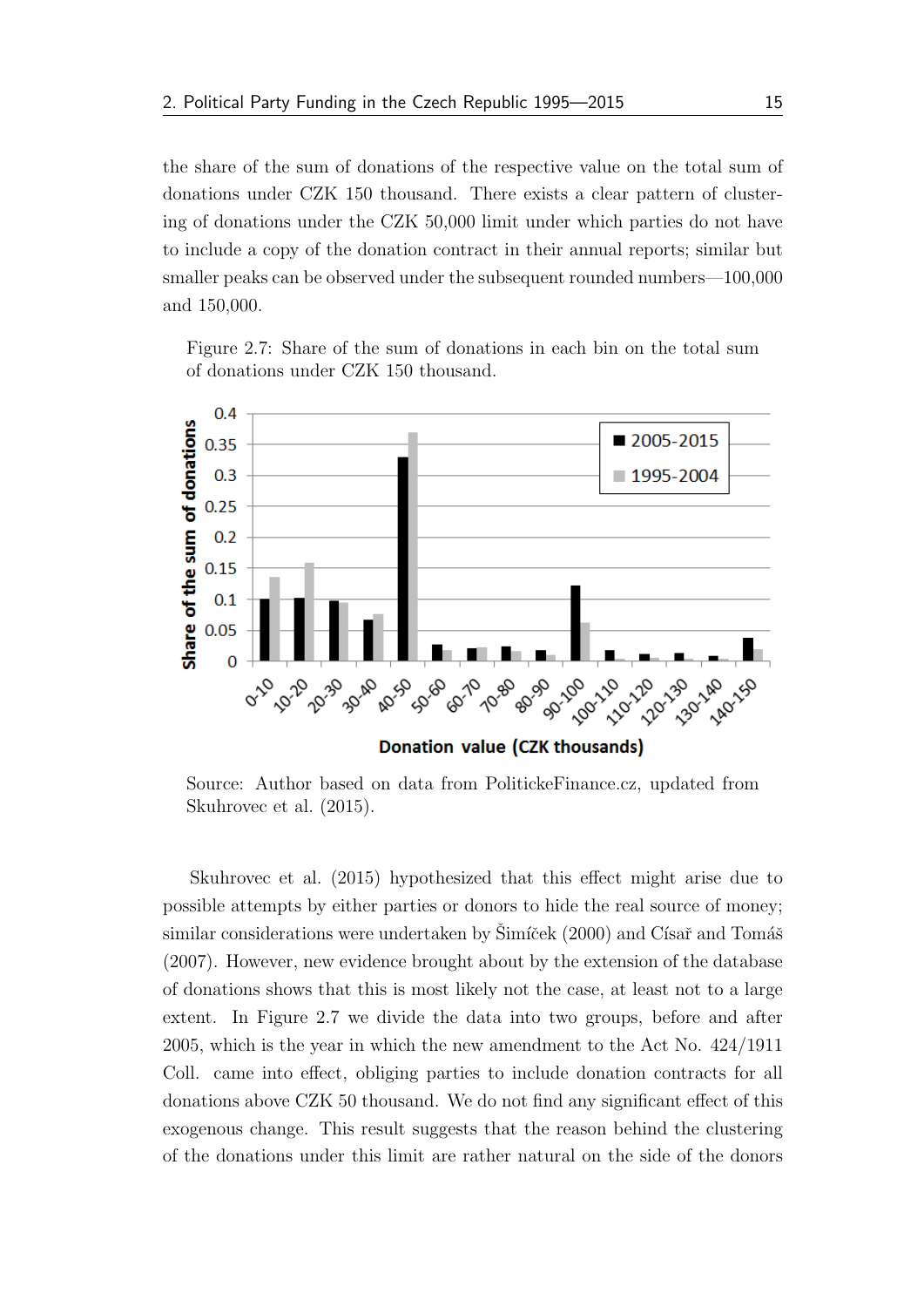the share of the sum of donations of the respective value on the total sum of donations under CZK 150 thousand. There exists a clear pattern of clustering of donations under the CZK 50,000 limit under which parties do not have to include a copy of the donation contract in their annual reports; similar but smaller peaks can be observed under the subsequent rounded numbers—100,000 and 150,000.

Figure 2.7: Share of the sum of donations in each bin on the total sum of donations under CZK 150 thousand.

Source: Author based on data from PolitickeFinance.cz, updated from Skuhrovec et al. (2015).

Skuhrovec et al. (2015) hypothesized that this effect might arise due to possible attempts by either parties or donors to hide the real source of money; similar considerations were undertaken by Šimíček (2000) and Císař and Tomáš (2007). However, new evidence brought about by the extension of the database of donations shows that this is most likely not the case, at least not to a large extent. In Figure 2.7 we divide the data into two groups, before and after 2005, which is the year in which the new amendment to the Act No. 424/1911 Coll. came into effect, obliging parties to include donation contracts for all donations above CZK 50 thousand. We do not find any significant effect of this exogenous change. This result suggests that the reason behind the clustering of the donations under this limit are rather natural on the side of the donors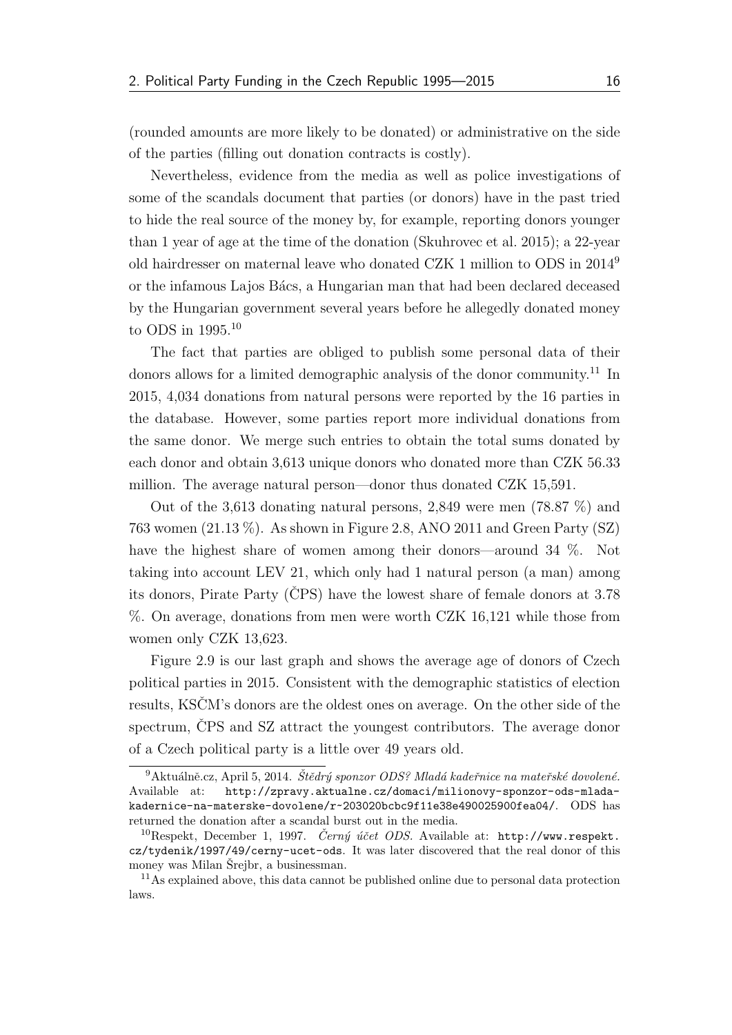(rounded amounts are more likely to be donated) or administrative on the side of the parties (filling out donation contracts is costly).

Nevertheless, evidence from the media as well as police investigations of some of the scandals document that parties (or donors) have in the past tried to hide the real source of the money by, for example, reporting donors younger than 1 year of age at the time of the donation (Skuhrovec et al. 2015); a 22-year old hairdresser on maternal leave who donated CZK 1 million to ODS in 2014[9] or the infamous Lajos Bács, a Hungarian man that had been declared deceased by the Hungarian government several years before he allegedly donated money to ODS in 1995.[10]

The fact that parties are obliged to publish some personal data of their donors allows for a limited demographic analysis of the donor community.[11] In 2015, 4,034 donations from natural persons were reported by the 16 parties in the database. However, some parties report more individual donations from the same donor. We merge such entries to obtain the total sums donated by each donor and obtain 3,613 unique donors who donated more than CZK 56.33 million. The average natural person—donor thus donated CZK 15,591.

Out of the 3,613 donating natural persons, 2,849 were men (78.87 %) and 763 women (21.13 %). As shown in Figure 2.8, ANO 2011 and Green Party (SZ) have the highest share of women among their donors—around 34 %. Not taking into account LEV 21, which only had 1 natural person (a man) among its donors, Pirate Party (ČPS) have the lowest share of female donors at 3.78 %. On average, donations from men were worth CZK 16,121 while those from women only CZK 13,623.

Figure 2.9 is our last graph and shows the average age of donors of Czech political parties in 2015. Consistent with the demographic statistics of election results, KSČM's donors are the oldest ones on average. On the other side of the spectrum, ČPS and SZ attract the youngest contributors. The average donor of a Czech political party is a little over 49 years old.

---

[9] Aktuálně.cz, April 5, 2014. *Štědrý sponzor ODS? Mladá kadeřnice na mateřské dovolené.* Available at: http://zpravy.aktualne.cz/domaci/milionovy-sponzor-ods-mlada-kadernice-na-materske-dovolene/r~203020bcbc9f11e38e490025900fea04/. ODS has returned the donation after a scandal burst out in the media.

[10] Respekt, December 1, 1997. *Černý účet ODS.* Available at: http://www.respekt.cz/tydenik/1997/49/cerny-ucet-ods. It was later discovered that the real donor of this money was Milan Šrejbr, a businessman.

[11] As explained above, this data cannot be published online due to personal data protection laws.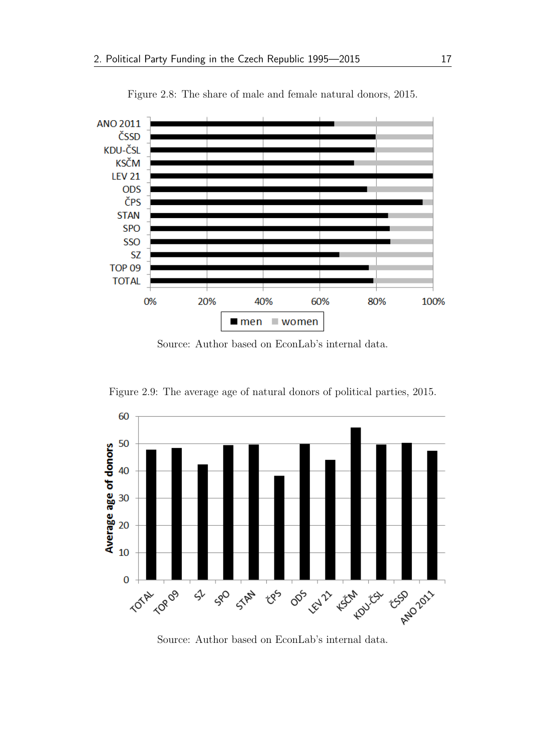Figure 2.8: The share of male and female natural donors, 2015.

Source: Author based on EconLab's internal data.

Figure 2.9: The average age of natural donors of political parties, 2015.

Source: Author based on EconLab's internal data.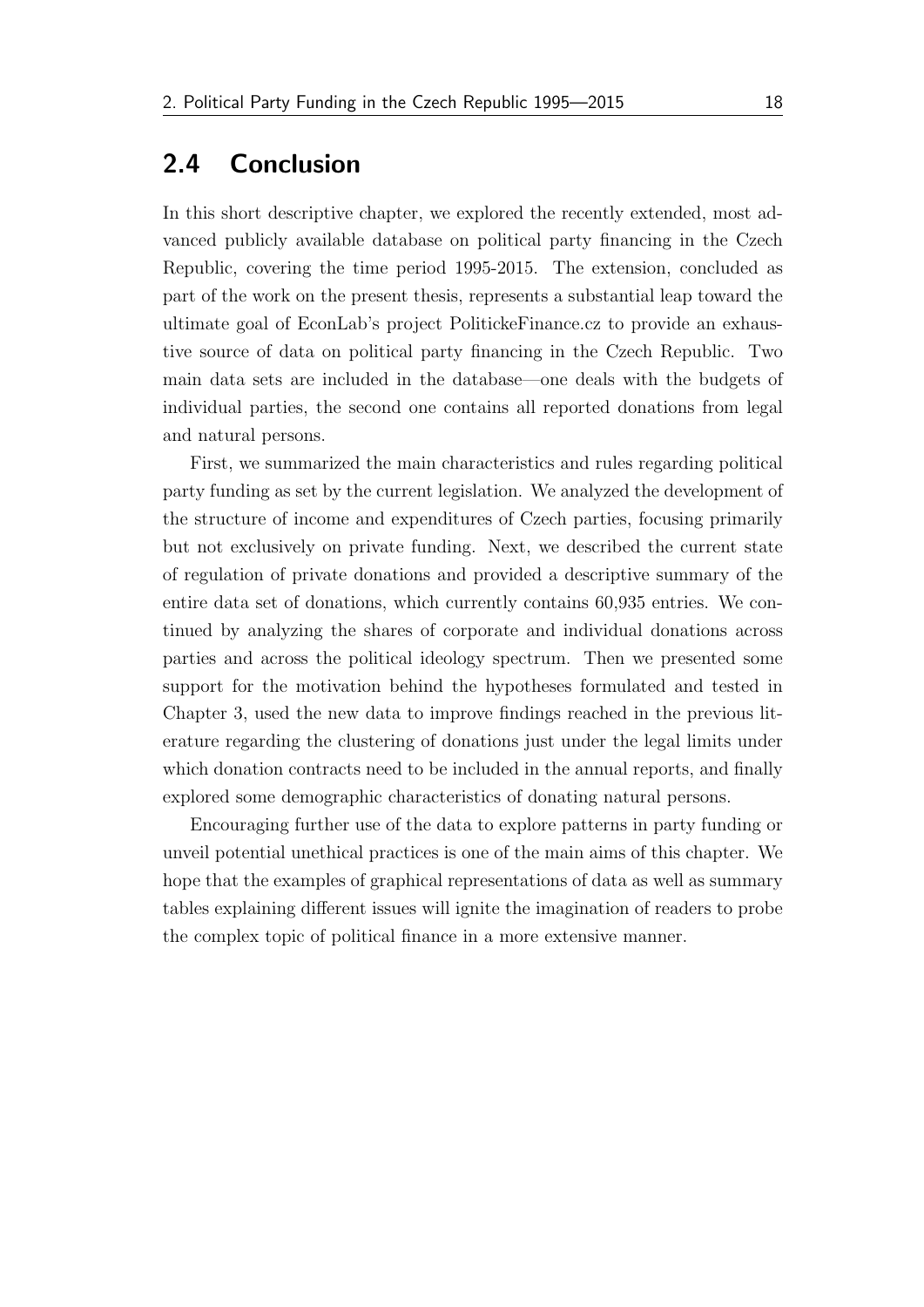## 2.4 Conclusion

In this short descriptive chapter, we explored the recently extended, most advanced publicly available database on political party financing in the Czech Republic, covering the time period 1995-2015. The extension, concluded as part of the work on the present thesis, represents a substantial leap toward the ultimate goal of EconLab's project PolitickeFinance.cz to provide an exhaustive source of data on political party financing in the Czech Republic. Two main data sets are included in the database—one deals with the budgets of individual parties, the second one contains all reported donations from legal and natural persons.

First, we summarized the main characteristics and rules regarding political party funding as set by the current legislation. We analyzed the development of the structure of income and expenditures of Czech parties, focusing primarily but not exclusively on private funding. Next, we described the current state of regulation of private donations and provided a descriptive summary of the entire data set of donations, which currently contains 60,935 entries. We continued by analyzing the shares of corporate and individual donations across parties and across the political ideology spectrum. Then we presented some support for the motivation behind the hypotheses formulated and tested in Chapter 3, used the new data to improve findings reached in the previous literature regarding the clustering of donations just under the legal limits under which donation contracts need to be included in the annual reports, and finally explored some demographic characteristics of donating natural persons.

Encouraging further use of the data to explore patterns in party funding or unveil potential unethical practices is one of the main aims of this chapter. We hope that the examples of graphical representations of data as well as summary tables explaining different issues will ignite the imagination of readers to probe the complex topic of political finance in a more extensive manner.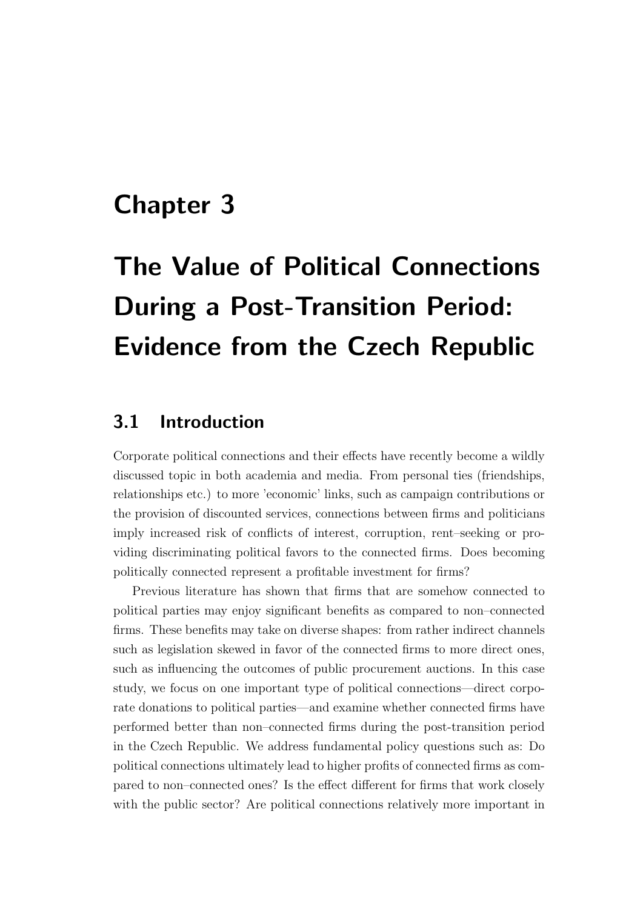# Chapter 3

# The Value of Political Connections During a Post-Transition Period: Evidence from the Czech Republic

## 3.1 Introduction

Corporate political connections and their effects have recently become a wildly discussed topic in both academia and media. From personal ties (friendships, relationships etc.) to more 'economic' links, such as campaign contributions or the provision of discounted services, connections between firms and politicians imply increased risk of conflicts of interest, corruption, rent–seeking or providing discriminating political favors to the connected firms. Does becoming politically connected represent a profitable investment for firms?

Previous literature has shown that firms that are somehow connected to political parties may enjoy significant benefits as compared to non–connected firms. These benefits may take on diverse shapes: from rather indirect channels such as legislation skewed in favor of the connected firms to more direct ones, such as influencing the outcomes of public procurement auctions. In this case study, we focus on one important type of political connections—direct corporate donations to political parties—and examine whether connected firms have performed better than non–connected firms during the post-transition period in the Czech Republic. We address fundamental policy questions such as: Do political connections ultimately lead to higher profits of connected firms as compared to non–connected ones? Is the effect different for firms that work closely with the public sector? Are political connections relatively more important in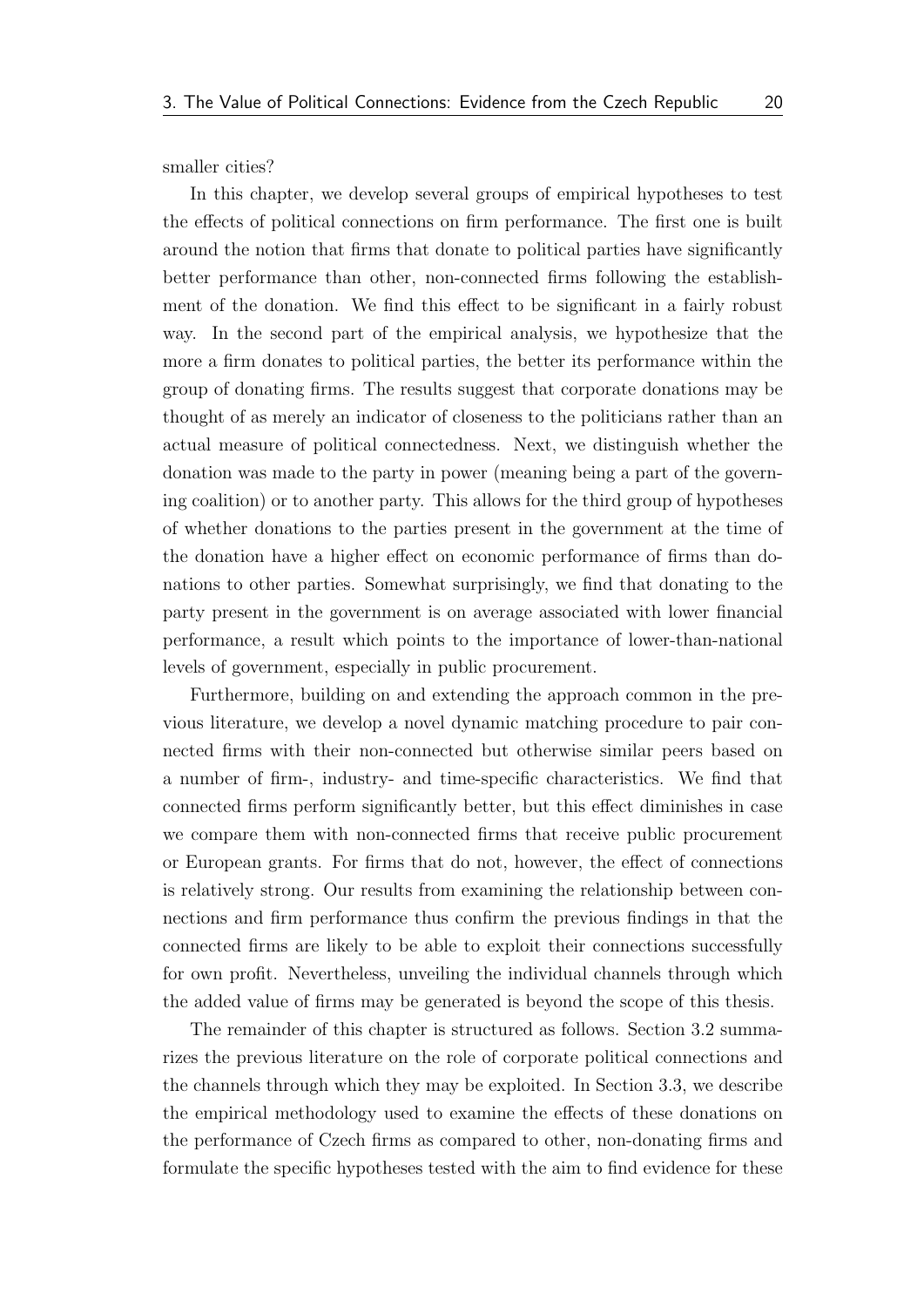smaller cities?

In this chapter, we develop several groups of empirical hypotheses to test the effects of political connections on firm performance. The first one is built around the notion that firms that donate to political parties have significantly better performance than other, non-connected firms following the establishment of the donation. We find this effect to be significant in a fairly robust way. In the second part of the empirical analysis, we hypothesize that the more a firm donates to political parties, the better its performance within the group of donating firms. The results suggest that corporate donations may be thought of as merely an indicator of closeness to the politicians rather than an actual measure of political connectedness. Next, we distinguish whether the donation was made to the party in power (meaning being a part of the governing coalition) or to another party. This allows for the third group of hypotheses of whether donations to the parties present in the government at the time of the donation have a higher effect on economic performance of firms than donations to other parties. Somewhat surprisingly, we find that donating to the party present in the government is on average associated with lower financial performance, a result which points to the importance of lower-than-national levels of government, especially in public procurement.

Furthermore, building on and extending the approach common in the previous literature, we develop a novel dynamic matching procedure to pair connected firms with their non-connected but otherwise similar peers based on a number of firm-, industry- and time-specific characteristics. We find that connected firms perform significantly better, but this effect diminishes in case we compare them with non-connected firms that receive public procurement or European grants. For firms that do not, however, the effect of connections is relatively strong. Our results from examining the relationship between connections and firm performance thus confirm the previous findings in that the connected firms are likely to be able to exploit their connections successfully for own profit. Nevertheless, unveiling the individual channels through which the added value of firms may be generated is beyond the scope of this thesis.

The remainder of this chapter is structured as follows. Section 3.2 summarizes the previous literature on the role of corporate political connections and the channels through which they may be exploited. In Section 3.3, we describe the empirical methodology used to examine the effects of these donations on the performance of Czech firms as compared to other, non-donating firms and formulate the specific hypotheses tested with the aim to find evidence for these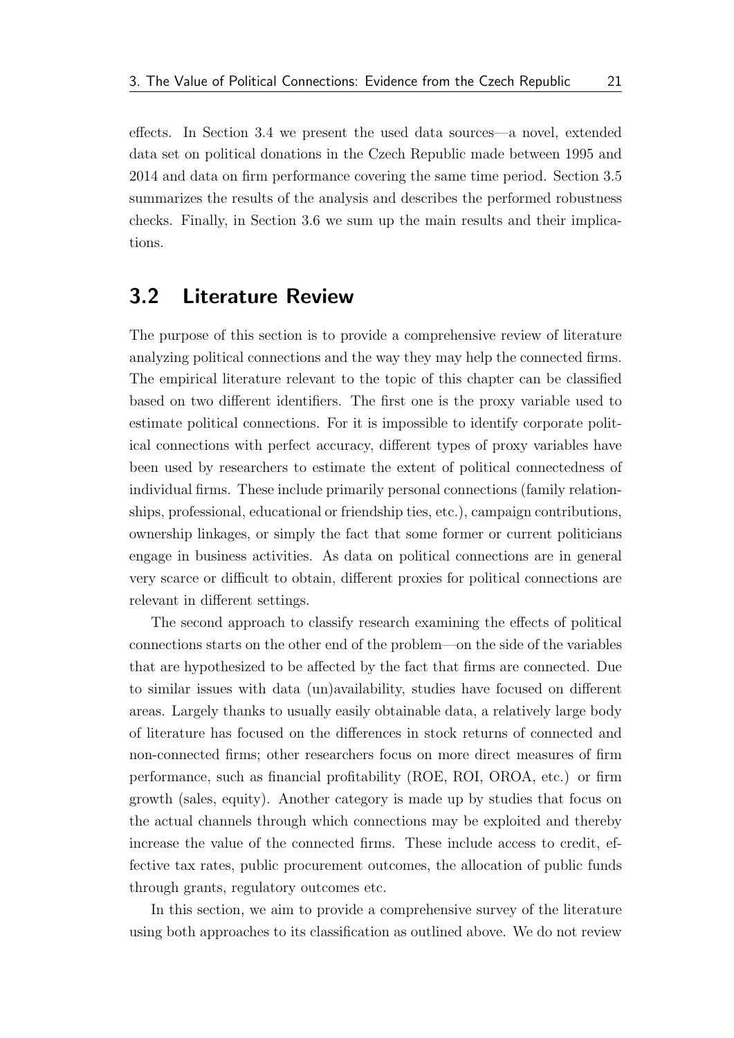effects. In Section 3.4 we present the used data sources—a novel, extended data set on political donations in the Czech Republic made between 1995 and 2014 and data on firm performance covering the same time period. Section 3.5 summarizes the results of the analysis and describes the performed robustness checks. Finally, in Section 3.6 we sum up the main results and their implications.

## 3.2 Literature Review

The purpose of this section is to provide a comprehensive review of literature analyzing political connections and the way they may help the connected firms. The empirical literature relevant to the topic of this chapter can be classified based on two different identifiers. The first one is the proxy variable used to estimate political connections. For it is impossible to identify corporate political connections with perfect accuracy, different types of proxy variables have been used by researchers to estimate the extent of political connectedness of individual firms. These include primarily personal connections (family relationships, professional, educational or friendship ties, etc.), campaign contributions, ownership linkages, or simply the fact that some former or current politicians engage in business activities. As data on political connections are in general very scarce or difficult to obtain, different proxies for political connections are relevant in different settings.

The second approach to classify research examining the effects of political connections starts on the other end of the problem—on the side of the variables that are hypothesized to be affected by the fact that firms are connected. Due to similar issues with data (un)availability, studies have focused on different areas. Largely thanks to usually easily obtainable data, a relatively large body of literature has focused on the differences in stock returns of connected and non-connected firms; other researchers focus on more direct measures of firm performance, such as financial profitability (ROE, ROI, OROA, etc.) or firm growth (sales, equity). Another category is made up by studies that focus on the actual channels through which connections may be exploited and thereby increase the value of the connected firms. These include access to credit, effective tax rates, public procurement outcomes, the allocation of public funds through grants, regulatory outcomes etc.

In this section, we aim to provide a comprehensive survey of the literature using both approaches to its classification as outlined above. We do not review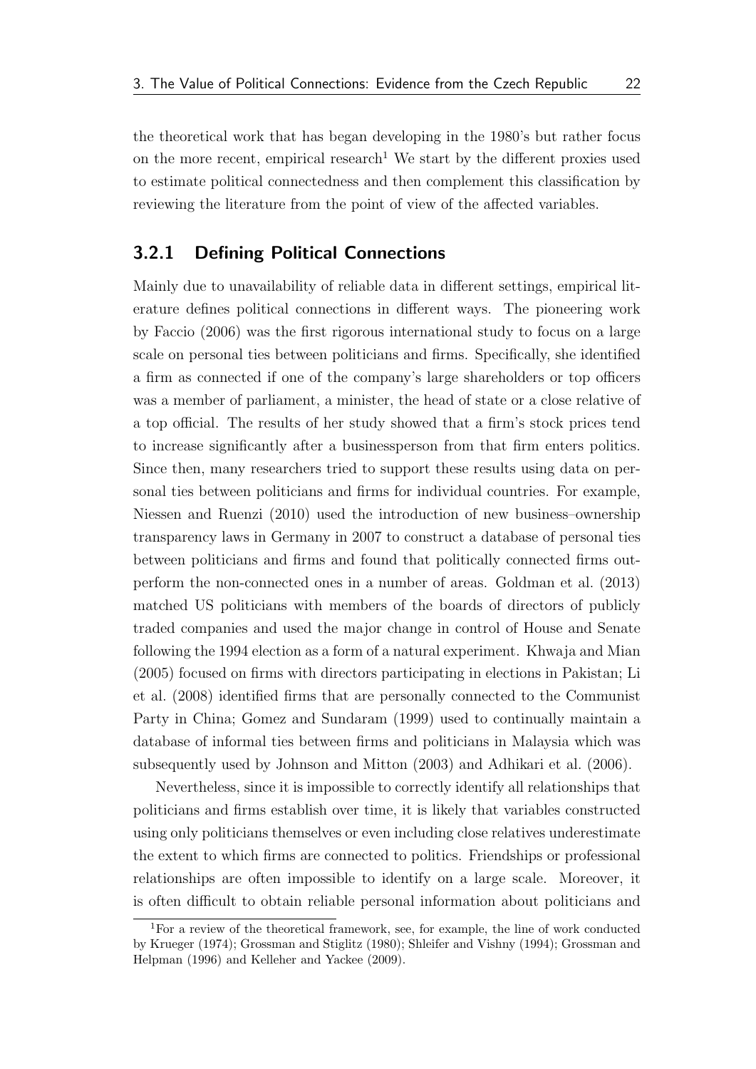the theoretical work that has began developing in the 1980's but rather focus on the more recent, empirical research[1] We start by the different proxies used to estimate political connectedness and then complement this classification by reviewing the literature from the point of view of the affected variables.

### 3.2.1 Defining Political Connections

Mainly due to unavailability of reliable data in different settings, empirical literature defines political connections in different ways. The pioneering work by Faccio (2006) was the first rigorous international study to focus on a large scale on personal ties between politicians and firms. Specifically, she identified a firm as connected if one of the company's large shareholders or top officers was a member of parliament, a minister, the head of state or a close relative of a top official. The results of her study showed that a firm's stock prices tend to increase significantly after a businessperson from that firm enters politics. Since then, many researchers tried to support these results using data on personal ties between politicians and firms for individual countries. For example, Niessen and Ruenzi (2010) used the introduction of new business–ownership transparency laws in Germany in 2007 to construct a database of personal ties between politicians and firms and found that politically connected firms outperform the non-connected ones in a number of areas. Goldman et al. (2013) matched US politicians with members of the boards of directors of publicly traded companies and used the major change in control of House and Senate following the 1994 election as a form of a natural experiment. Khwaja and Mian (2005) focused on firms with directors participating in elections in Pakistan; Li et al. (2008) identified firms that are personally connected to the Communist Party in China; Gomez and Sundaram (1999) used to continually maintain a database of informal ties between firms and politicians in Malaysia which was subsequently used by Johnson and Mitton (2003) and Adhikari et al. (2006).

Nevertheless, since it is impossible to correctly identify all relationships that politicians and firms establish over time, it is likely that variables constructed using only politicians themselves or even including close relatives underestimate the extent to which firms are connected to politics. Friendships or professional relationships are often impossible to identify on a large scale. Moreover, it is often difficult to obtain reliable personal information about politicians and

[1] For a review of the theoretical framework, see, for example, the line of work conducted by Krueger (1974); Grossman and Stiglitz (1980); Shleifer and Vishny (1994); Grossman and Helpman (1996) and Kelleher and Yackee (2009).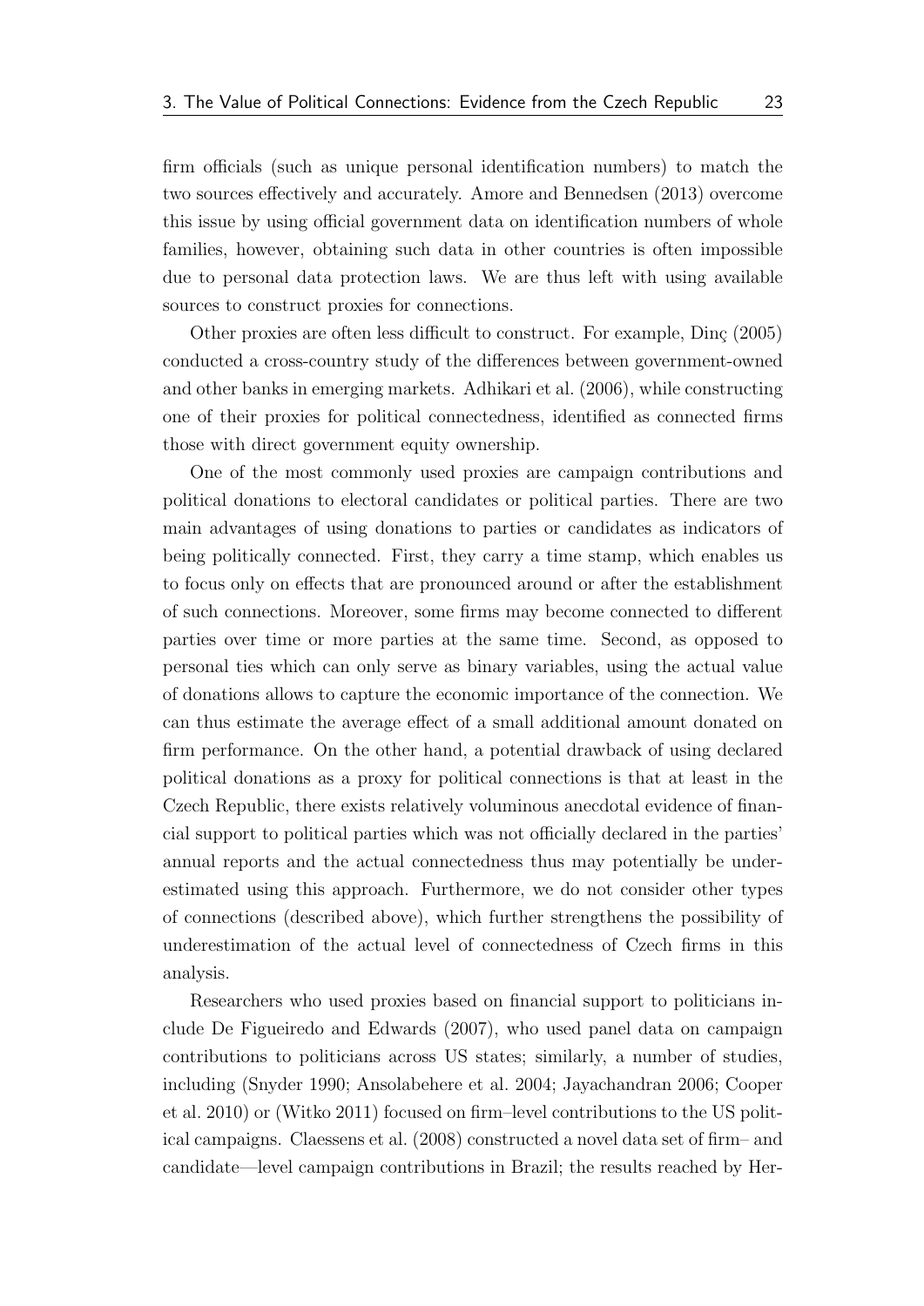firm officials (such as unique personal identification numbers) to match the two sources effectively and accurately. Amore and Bennedsen (2013) overcome this issue by using official government data on identification numbers of whole families, however, obtaining such data in other countries is often impossible due to personal data protection laws. We are thus left with using available sources to construct proxies for connections.

Other proxies are often less difficult to construct. For example, Dinç (2005) conducted a cross-country study of the differences between government-owned and other banks in emerging markets. Adhikari et al. (2006), while constructing one of their proxies for political connectedness, identified as connected firms those with direct government equity ownership.

One of the most commonly used proxies are campaign contributions and political donations to electoral candidates or political parties. There are two main advantages of using donations to parties or candidates as indicators of being politically connected. First, they carry a time stamp, which enables us to focus only on effects that are pronounced around or after the establishment of such connections. Moreover, some firms may become connected to different parties over time or more parties at the same time. Second, as opposed to personal ties which can only serve as binary variables, using the actual value of donations allows to capture the economic importance of the connection. We can thus estimate the average effect of a small additional amount donated on firm performance. On the other hand, a potential drawback of using declared political donations as a proxy for political connections is that at least in the Czech Republic, there exists relatively voluminous anecdotal evidence of financial support to political parties which was not officially declared in the parties' annual reports and the actual connectedness thus may potentially be underestimated using this approach. Furthermore, we do not consider other types of connections (described above), which further strengthens the possibility of underestimation of the actual level of connectedness of Czech firms in this analysis.

Researchers who used proxies based on financial support to politicians include De Figueiredo and Edwards (2007), who used panel data on campaign contributions to politicians across US states; similarly, a number of studies, including (Snyder 1990; Ansolabehere et al. 2004; Jayachandran 2006; Cooper et al. 2010) or (Witko 2011) focused on firm–level contributions to the US political campaigns. Claessens et al. (2008) constructed a novel data set of firm– and candidate—level campaign contributions in Brazil; the results reached by Her-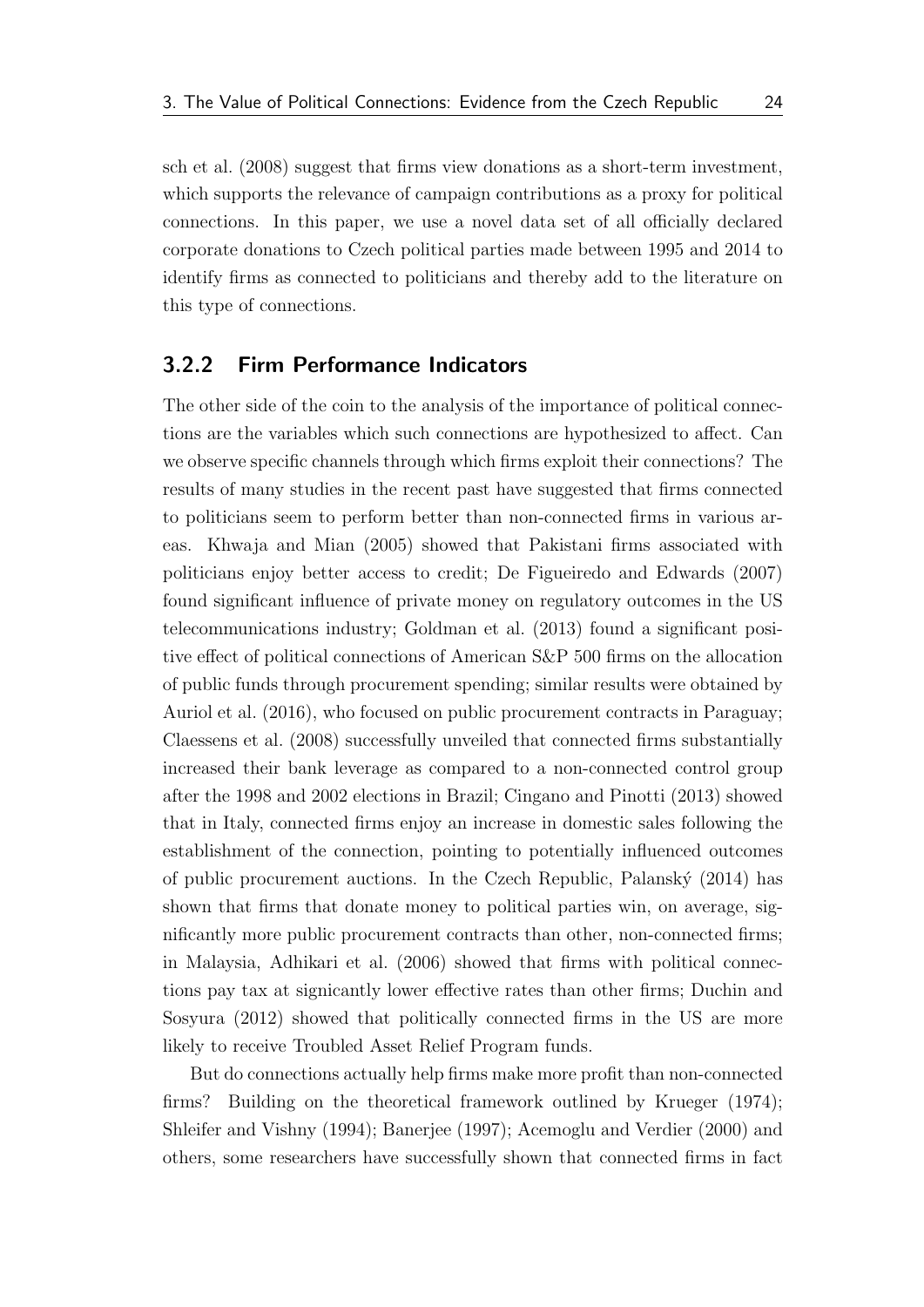sch et al. (2008) suggest that firms view donations as a short-term investment, which supports the relevance of campaign contributions as a proxy for political connections. In this paper, we use a novel data set of all officially declared corporate donations to Czech political parties made between 1995 and 2014 to identify firms as connected to politicians and thereby add to the literature on this type of connections.

### 3.2.2 Firm Performance Indicators

The other side of the coin to the analysis of the importance of political connections are the variables which such connections are hypothesized to affect. Can we observe specific channels through which firms exploit their connections? The results of many studies in the recent past have suggested that firms connected to politicians seem to perform better than non-connected firms in various areas. Khwaja and Mian (2005) showed that Pakistani firms associated with politicians enjoy better access to credit; De Figueiredo and Edwards (2007) found significant influence of private money on regulatory outcomes in the US telecommunications industry; Goldman et al. (2013) found a significant positive effect of political connections of American S&P 500 firms on the allocation of public funds through procurement spending; similar results were obtained by Auriol et al. (2016), who focused on public procurement contracts in Paraguay; Claessens et al. (2008) successfully unveiled that connected firms substantially increased their bank leverage as compared to a non-connected control group after the 1998 and 2002 elections in Brazil; Cingano and Pinotti (2013) showed that in Italy, connected firms enjoy an increase in domestic sales following the establishment of the connection, pointing to potentially influenced outcomes of public procurement auctions. In the Czech Republic, Palanský (2014) has shown that firms that donate money to political parties win, on average, significantly more public procurement contracts than other, non-connected firms; in Malaysia, Adhikari et al. (2006) showed that firms with political connections pay tax at signicantly lower effective rates than other firms; Duchin and Sosyura (2012) showed that politically connected firms in the US are more likely to receive Troubled Asset Relief Program funds.

But do connections actually help firms make more profit than non-connected firms? Building on the theoretical framework outlined by Krueger (1974); Shleifer and Vishny (1994); Banerjee (1997); Acemoglu and Verdier (2000) and others, some researchers have successfully shown that connected firms in fact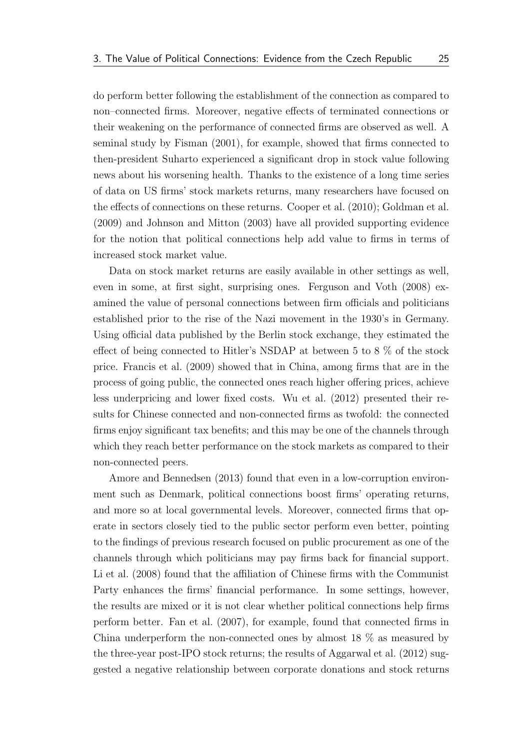do perform better following the establishment of the connection as compared to non–connected firms. Moreover, negative effects of terminated connections or their weakening on the performance of connected firms are observed as well. A seminal study by Fisman (2001), for example, showed that firms connected to then-president Suharto experienced a significant drop in stock value following news about his worsening health. Thanks to the existence of a long time series of data on US firms' stock markets returns, many researchers have focused on the effects of connections on these returns. Cooper et al. (2010); Goldman et al. (2009) and Johnson and Mitton (2003) have all provided supporting evidence for the notion that political connections help add value to firms in terms of increased stock market value.

Data on stock market returns are easily available in other settings as well, even in some, at first sight, surprising ones. Ferguson and Voth (2008) examined the value of personal connections between firm officials and politicians established prior to the rise of the Nazi movement in the 1930's in Germany. Using official data published by the Berlin stock exchange, they estimated the effect of being connected to Hitler's NSDAP at between 5 to 8 % of the stock price. Francis et al. (2009) showed that in China, among firms that are in the process of going public, the connected ones reach higher offering prices, achieve less underpricing and lower fixed costs. Wu et al. (2012) presented their results for Chinese connected and non-connected firms as twofold: the connected firms enjoy significant tax benefits; and this may be one of the channels through which they reach better performance on the stock markets as compared to their non-connected peers.

Amore and Bennedsen (2013) found that even in a low-corruption environment such as Denmark, political connections boost firms' operating returns, and more so at local governmental levels. Moreover, connected firms that operate in sectors closely tied to the public sector perform even better, pointing to the findings of previous research focused on public procurement as one of the channels through which politicians may pay firms back for financial support. Li et al. (2008) found that the affiliation of Chinese firms with the Communist Party enhances the firms' financial performance. In some settings, however, the results are mixed or it is not clear whether political connections help firms perform better. Fan et al. (2007), for example, found that connected firms in China underperform the non-connected ones by almost 18 % as measured by the three-year post-IPO stock returns; the results of Aggarwal et al. (2012) suggested a negative relationship between corporate donations and stock returns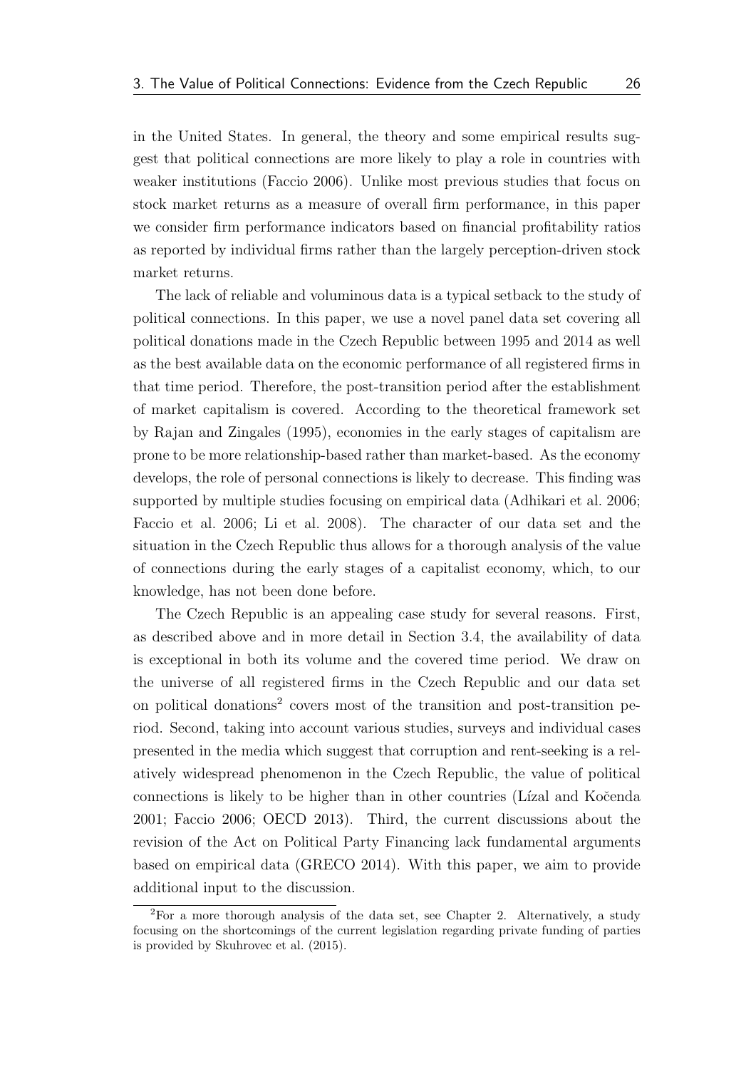in the United States. In general, the theory and some empirical results suggest that political connections are more likely to play a role in countries with weaker institutions (Faccio 2006). Unlike most previous studies that focus on stock market returns as a measure of overall firm performance, in this paper we consider firm performance indicators based on financial profitability ratios as reported by individual firms rather than the largely perception-driven stock market returns.

The lack of reliable and voluminous data is a typical setback to the study of political connections. In this paper, we use a novel panel data set covering all political donations made in the Czech Republic between 1995 and 2014 as well as the best available data on the economic performance of all registered firms in that time period. Therefore, the post-transition period after the establishment of market capitalism is covered. According to the theoretical framework set by Rajan and Zingales (1995), economies in the early stages of capitalism are prone to be more relationship-based rather than market-based. As the economy develops, the role of personal connections is likely to decrease. This finding was supported by multiple studies focusing on empirical data (Adhikari et al. 2006; Faccio et al. 2006; Li et al. 2008). The character of our data set and the situation in the Czech Republic thus allows for a thorough analysis of the value of connections during the early stages of a capitalist economy, which, to our knowledge, has not been done before.

The Czech Republic is an appealing case study for several reasons. First, as described above and in more detail in Section 3.4, the availability of data is exceptional in both its volume and the covered time period. We draw on the universe of all registered firms in the Czech Republic and our data set on political donations[2] covers most of the transition and post-transition period. Second, taking into account various studies, surveys and individual cases presented in the media which suggest that corruption and rent-seeking is a relatively widespread phenomenon in the Czech Republic, the value of political connections is likely to be higher than in other countries (Lízal and Kočenda 2001; Faccio 2006; OECD 2013). Third, the current discussions about the revision of the Act on Political Party Financing lack fundamental arguments based on empirical data (GRECO 2014). With this paper, we aim to provide additional input to the discussion.

[2]For a more thorough analysis of the data set, see Chapter 2. Alternatively, a study focusing on the shortcomings of the current legislation regarding private funding of parties is provided by Skuhrovec et al. (2015).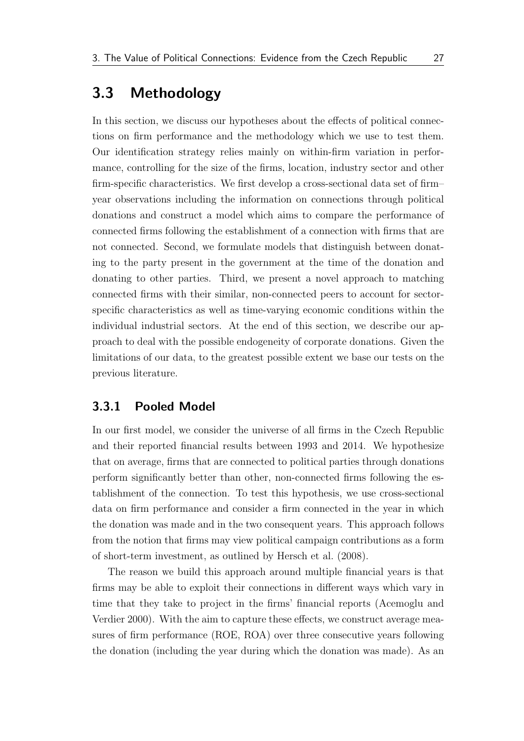## 3.3 Methodology

In this section, we discuss our hypotheses about the effects of political connections on firm performance and the methodology which we use to test them. Our identification strategy relies mainly on within-firm variation in performance, controlling for the size of the firms, location, industry sector and other firm-specific characteristics. We first develop a cross-sectional data set of firm–year observations including the information on connections through political donations and construct a model which aims to compare the performance of connected firms following the establishment of a connection with firms that are not connected. Second, we formulate models that distinguish between donating to the party present in the government at the time of the donation and donating to other parties. Third, we present a novel approach to matching connected firms with their similar, non-connected peers to account for sector-specific characteristics as well as time-varying economic conditions within the individual industrial sectors. At the end of this section, we describe our approach to deal with the possible endogeneity of corporate donations. Given the limitations of our data, to the greatest possible extent we base our tests on the previous literature.

### 3.3.1 Pooled Model

In our first model, we consider the universe of all firms in the Czech Republic and their reported financial results between 1993 and 2014. We hypothesize that on average, firms that are connected to political parties through donations perform significantly better than other, non-connected firms following the establishment of the connection. To test this hypothesis, we use cross-sectional data on firm performance and consider a firm connected in the year in which the donation was made and in the two consequent years. This approach follows from the notion that firms may view political campaign contributions as a form of short-term investment, as outlined by Hersch et al. (2008).

The reason we build this approach around multiple financial years is that firms may be able to exploit their connections in different ways which vary in time that they take to project in the firms' financial reports (Acemoglu and Verdier 2000). With the aim to capture these effects, we construct average measures of firm performance (ROE, ROA) over three consecutive years following the donation (including the year during which the donation was made). As an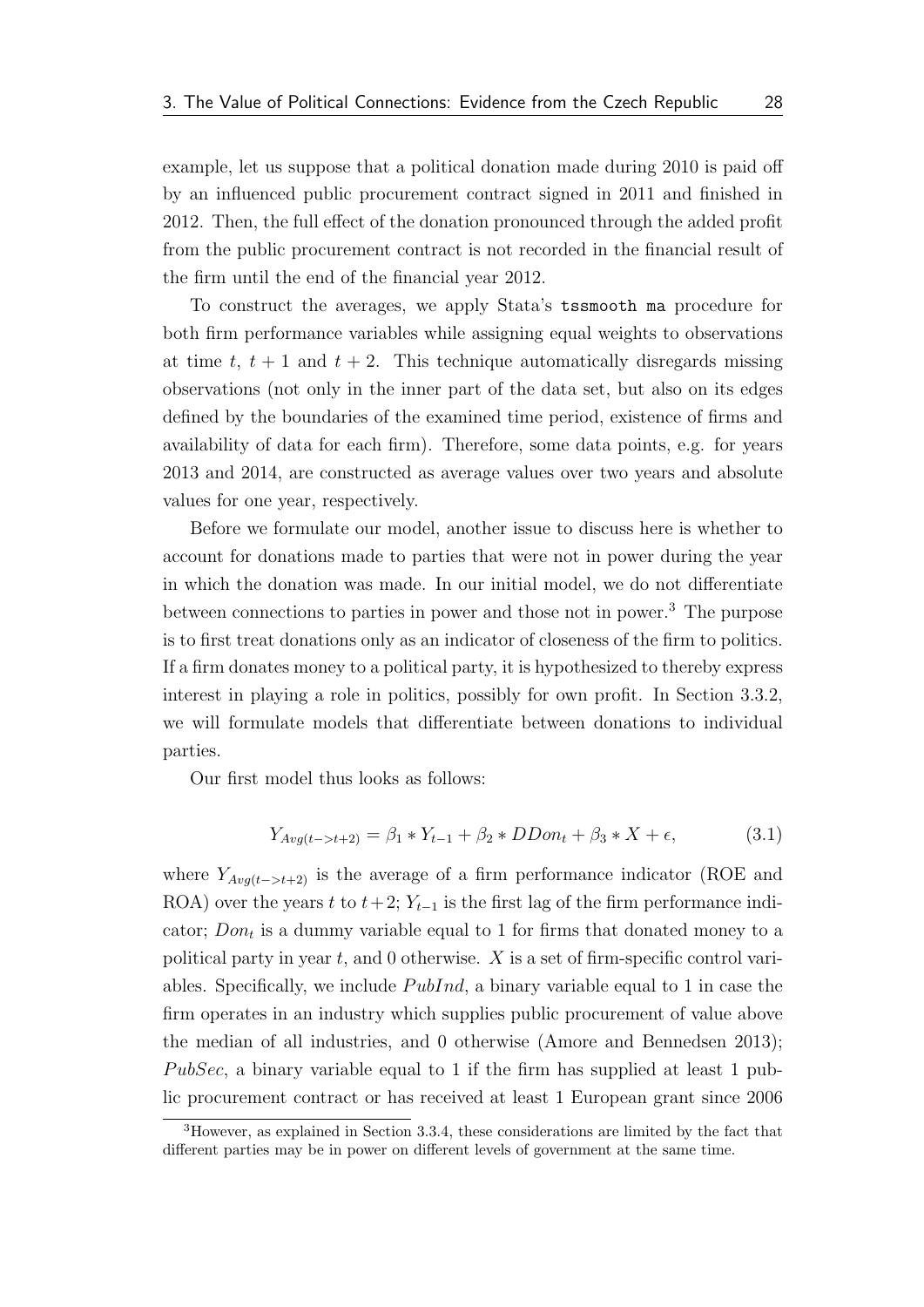example, let us suppose that a political donation made during 2010 is paid off by an influenced public procurement contract signed in 2011 and finished in 2012. Then, the full effect of the donation pronounced through the added profit from the public procurement contract is not recorded in the financial result of the firm until the end of the financial year 2012.

To construct the averages, we apply Stata's `tssmooth ma` procedure for both firm performance variables while assigning equal weights to observations at time $t$, $t+1$ and $t+2$. This technique automatically disregards missing observations (not only in the inner part of the data set, but also on its edges defined by the boundaries of the examined time period, existence of firms and availability of data for each firm). Therefore, some data points, e.g. for years 2013 and 2014, are constructed as average values over two years and absolute values for one year, respectively.

Before we formulate our model, another issue to discuss here is whether to account for donations made to parties that were not in power during the year in which the donation was made. In our initial model, we do not differentiate between connections to parties in power and those not in power.[3] The purpose is to first treat donations only as an indicator of closeness of the firm to politics. If a firm donates money to a political party, it is hypothesized to thereby express interest in playing a role in politics, possibly for own profit. In Section 3.3.2, we will formulate models that differentiate between donations to individual parties.

Our first model thus looks as follows:

$$Y_{Avg(t->t+2)} = \beta_1 * Y_{t-1} + \beta_2 * DDon_t + \beta_3 * X + \epsilon, \tag{3.1}$$

where $Y_{Avg(t->t+2)}$ is the average of a firm performance indicator (ROE and ROA) over the years $t$ to $t+2$; $Y_{t-1}$ is the first lag of the firm performance indicator; $Don_t$ is a dummy variable equal to 1 for firms that donated money to a political party in year $t$, and 0 otherwise. $X$ is a set of firm-specific control variables. Specifically, we include $PubInd$, a binary variable equal to 1 in case the firm operates in an industry which supplies public procurement of value above the median of all industries, and 0 otherwise (Amore and Bennedsen 2013); $PubSec$, a binary variable equal to 1 if the firm has supplied at least 1 public procurement contract or has received at least 1 European grant since 2006

[3] However, as explained in Section 3.3.4, these considerations are limited by the fact that different parties may be in power on different levels of government at the same time.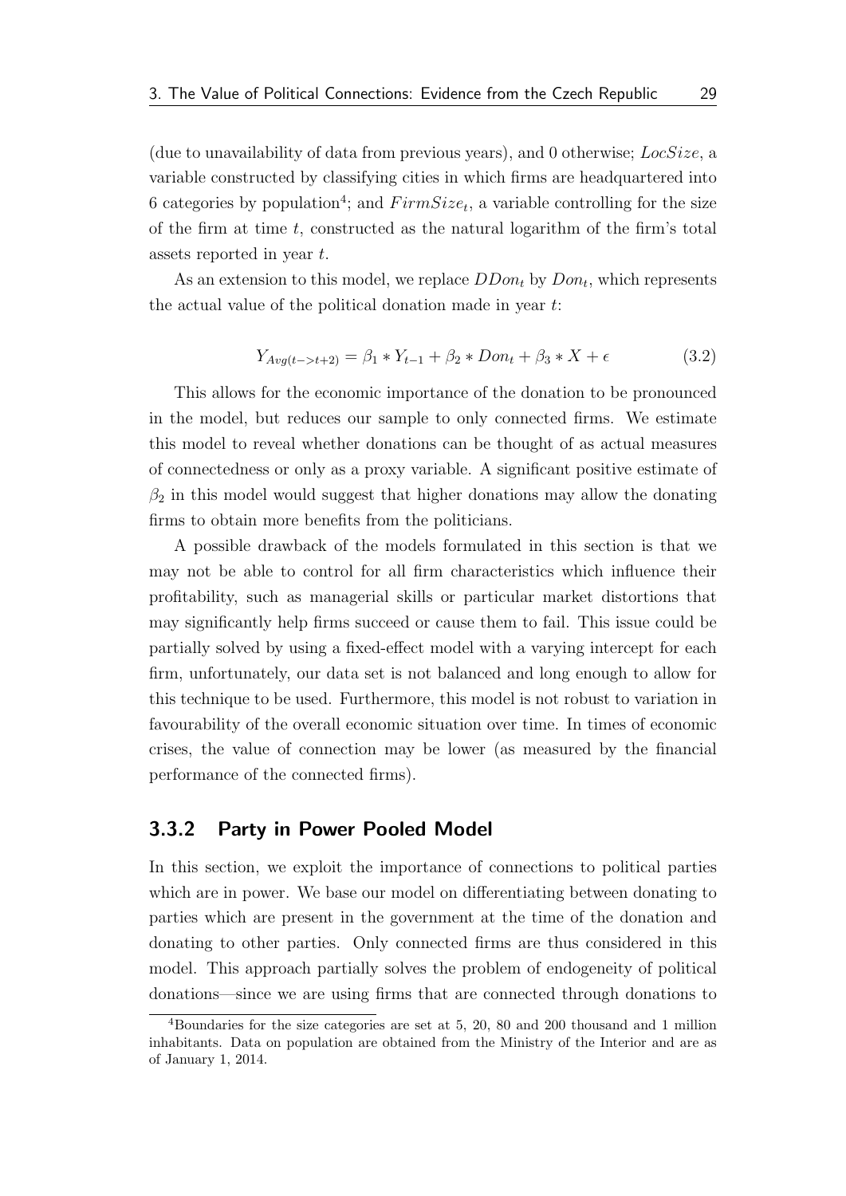(due to unavailability of data from previous years), and 0 otherwise; $LocSize$, a variable constructed by classifying cities in which firms are headquartered into 6 categories by population[4]; and $FirmSize_t$, a variable controlling for the size of the firm at time $t$, constructed as the natural logarithm of the firm's total assets reported in year $t$.

As an extension to this model, we replace $DDon_t$ by $Don_t$, which represents the actual value of the political donation made in year $t$:

$$Y_{Avg(t->t+2)} = \beta_1 * Y_{t-1} + \beta_2 * Don_t + \beta_3 * X + \epsilon \tag{3.2}$$

This allows for the economic importance of the donation to be pronounced in the model, but reduces our sample to only connected firms. We estimate this model to reveal whether donations can be thought of as actual measures of connectedness or only as a proxy variable. A significant positive estimate of $\beta_2$ in this model would suggest that higher donations may allow the donating firms to obtain more benefits from the politicians.

A possible drawback of the models formulated in this section is that we may not be able to control for all firm characteristics which influence their profitability, such as managerial skills or particular market distortions that may significantly help firms succeed or cause them to fail. This issue could be partially solved by using a fixed-effect model with a varying intercept for each firm, unfortunately, our data set is not balanced and long enough to allow for this technique to be used. Furthermore, this model is not robust to variation in favourability of the overall economic situation over time. In times of economic crises, the value of connection may be lower (as measured by the financial performance of the connected firms).

### 3.3.2 Party in Power Pooled Model

In this section, we exploit the importance of connections to political parties which are in power. We base our model on differentiating between donating to parties which are present in the government at the time of the donation and donating to other parties. Only connected firms are thus considered in this model. This approach partially solves the problem of endogeneity of political donations—since we are using firms that are connected through donations to

[4]Boundaries for the size categories are set at 5, 20, 80 and 200 thousand and 1 million inhabitants. Data on population are obtained from the Ministry of the Interior and are as of January 1, 2014.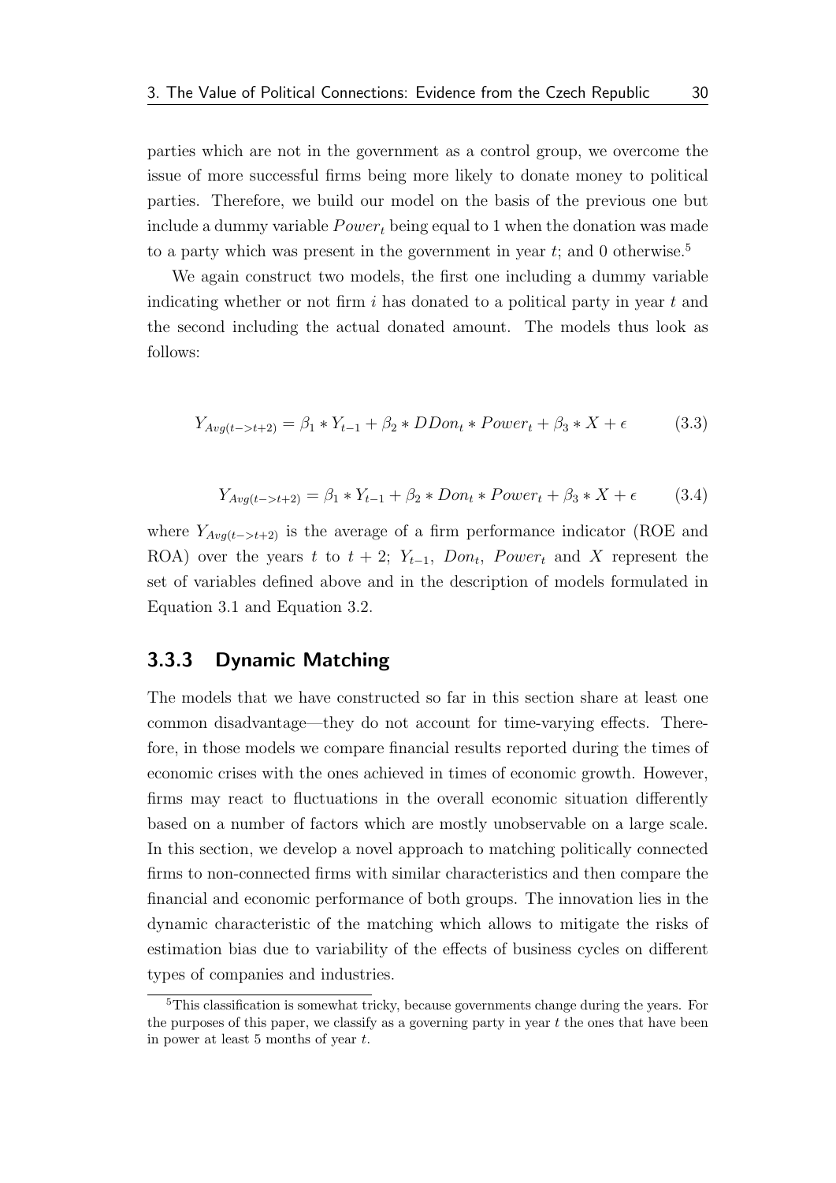parties which are not in the government as a control group, we overcome the issue of more successful firms being more likely to donate money to political parties. Therefore, we build our model on the basis of the previous one but include a dummy variable $Power_t$ being equal to 1 when the donation was made to a party which was present in the government in year $t$; and 0 otherwise.[5]

We again construct two models, the first one including a dummy variable indicating whether or not firm $i$ has donated to a political party in year $t$ and the second including the actual donated amount. The models thus look as follows:

$$Y_{Avg(t->t+2)} = \beta_1 * Y_{t-1} + \beta_2 * DDon_t * Power_t + \beta_3 * X + \epsilon \tag{3.3}$$

$$Y_{Avg(t->t+2)} = \beta_1 * Y_{t-1} + \beta_2 * Don_t * Power_t + \beta_3 * X + \epsilon \tag{3.4}$$

where $Y_{Avg(t->t+2)}$ is the average of a firm performance indicator (ROE and ROA) over the years $t$ to $t+2$; $Y_{t-1}$, $Don_t$, $Power_t$ and $X$ represent the set of variables defined above and in the description of models formulated in Equation 3.1 and Equation 3.2.

### 3.3.3 Dynamic Matching

The models that we have constructed so far in this section share at least one common disadvantage—they do not account for time-varying effects. Therefore, in those models we compare financial results reported during the times of economic crises with the ones achieved in times of economic growth. However, firms may react to fluctuations in the overall economic situation differently based on a number of factors which are mostly unobservable on a large scale. In this section, we develop a novel approach to matching politically connected firms to non-connected firms with similar characteristics and then compare the financial and economic performance of both groups. The innovation lies in the dynamic characteristic of the matching which allows to mitigate the risks of estimation bias due to variability of the effects of business cycles on different types of companies and industries.

[5] This classification is somewhat tricky, because governments change during the years. For the purposes of this paper, we classify as a governing party in year $t$ the ones that have been in power at least 5 months of year $t$.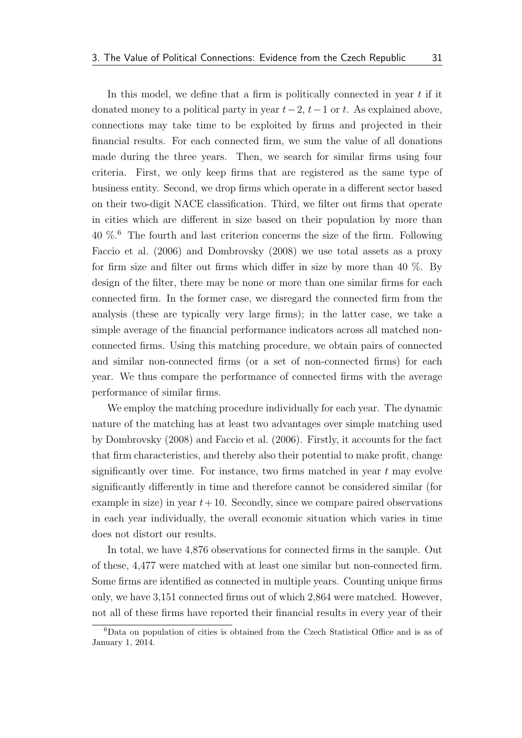In this model, we define that a firm is politically connected in year $t$ if it donated money to a political party in year $t-2$, $t-1$ or $t$. As explained above, connections may take time to be exploited by firms and projected in their financial results. For each connected firm, we sum the value of all donations made during the three years. Then, we search for similar firms using four criteria. First, we only keep firms that are registered as the same type of business entity. Second, we drop firms which operate in a different sector based on their two-digit NACE classification. Third, we filter out firms that operate in cities which are different in size based on their population by more than 40 %.[6] The fourth and last criterion concerns the size of the firm. Following Faccio et al. (2006) and Dombrovsky (2008) we use total assets as a proxy for firm size and filter out firms which differ in size by more than 40 %. By design of the filter, there may be none or more than one similar firms for each connected firm. In the former case, we disregard the connected firm from the analysis (these are typically very large firms); in the latter case, we take a simple average of the financial performance indicators across all matched non-connected firms. Using this matching procedure, we obtain pairs of connected and similar non-connected firms (or a set of non-connected firms) for each year. We thus compare the performance of connected firms with the average performance of similar firms.

We employ the matching procedure individually for each year. The dynamic nature of the matching has at least two advantages over simple matching used by Dombrovsky (2008) and Faccio et al. (2006). Firstly, it accounts for the fact that firm characteristics, and thereby also their potential to make profit, change significantly over time. For instance, two firms matched in year $t$ may evolve significantly differently in time and therefore cannot be considered similar (for example in size) in year $t+10$. Secondly, since we compare paired observations in each year individually, the overall economic situation which varies in time does not distort our results.

In total, we have 4,876 observations for connected firms in the sample. Out of these, 4,477 were matched with at least one similar but non-connected firm. Some firms are identified as connected in multiple years. Counting unique firms only, we have 3,151 connected firms out of which 2,864 were matched. However, not all of these firms have reported their financial results in every year of their

[6] Data on population of cities is obtained from the Czech Statistical Office and is as of January 1, 2014.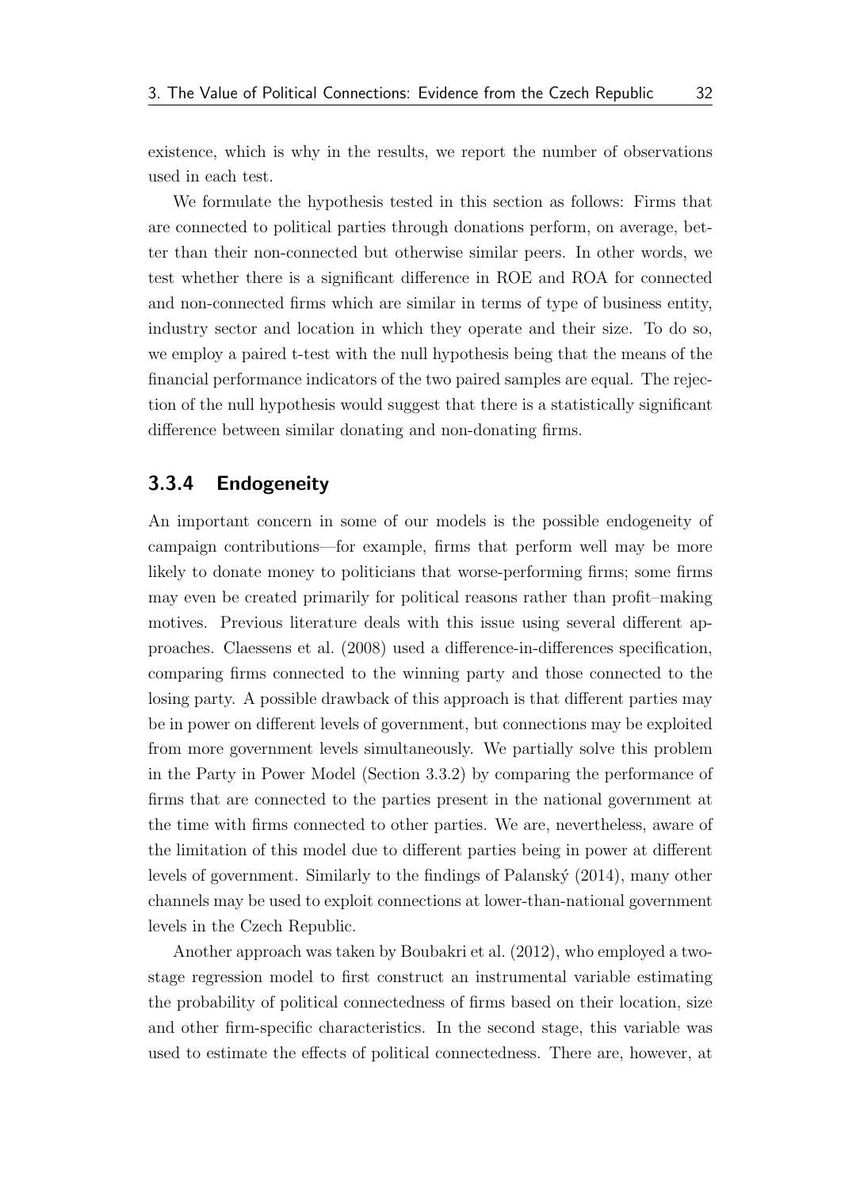existence, which is why in the results, we report the number of observations used in each test.

We formulate the hypothesis tested in this section as follows: Firms that are connected to political parties through donations perform, on average, better than their non-connected but otherwise similar peers. In other words, we test whether there is a significant difference in ROE and ROA for connected and non-connected firms which are similar in terms of type of business entity, industry sector and location in which they operate and their size. To do so, we employ a paired t-test with the null hypothesis being that the means of the financial performance indicators of the two paired samples are equal. The rejection of the null hypothesis would suggest that there is a statistically significant difference between similar donating and non-donating firms.

### 3.3.4 Endogeneity

An important concern in some of our models is the possible endogeneity of campaign contributions—for example, firms that perform well may be more likely to donate money to politicians that worse-performing firms; some firms may even be created primarily for political reasons rather than profit–making motives. Previous literature deals with this issue using several different approaches. Claessens et al. (2008) used a difference-in-differences specification, comparing firms connected to the winning party and those connected to the losing party. A possible drawback of this approach is that different parties may be in power on different levels of government, but connections may be exploited from more government levels simultaneously. We partially solve this problem in the Party in Power Model (Section 3.3.2) by comparing the performance of firms that are connected to the parties present in the national government at the time with firms connected to other parties. We are, nevertheless, aware of the limitation of this model due to different parties being in power at different levels of government. Similarly to the findings of Palanský (2014), many other channels may be used to exploit connections at lower-than-national government levels in the Czech Republic.

Another approach was taken by Boubakri et al. (2012), who employed a two-stage regression model to first construct an instrumental variable estimating the probability of political connectedness of firms based on their location, size and other firm-specific characteristics. In the second stage, this variable was used to estimate the effects of political connectedness. There are, however, at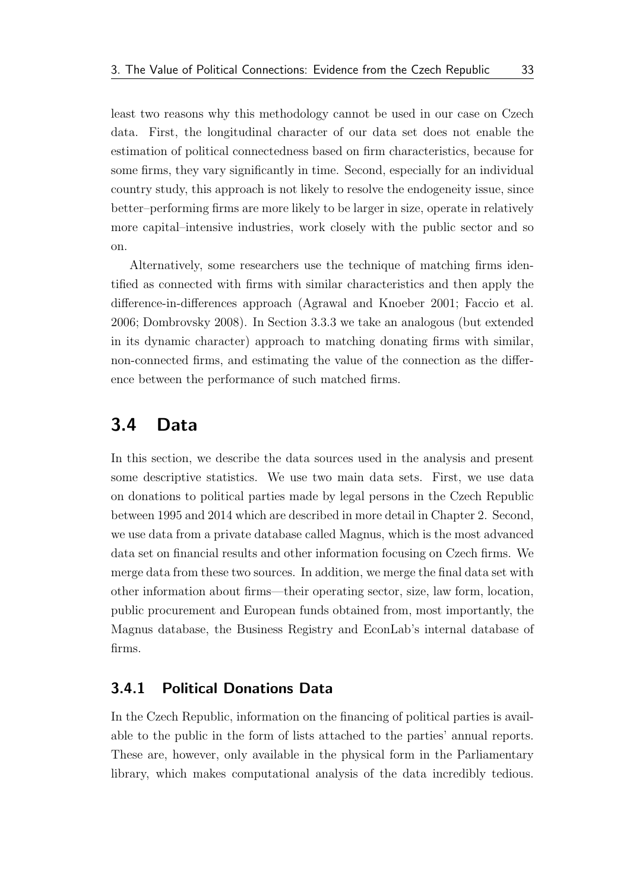least two reasons why this methodology cannot be used in our case on Czech data. First, the longitudinal character of our data set does not enable the estimation of political connectedness based on firm characteristics, because for some firms, they vary significantly in time. Second, especially for an individual country study, this approach is not likely to resolve the endogeneity issue, since better–performing firms are more likely to be larger in size, operate in relatively more capital–intensive industries, work closely with the public sector and so on.

Alternatively, some researchers use the technique of matching firms identified as connected with firms with similar characteristics and then apply the difference-in-differences approach (Agrawal and Knoeber 2001; Faccio et al. 2006; Dombrovsky 2008). In Section 3.3.3 we take an analogous (but extended in its dynamic character) approach to matching donating firms with similar, non-connected firms, and estimating the value of the connection as the difference between the performance of such matched firms.

## 3.4 Data

In this section, we describe the data sources used in the analysis and present some descriptive statistics. We use two main data sets. First, we use data on donations to political parties made by legal persons in the Czech Republic between 1995 and 2014 which are described in more detail in Chapter 2. Second, we use data from a private database called Magnus, which is the most advanced data set on financial results and other information focusing on Czech firms. We merge data from these two sources. In addition, we merge the final data set with other information about firms—their operating sector, size, law form, location, public procurement and European funds obtained from, most importantly, the Magnus database, the Business Registry and EconLab's internal database of firms.

### 3.4.1 Political Donations Data

In the Czech Republic, information on the financing of political parties is available to the public in the form of lists attached to the parties' annual reports. These are, however, only available in the physical form in the Parliamentary library, which makes computational analysis of the data incredibly tedious.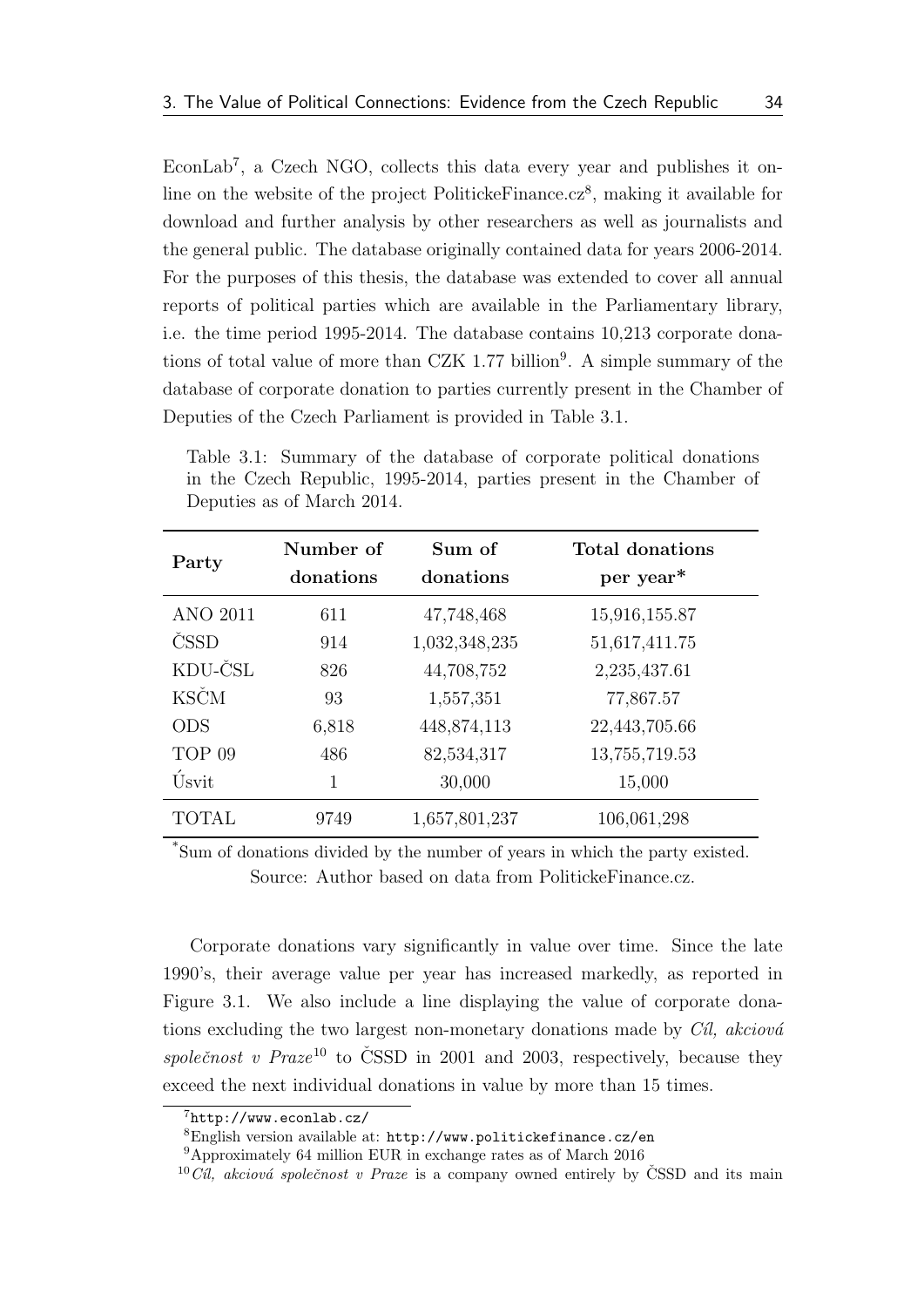EconLab[7], a Czech NGO, collects this data every year and publishes it online on the website of the project PolitickeFinance.cz[8], making it available for download and further analysis by other researchers as well as journalists and the general public. The database originally contained data for years 2006-2014. For the purposes of this thesis, the database was extended to cover all annual reports of political parties which are available in the Parliamentary library, i.e. the time period 1995-2014. The database contains 10,213 corporate donations of total value of more than CZK 1.77 billion[9]. A simple summary of the database of corporate donation to parties currently present in the Chamber of Deputies of the Czech Parliament is provided in Table 3.1.

Table 3.1: Summary of the database of corporate political donations in the Czech Republic, 1995-2014, parties present in the Chamber of Deputies as of March 2014.

| Party | Number of donations | Sum of donations | Total donations per year* |
|---|---|---|---|
| ANO 2011 | 611 | 47,748,468 | 15,916,155.87 |
| ČSSD | 914 | 1,032,348,235 | 51,617,411.75 |
| KDU-ČSL | 826 | 44,708,752 | 2,235,437.61 |
| KSČM | 93 | 1,557,351 | 77,867.57 |
| ODS | 6,818 | 448,874,113 | 22,443,705.66 |
| TOP 09 | 486 | 82,534,317 | 13,755,719.53 |
| Úsvit | 1 | 30,000 | 15,000 |
| TOTAL | 9749 | 1,657,801,237 | 106,061,298 |

*Sum of donations divided by the number of years in which the party existed.
Source: Author based on data from PolitickeFinance.cz.

Corporate donations vary significantly in value over time. Since the late 1990's, their average value per year has increased markedly, as reported in Figure 3.1. We also include a line displaying the value of corporate donations excluding the two largest non-monetary donations made by *Cíl, akciová společnost v Praze*[10] to ČSSD in 2001 and 2003, respectively, because they exceed the next individual donations in value by more than 15 times.

[7] http://www.econlab.cz/

[8] English version available at: http://www.politickefinance.cz/en

[9] Approximately 64 million EUR in exchange rates as of March 2016

[10] *Cíl, akciová společnost v Praze* is a company owned entirely by ČSSD and its main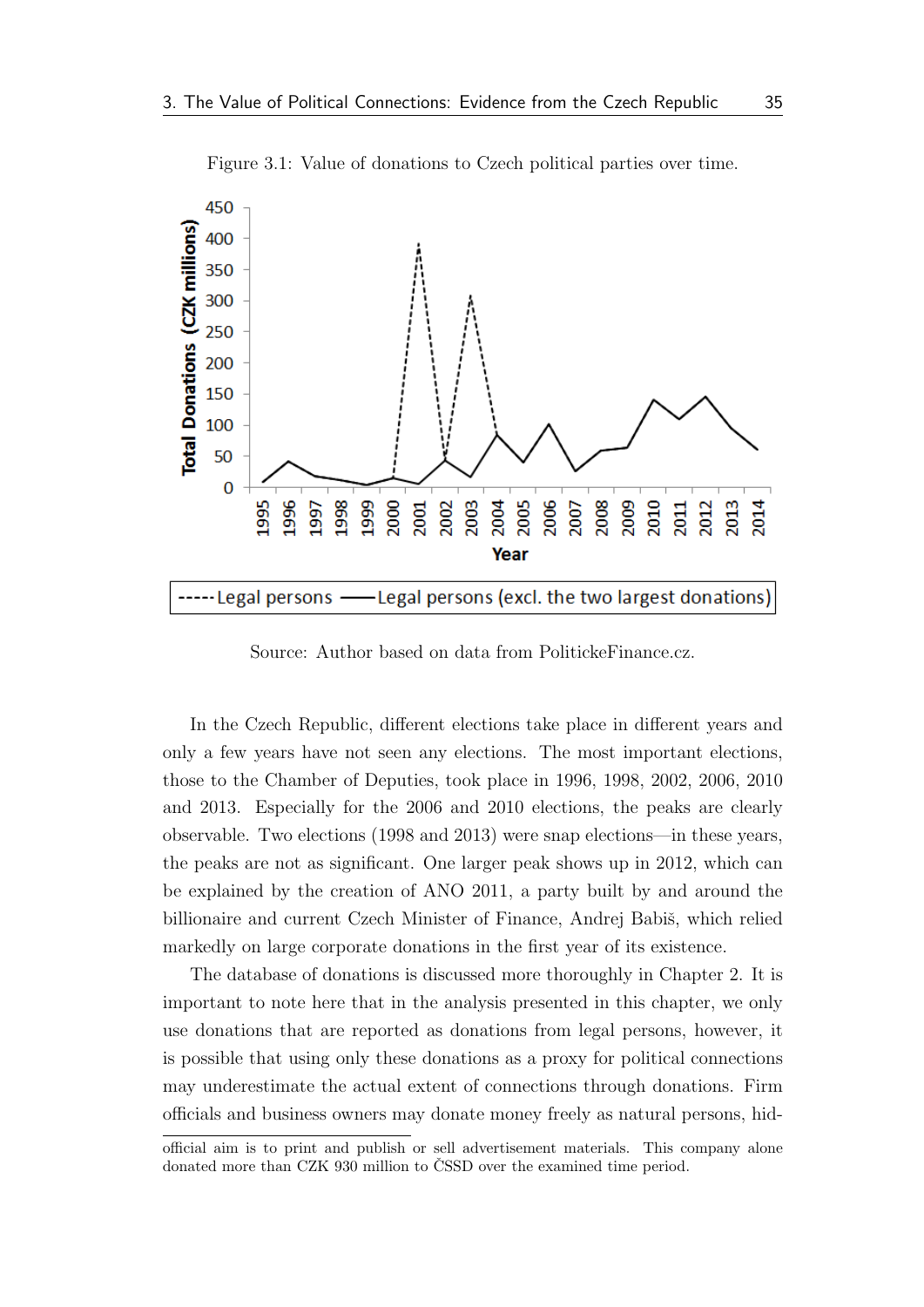Figure 3.1: Value of donations to Czech political parties over time.

Source: Author based on data from PolitickeFinance.cz.

In the Czech Republic, different elections take place in different years and only a few years have not seen any elections. The most important elections, those to the Chamber of Deputies, took place in 1996, 1998, 2002, 2006, 2010 and 2013. Especially for the 2006 and 2010 elections, the peaks are clearly observable. Two elections (1998 and 2013) were snap elections—in these years, the peaks are not as significant. One larger peak shows up in 2012, which can be explained by the creation of ANO 2011, a party built by and around the billionaire and current Czech Minister of Finance, Andrej Babiš, which relied markedly on large corporate donations in the first year of its existence.

The database of donations is discussed more thoroughly in Chapter 2. It is important to note here that in the analysis presented in this chapter, we only use donations that are reported as donations from legal persons, however, it is possible that using only these donations as a proxy for political connections may underestimate the actual extent of connections through donations. Firm officials and business owners may donate money freely as natural persons, hid-

official aim is to print and publish or sell advertisement materials. This company alone donated more than CZK 930 million to ČSSD over the examined time period.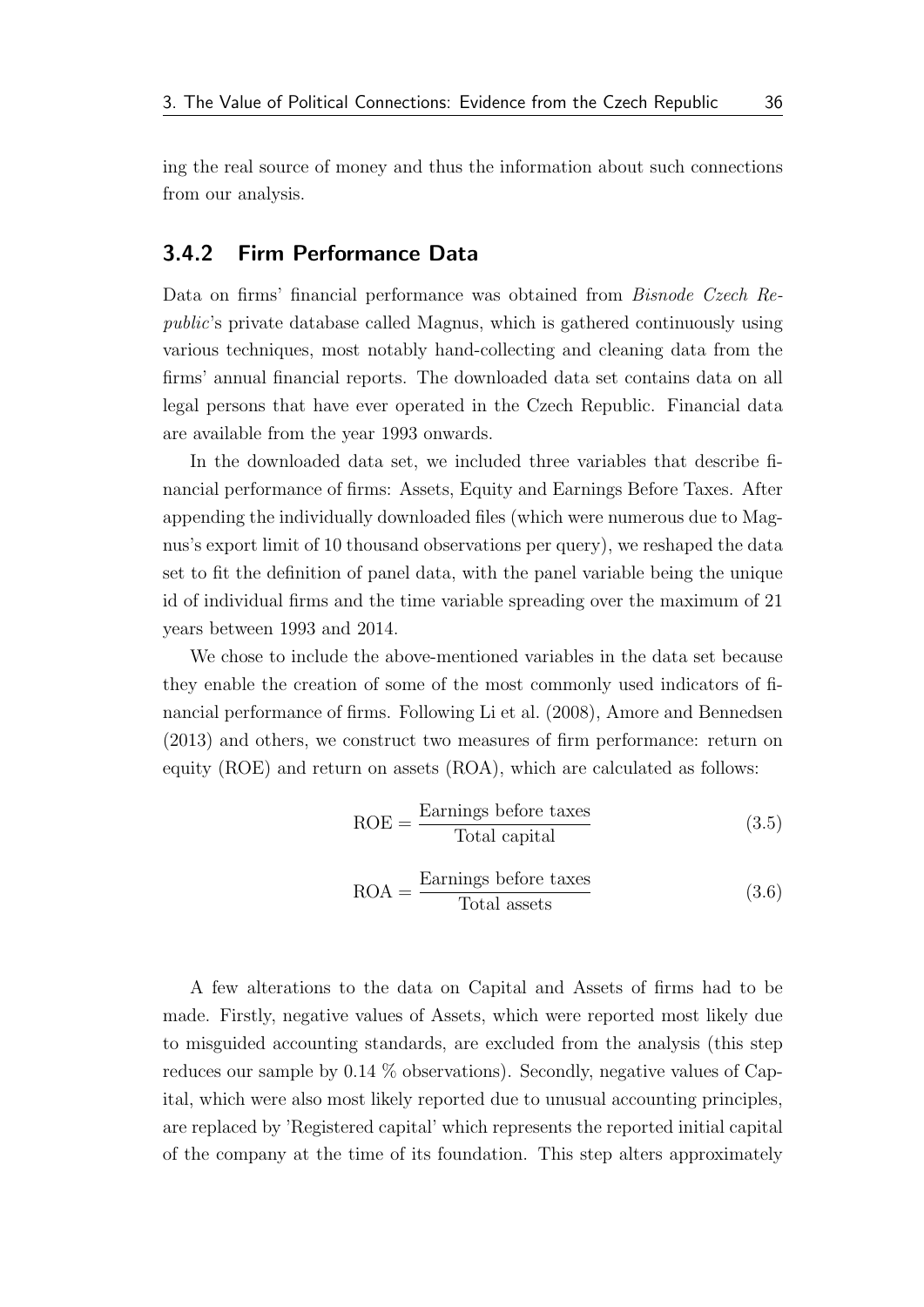ing the real source of money and thus the information about such connections from our analysis.

### 3.4.2 Firm Performance Data

Data on firms' financial performance was obtained from *Bisnode Czech Republic*'s private database called Magnus, which is gathered continuously using various techniques, most notably hand-collecting and cleaning data from the firms' annual financial reports. The downloaded data set contains data on all legal persons that have ever operated in the Czech Republic. Financial data are available from the year 1993 onwards.

In the downloaded data set, we included three variables that describe financial performance of firms: Assets, Equity and Earnings Before Taxes. After appending the individually downloaded files (which were numerous due to Magnus's export limit of 10 thousand observations per query), we reshaped the data set to fit the definition of panel data, with the panel variable being the unique id of individual firms and the time variable spreading over the maximum of 21 years between 1993 and 2014.

We chose to include the above-mentioned variables in the data set because they enable the creation of some of the most commonly used indicators of financial performance of firms. Following Li et al. (2008), Amore and Bennedsen (2013) and others, we construct two measures of firm performance: return on equity (ROE) and return on assets (ROA), which are calculated as follows:

$$\text{ROE} = \frac{\text{Earnings before taxes}}{\text{Total capital}} \tag{3.5}$$

$$\text{ROA} = \frac{\text{Earnings before taxes}}{\text{Total assets}} \tag{3.6}$$

A few alterations to the data on Capital and Assets of firms had to be made. Firstly, negative values of Assets, which were reported most likely due to misguided accounting standards, are excluded from the analysis (this step reduces our sample by 0.14 % observations). Secondly, negative values of Capital, which were also most likely reported due to unusual accounting principles, are replaced by 'Registered capital' which represents the reported initial capital of the company at the time of its foundation. This step alters approximately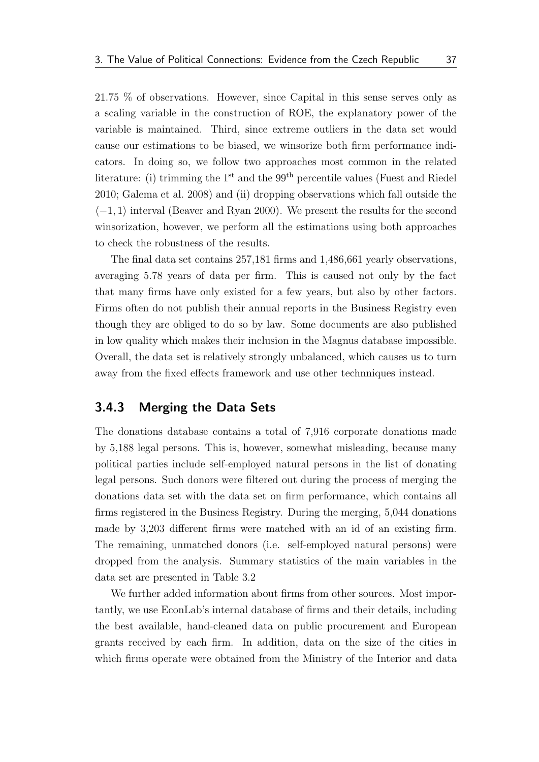21.75 % of observations. However, since Capital in this sense serves only as a scaling variable in the construction of ROE, the explanatory power of the variable is maintained. Third, since extreme outliers in the data set would cause our estimations to be biased, we winsorize both firm performance indicators. In doing so, we follow two approaches most common in the related literature: (i) trimming the 1st and the 99th percentile values (Fuest and Riedel 2010; Galema et al. 2008) and (ii) dropping observations which fall outside the $\langle -1, 1 \rangle$ interval (Beaver and Ryan 2000). We present the results for the second winsorization, however, we perform all the estimations using both approaches to check the robustness of the results.

The final data set contains 257,181 firms and 1,486,661 yearly observations, averaging 5.78 years of data per firm. This is caused not only by the fact that many firms have only existed for a few years, but also by other factors. Firms often do not publish their annual reports in the Business Registry even though they are obliged to do so by law. Some documents are also published in low quality which makes their inclusion in the Magnus database impossible. Overall, the data set is relatively strongly unbalanced, which causes us to turn away from the fixed effects framework and use other techniques instead.

### 3.4.3 Merging the Data Sets

The donations database contains a total of 7,916 corporate donations made by 5,188 legal persons. This is, however, somewhat misleading, because many political parties include self-employed natural persons in the list of donating legal persons. Such donors were filtered out during the process of merging the donations data set with the data set on firm performance, which contains all firms registered in the Business Registry. During the merging, 5,044 donations made by 3,203 different firms were matched with an id of an existing firm. The remaining, unmatched donors (i.e. self-employed natural persons) were dropped from the analysis. Summary statistics of the main variables in the data set are presented in Table 3.2

We further added information about firms from other sources. Most importantly, we use EconLab's internal database of firms and their details, including the best available, hand-cleaned data on public procurement and European grants received by each firm. In addition, data on the size of the cities in which firms operate were obtained from the Ministry of the Interior and data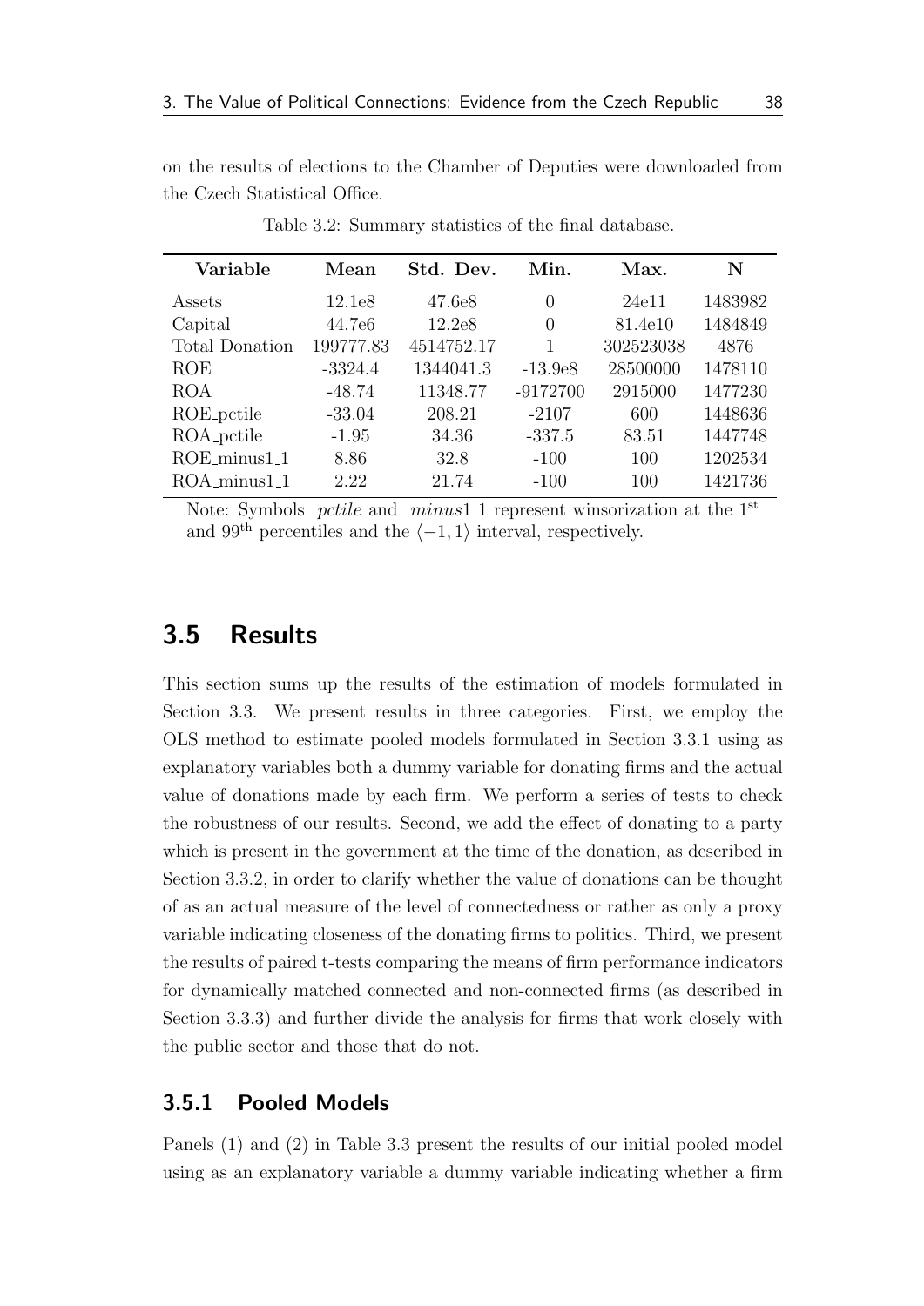on the results of elections to the Chamber of Deputies were downloaded from the Czech Statistical Office.

Table 3.2: Summary statistics of the final database.

| Variable | Mean | Std. Dev. | Min. | Max. | N |
|---|---|---|---|---|---|
| Assets | 12.1e8 | 47.6e8 | 0 | 24e11 | 1483982 |
| Capital | 44.7e6 | 12.2e8 | 0 | 81.4e10 | 1484849 |
| Total Donation | 199777.83 | 4514752.17 | 1 | 302523038 | 4876 |
| ROE | -3324.4 | 1344041.3 | -13.9e8 | 28500000 | 1478110 |
| ROA | -48.74 | 11348.77 | -9172700 | 2915000 | 1477230 |
| ROE_pctile | -33.04 | 208.21 | -2107 | 600 | 1448636 |
| ROA_pctile | -1.95 | 34.36 | -337.5 | 83.51 | 1447748 |
| ROE_minus1_1 | 8.86 | 32.8 | -100 | 100 | 1202534 |
| ROA_minus1_1 | 2.22 | 21.74 | -100 | 100 | 1421736 |

Note: Symbols *_pctile* and *_minus1_1* represent winsorization at the 1st and 99th percentiles and the $\langle -1, 1 \rangle$ interval, respectively.

## 3.5 Results

This section sums up the results of the estimation of models formulated in Section 3.3. We present results in three categories. First, we employ the OLS method to estimate pooled models formulated in Section 3.3.1 using as explanatory variables both a dummy variable for donating firms and the actual value of donations made by each firm. We perform a series of tests to check the robustness of our results. Second, we add the effect of donating to a party which is present in the government at the time of the donation, as described in Section 3.3.2, in order to clarify whether the value of donations can be thought of as an actual measure of the level of connectedness or rather as only a proxy variable indicating closeness of the donating firms to politics. Third, we present the results of paired t-tests comparing the means of firm performance indicators for dynamically matched connected and non-connected firms (as described in Section 3.3.3) and further divide the analysis for firms that work closely with the public sector and those that do not.

### 3.5.1 Pooled Models

Panels (1) and (2) in Table 3.3 present the results of our initial pooled model using as an explanatory variable a dummy variable indicating whether a firm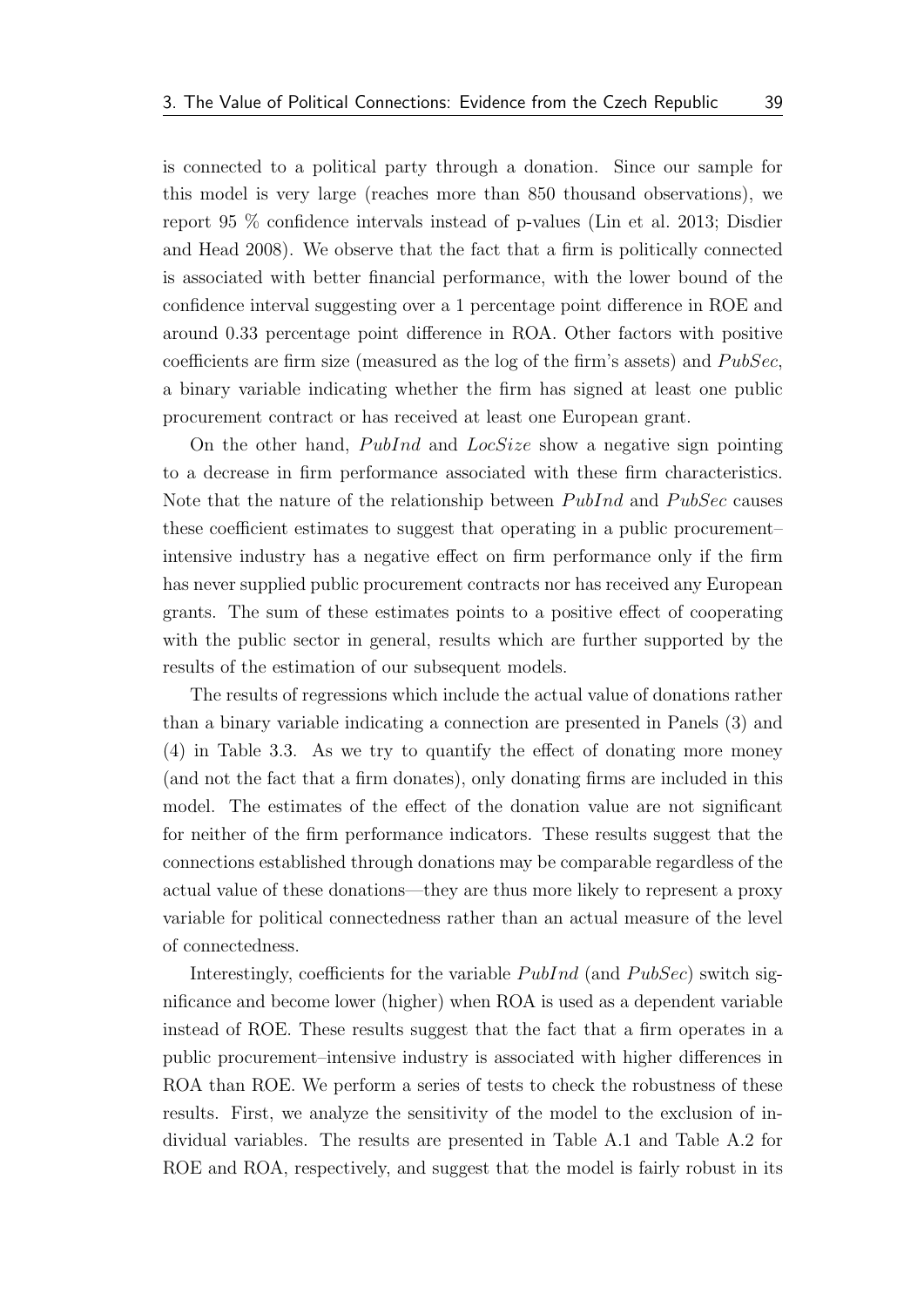is connected to a political party through a donation. Since our sample for this model is very large (reaches more than 850 thousand observations), we report 95 % confidence intervals instead of p-values (Lin et al. 2013; Disdier and Head 2008). We observe that the fact that a firm is politically connected is associated with better financial performance, with the lower bound of the confidence interval suggesting over a 1 percentage point difference in ROE and around 0.33 percentage point difference in ROA. Other factors with positive coefficients are firm size (measured as the log of the firm's assets) and *PubSec*, a binary variable indicating whether the firm has signed at least one public procurement contract or has received at least one European grant.

On the other hand, *PubInd* and *LocSize* show a negative sign pointing to a decrease in firm performance associated with these firm characteristics. Note that the nature of the relationship between *PubInd* and *PubSec* causes these coefficient estimates to suggest that operating in a public procurement–intensive industry has a negative effect on firm performance only if the firm has never supplied public procurement contracts nor has received any European grants. The sum of these estimates points to a positive effect of cooperating with the public sector in general, results which are further supported by the results of the estimation of our subsequent models.

The results of regressions which include the actual value of donations rather than a binary variable indicating a connection are presented in Panels (3) and (4) in Table 3.3. As we try to quantify the effect of donating more money (and not the fact that a firm donates), only donating firms are included in this model. The estimates of the effect of the donation value are not significant for neither of the firm performance indicators. These results suggest that the connections established through donations may be comparable regardless of the actual value of these donations—they are thus more likely to represent a proxy variable for political connectedness rather than an actual measure of the level of connectedness.

Interestingly, coefficients for the variable *PubInd* (and *PubSec*) switch significance and become lower (higher) when ROA is used as a dependent variable instead of ROE. These results suggest that the fact that a firm operates in a public procurement–intensive industry is associated with higher differences in ROA than ROE. We perform a series of tests to check the robustness of these results. First, we analyze the sensitivity of the model to the exclusion of individual variables. The results are presented in Table A.1 and Table A.2 for ROE and ROA, respectively, and suggest that the model is fairly robust in its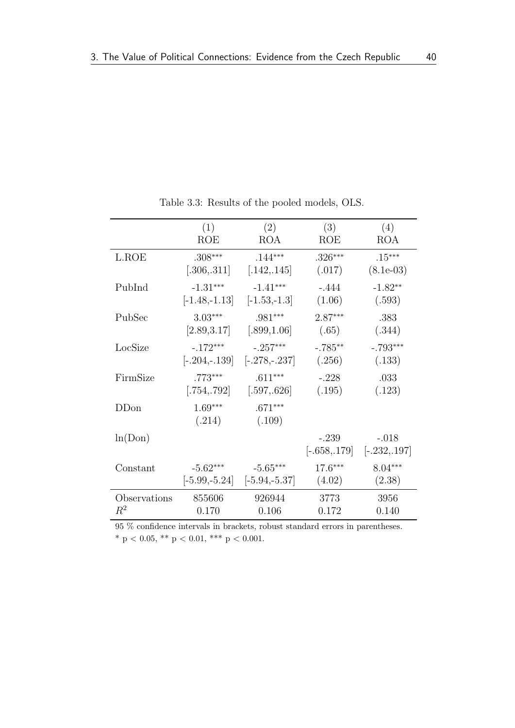Table 3.3: Results of the pooled models, OLS.

| | (1) ROE | (2) ROA | (3) ROE | (4) ROA |
|---|---|---|---|---|
| L.ROE | .308*** | .144*** | .326*** | .15*** |
| | [.306,.311] | [.142,.145] | (.017) | (8.1e-03) |
| PubInd | -1.31*** | -1.41*** | -.444 | -1.82** |
| | [-1.48,-1.13] | [-1.53,-1.3] | (1.06) | (.593) |
| PubSec | 3.03*** | .981*** | 2.87*** | .383 |
| | [2.89,3.17] | [.899,1.06] | (.65) | (.344) |
| LocSize | -.172*** | -.257*** | -.785** | -.793*** |
| | [-.204,-.139] | [-.278,-.237] | (.256) | (.133) |
| FirmSize | .773*** | .611*** | -.228 | .033 |
| | [.754,.792] | [.597,.626] | (.195) | (.123) |
| DDon | 1.69*** | .671*** | | |
| | (.214) | (.109) | | |
| ln(Don) | | | -.239 | -.018 |
| | | | [-.658,.179] | [-.232,.197] |
| Constant | -5.62*** | -5.65*** | 17.6*** | 8.04*** |
| | [-5.99,-5.24] | [-5.94,-5.37] | (4.02) | (2.38) |
| Observations | 855606 | 926944 | 3773 | 3956 |
| $R^2$ | 0.170 | 0.106 | 0.172 | 0.140 |

95 % confidence intervals in brackets, robust standard errors in parentheses.
* $p < 0.05$, ** $p < 0.01$, *** $p < 0.001$.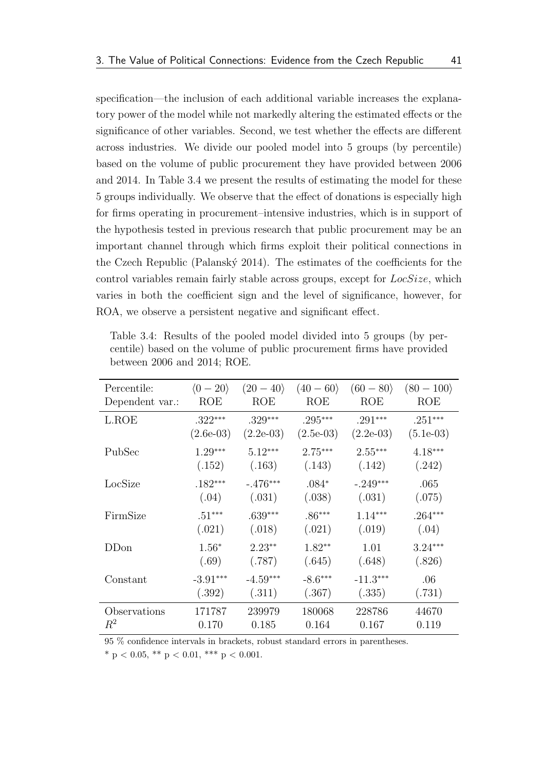specification—the inclusion of each additional variable increases the explanatory power of the model while not markedly altering the estimated effects or the significance of other variables. Second, we test whether the effects are different across industries. We divide our pooled model into 5 groups (by percentile) based on the volume of public procurement they have provided between 2006 and 2014. In Table 3.4 we present the results of estimating the model for these 5 groups individually. We observe that the effect of donations is especially high for firms operating in procurement–intensive industries, which is in support of the hypothesis tested in previous research that public procurement may be an important channel through which firms exploit their political connections in the Czech Republic (Palanský 2014). The estimates of the coefficients for the control variables remain fairly stable across groups, except for *LocSize*, which varies in both the coefficient sign and the level of significance, however, for ROA, we observe a persistent negative and significant effect.

Table 3.4: Results of the pooled model divided into 5 groups (by percentile) based on the volume of public procurement firms have provided between 2006 and 2014; ROE.

| Percentile:<br>Dependent var.: | $\langle 0-20 \rangle$<br>ROE | $(20-40\rangle$<br>ROE | $(40-60\rangle$<br>ROE | $(60-80\rangle$<br>ROE | $(80-100\rangle$<br>ROE |
|---|---|---|---|---|---|
| L.ROE | .322*** | .329*** | .295*** | .291*** | .251*** |
| | (2.6e-03) | (2.2e-03) | (2.5e-03) | (2.2e-03) | (5.1e-03) |
| PubSec | 1.29*** | 5.12*** | 2.75*** | 2.55*** | 4.18*** |
| | (.152) | (.163) | (.143) | (.142) | (.242) |
| LocSize | .182*** | -.476*** | .084* | -.249*** | .065 |
| | (.04) | (.031) | (.038) | (.031) | (.075) |
| FirmSize | .51*** | .639*** | .86*** | 1.14*** | .264*** |
| | (.021) | (.018) | (.021) | (.019) | (.04) |
| DDon | 1.56* | 2.23** | 1.82** | 1.01 | 3.24*** |
| | (.69) | (.787) | (.645) | (.648) | (.826) |
| Constant | -3.91*** | -4.59*** | -8.6*** | -11.3*** | .06 |
| | (.392) | (.311) | (.367) | (.335) | (.731) |
| Observations | 171787 | 239979 | 180068 | 228786 | 44670 |
| $R^2$ | 0.170 | 0.185 | 0.164 | 0.167 | 0.119 |

95 % confidence intervals in brackets, robust standard errors in parentheses.

* p < 0.05, ** p < 0.01, *** p < 0.001.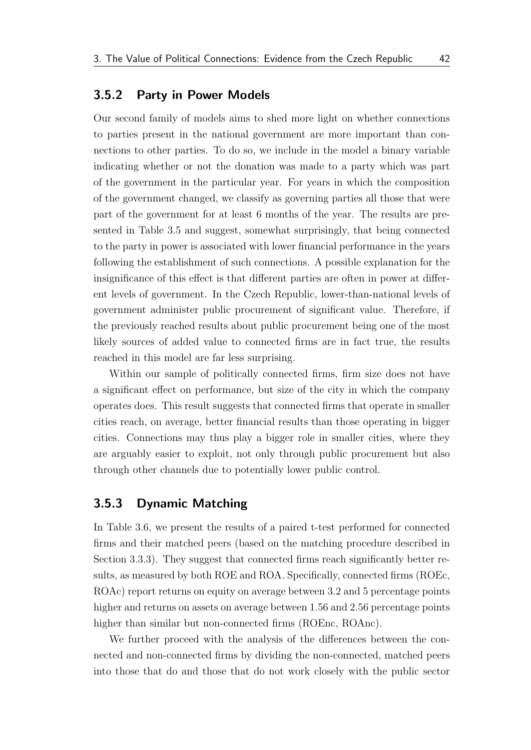### 3.5.2 Party in Power Models

Our second family of models aims to shed more light on whether connections to parties present in the national government are more important than connections to other parties. To do so, we include in the model a binary variable indicating whether or not the donation was made to a party which was part of the government in the particular year. For years in which the composition of the government changed, we classify as governing parties all those that were part of the government for at least 6 months of the year. The results are presented in Table 3.5 and suggest, somewhat surprisingly, that being connected to the party in power is associated with lower financial performance in the years following the establishment of such connections. A possible explanation for the insignificance of this effect is that different parties are often in power at different levels of government. In the Czech Republic, lower-than-national levels of government administer public procurement of significant value. Therefore, if the previously reached results about public procurement being one of the most likely sources of added value to connected firms are in fact true, the results reached in this model are far less surprising.

Within our sample of politically connected firms, firm size does not have a significant effect on performance, but size of the city in which the company operates does. This result suggests that connected firms that operate in smaller cities reach, on average, better financial results than those operating in bigger cities. Connections may thus play a bigger role in smaller cities, where they are arguably easier to exploit, not only through public procurement but also through other channels due to potentially lower public control.

### 3.5.3 Dynamic Matching

In Table 3.6, we present the results of a paired t-test performed for connected firms and their matched peers (based on the matching procedure described in Section 3.3.3). They suggest that connected firms reach significantly better results, as measured by both ROE and ROA. Specifically, connected firms (ROEc, ROAc) report returns on equity on average between 3.2 and 5 percentage points higher and returns on assets on average between 1.56 and 2.56 percentage points higher than similar but non-connected firms (ROEnc, ROAnc).

We further proceed with the analysis of the differences between the connected and non-connected firms by dividing the non-connected, matched peers into those that do and those that do not work closely with the public sector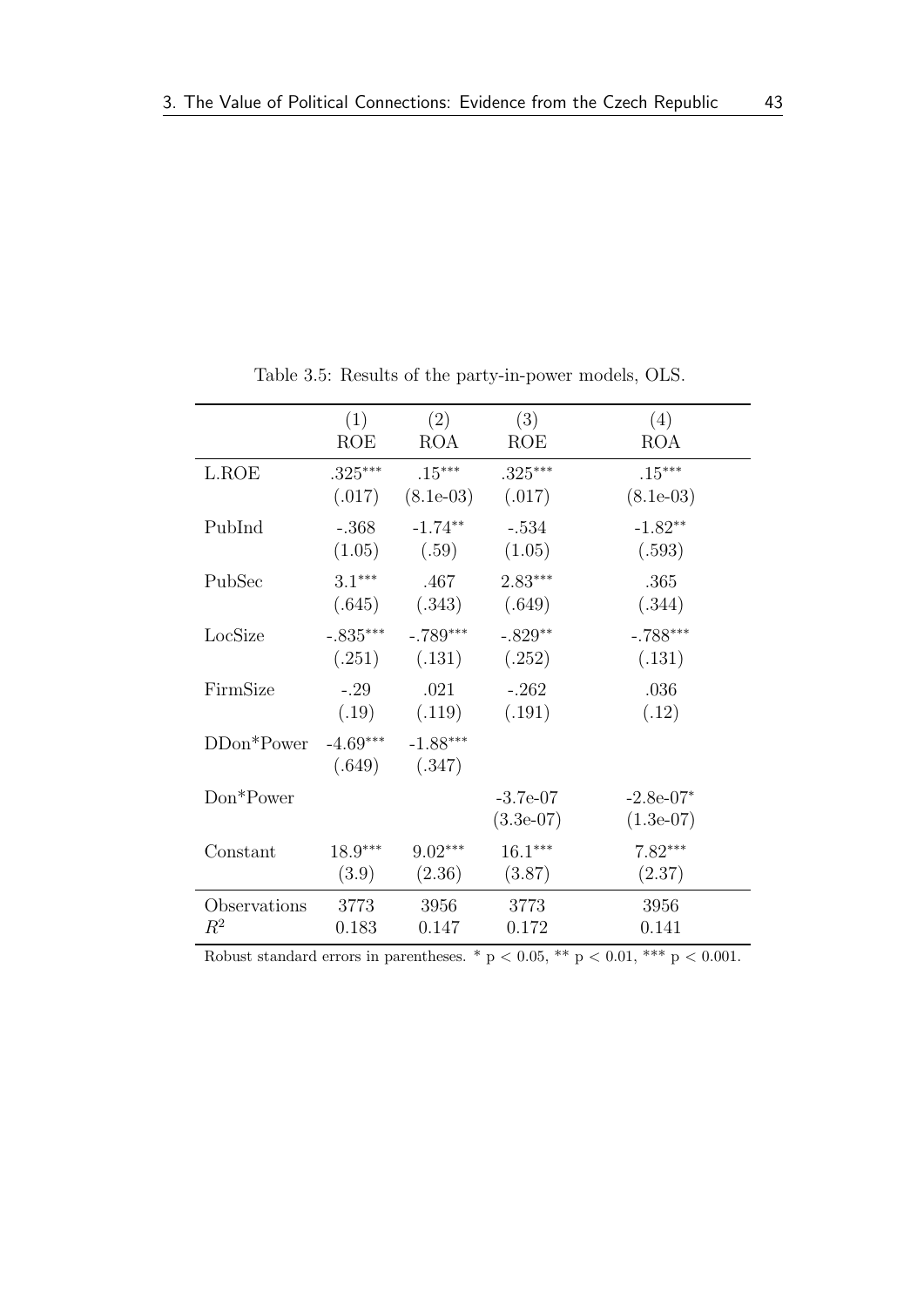Table 3.5: Results of the party-in-power models, OLS.

| | (1) ROE | (2) ROA | (3) ROE | (4) ROA |
|---|---|---|---|---|
| L.ROE | .325*** | .15*** | .325*** | .15*** |
| | (.017) | (8.1e-03) | (.017) | (8.1e-03) |
| PubInd | -.368 | -1.74** | -.534 | -1.82** |
| | (1.05) | (.59) | (1.05) | (.593) |
| PubSec | 3.1*** | .467 | 2.83*** | .365 |
| | (.645) | (.343) | (.649) | (.344) |
| LocSize | -.835*** | -.789*** | -.829** | -.788*** |
| | (.251) | (.131) | (.252) | (.131) |
| FirmSize | -.29 | .021 | -.262 | .036 |
| | (.19) | (.119) | (.191) | (.12) |
| DDon*Power | -4.69*** | -1.88*** | | |
| | (.649) | (.347) | | |
| Don*Power | | | -3.7e-07 | -2.8e-07* |
| | | | (3.3e-07) | (1.3e-07) |
| Constant | 18.9*** | 9.02*** | 16.1*** | 7.82*** |
| | (3.9) | (2.36) | (3.87) | (2.37) |
| Observations | 3773 | 3956 | 3773 | 3956 |
| $R^2$ | 0.183 | 0.147 | 0.172 | 0.141 |

Robust standard errors in parentheses. * $p < 0.05$, ** $p < 0.01$, *** $p < 0.001$.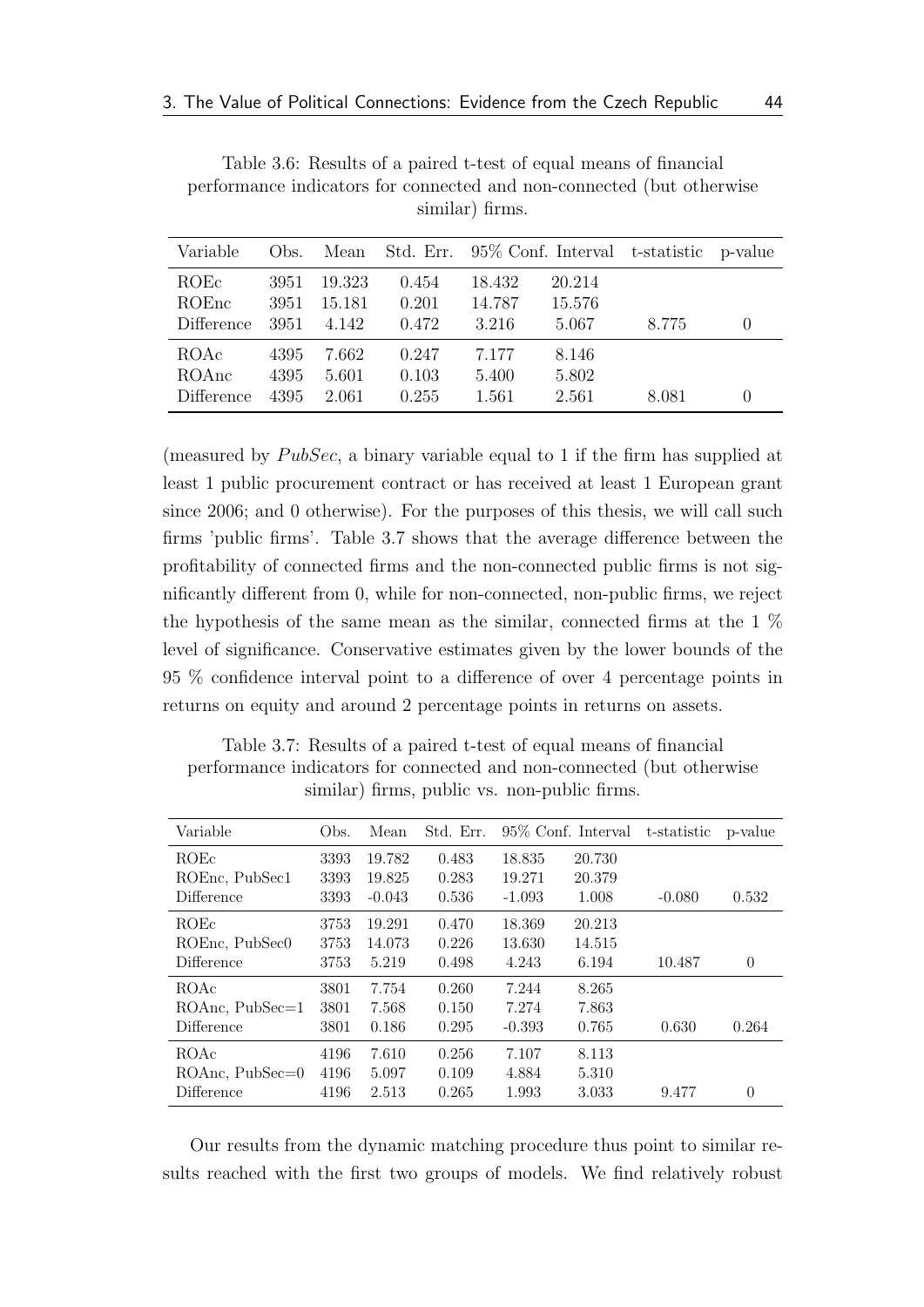Table 3.6: Results of a paired t-test of equal means of financial performance indicators for connected and non-connected (but otherwise similar) firms.

| Variable | Obs. | Mean | Std. Err. | 95% Conf. Interval | | t-statistic | p-value |
|---|---|---|---|---|---|---|---|
| ROEc | 3951 | 19.323 | 0.454 | 18.432 | 20.214 | | |
| ROEnc | 3951 | 15.181 | 0.201 | 14.787 | 15.576 | | |
| Difference | 3951 | 4.142 | 0.472 | 3.216 | 5.067 | 8.775 | 0 |
| ROAc | 4395 | 7.662 | 0.247 | 7.177 | 8.146 | | |
| ROAnc | 4395 | 5.601 | 0.103 | 5.400 | 5.802 | | |
| Difference | 4395 | 2.061 | 0.255 | 1.561 | 2.561 | 8.081 | 0 |

(measured by *PubSec*, a binary variable equal to 1 if the firm has supplied at least 1 public procurement contract or has received at least 1 European grant since 2006; and 0 otherwise). For the purposes of this thesis, we will call such firms 'public firms'. Table 3.7 shows that the average difference between the profitability of connected firms and the non-connected public firms is not significantly different from 0, while for non-connected, non-public firms, we reject the hypothesis of the same mean as the similar, connected firms at the 1 % level of significance. Conservative estimates given by the lower bounds of the 95 % confidence interval point to a difference of over 4 percentage points in returns on equity and around 2 percentage points in returns on assets.

Table 3.7: Results of a paired t-test of equal means of financial performance indicators for connected and non-connected (but otherwise similar) firms, public vs. non-public firms.

| Variable | Obs. | Mean | Std. Err. | 95% Conf. Interval | | t-statistic | p-value |
|---|---|---|---|---|---|---|---|
| ROEc | 3393 | 19.782 | 0.483 | 18.835 | 20.730 | | |
| ROEnc, PubSec1 | 3393 | 19.825 | 0.283 | 19.271 | 20.379 | | |
| Difference | 3393 | -0.043 | 0.536 | -1.093 | 1.008 | -0.080 | 0.532 |
| ROEc | 3753 | 19.291 | 0.470 | 18.369 | 20.213 | | |
| ROEnc, PubSec0 | 3753 | 14.073 | 0.226 | 13.630 | 14.515 | | |
| Difference | 3753 | 5.219 | 0.498 | 4.243 | 6.194 | 10.487 | 0 |
| ROAc | 3801 | 7.754 | 0.260 | 7.244 | 8.265 | | |
| ROAnc, PubSec=1 | 3801 | 7.568 | 0.150 | 7.274 | 7.863 | | |
| Difference | 3801 | 0.186 | 0.295 | -0.393 | 0.765 | 0.630 | 0.264 |
| ROAc | 4196 | 7.610 | 0.256 | 7.107 | 8.113 | | |
| ROAnc, PubSec=0 | 4196 | 5.097 | 0.109 | 4.884 | 5.310 | | |
| Difference | 4196 | 2.513 | 0.265 | 1.993 | 3.033 | 9.477 | 0 |

Our results from the dynamic matching procedure thus point to similar results reached with the first two groups of models. We find relatively robust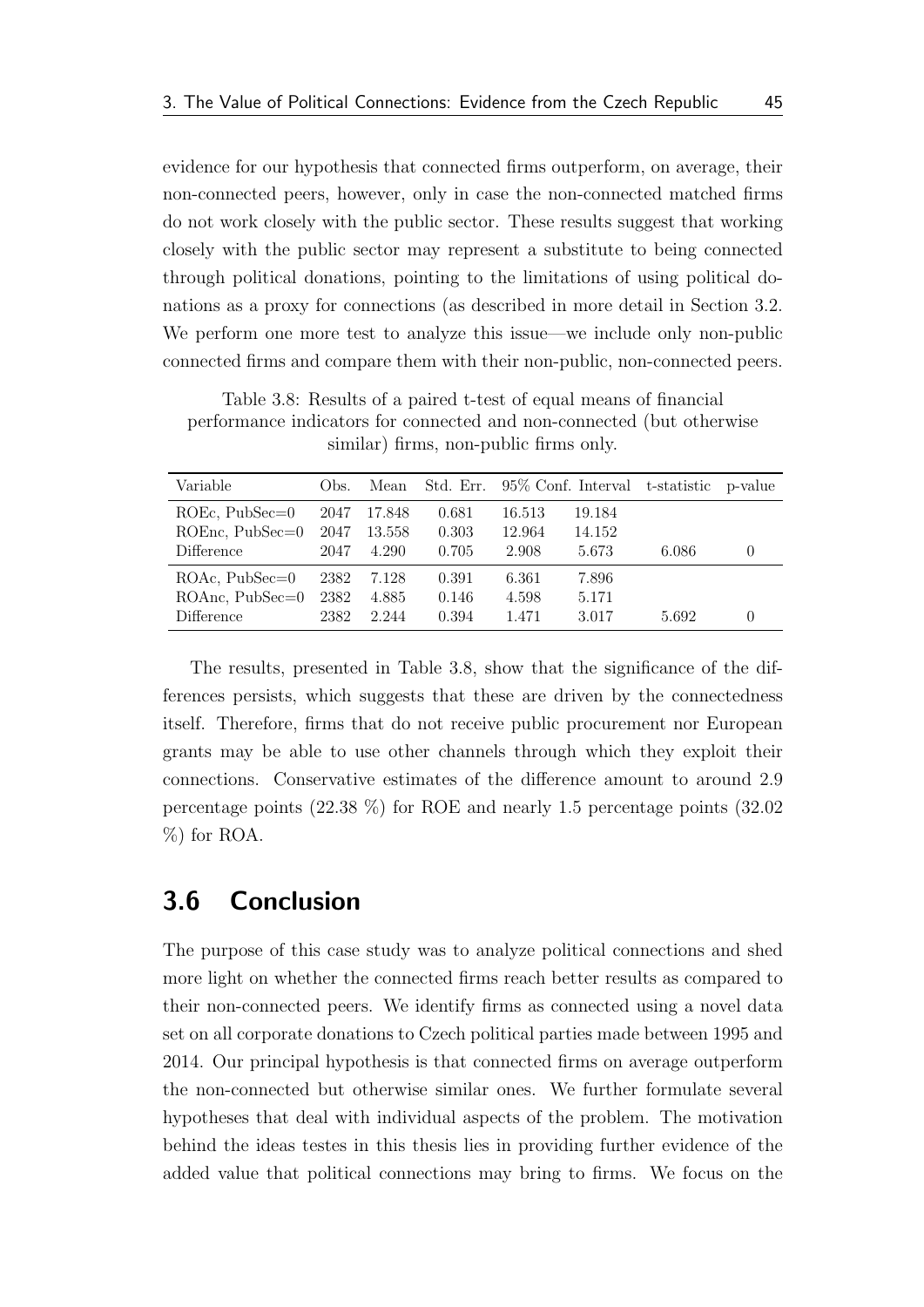evidence for our hypothesis that connected firms outperform, on average, their non-connected peers, however, only in case the non-connected matched firms do not work closely with the public sector. These results suggest that working closely with the public sector may represent a substitute to being connected through political donations, pointing to the limitations of using political donations as a proxy for connections (as described in more detail in Section 3.2. We perform one more test to analyze this issue—we include only non-public connected firms and compare them with their non-public, non-connected peers.

Table 3.8: Results of a paired t-test of equal means of financial performance indicators for connected and non-connected (but otherwise similar) firms, non-public firms only.

| Variable | Obs. | Mean | Std. Err. | 95% Conf. Interval | | t-statistic | p-value |
|---|---|---|---|---|---|---|---|
| ROEc, PubSec=0 | 2047 | 17.848 | 0.681 | 16.513 | 19.184 | | |
| ROEnc, PubSec=0 | 2047 | 13.558 | 0.303 | 12.964 | 14.152 | | |
| Difference | 2047 | 4.290 | 0.705 | 2.908 | 5.673 | 6.086 | 0 |
| ROAc, PubSec=0 | 2382 | 7.128 | 0.391 | 6.361 | 7.896 | | |
| ROAnc, PubSec=0 | 2382 | 4.885 | 0.146 | 4.598 | 5.171 | | |
| Difference | 2382 | 2.244 | 0.394 | 1.471 | 3.017 | 5.692 | 0 |

The results, presented in Table 3.8, show that the significance of the differences persists, which suggests that these are driven by the connectedness itself. Therefore, firms that do not receive public procurement nor European grants may be able to use other channels through which they exploit their connections. Conservative estimates of the difference amount to around 2.9 percentage points (22.38 %) for ROE and nearly 1.5 percentage points (32.02 %) for ROA.

## 3.6 Conclusion

The purpose of this case study was to analyze political connections and shed more light on whether the connected firms reach better results as compared to their non-connected peers. We identify firms as connected using a novel data set on all corporate donations to Czech political parties made between 1995 and 2014. Our principal hypothesis is that connected firms on average outperform the non-connected but otherwise similar ones. We further formulate several hypotheses that deal with individual aspects of the problem. The motivation behind the ideas testes in this thesis lies in providing further evidence of the added value that political connections may bring to firms. We focus on the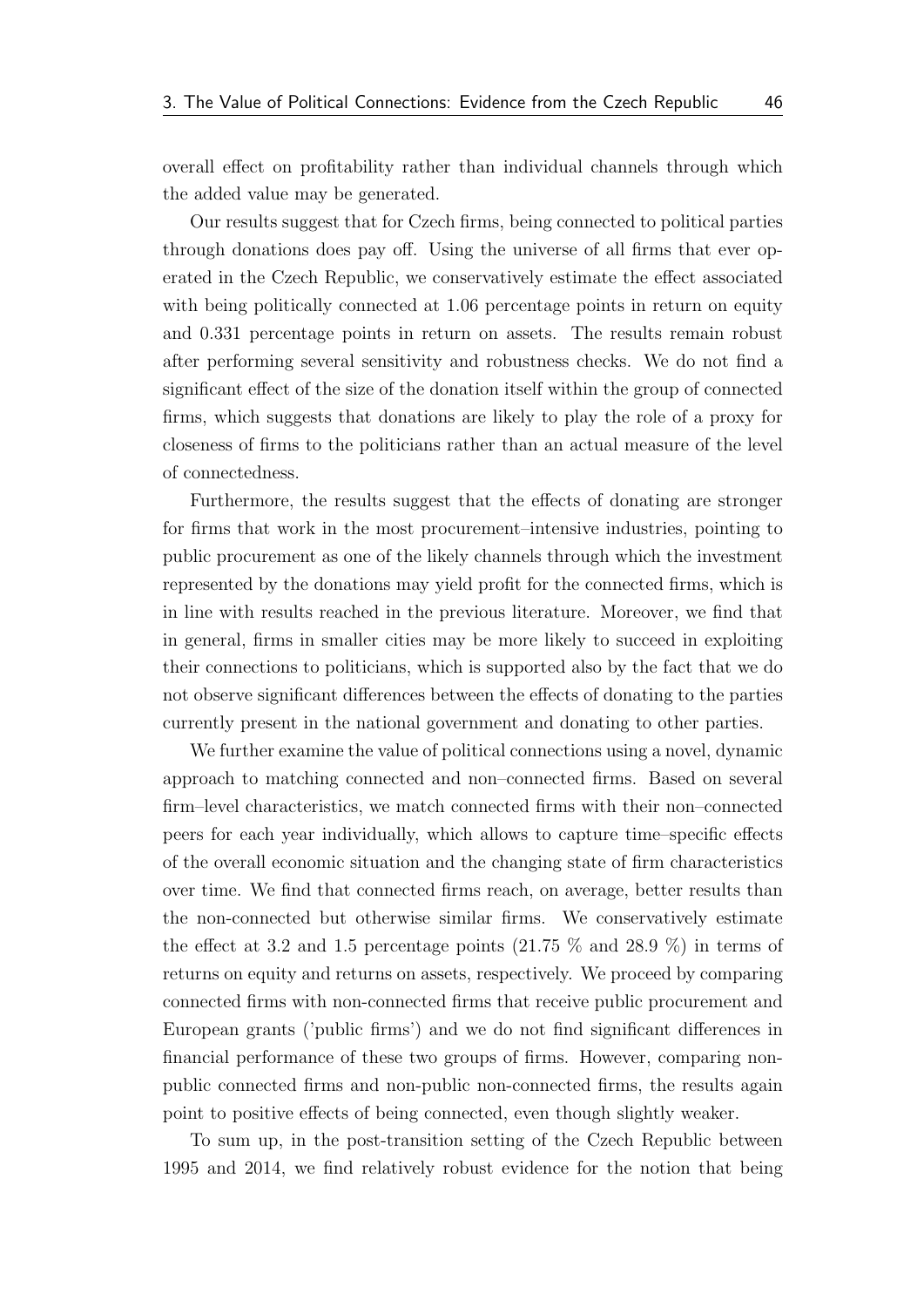overall effect on profitability rather than individual channels through which the added value may be generated.

Our results suggest that for Czech firms, being connected to political parties through donations does pay off. Using the universe of all firms that ever operated in the Czech Republic, we conservatively estimate the effect associated with being politically connected at 1.06 percentage points in return on equity and 0.331 percentage points in return on assets. The results remain robust after performing several sensitivity and robustness checks. We do not find a significant effect of the size of the donation itself within the group of connected firms, which suggests that donations are likely to play the role of a proxy for closeness of firms to the politicians rather than an actual measure of the level of connectedness.

Furthermore, the results suggest that the effects of donating are stronger for firms that work in the most procurement–intensive industries, pointing to public procurement as one of the likely channels through which the investment represented by the donations may yield profit for the connected firms, which is in line with results reached in the previous literature. Moreover, we find that in general, firms in smaller cities may be more likely to succeed in exploiting their connections to politicians, which is supported also by the fact that we do not observe significant differences between the effects of donating to the parties currently present in the national government and donating to other parties.

We further examine the value of political connections using a novel, dynamic approach to matching connected and non–connected firms. Based on several firm–level characteristics, we match connected firms with their non–connected peers for each year individually, which allows to capture time–specific effects of the overall economic situation and the changing state of firm characteristics over time. We find that connected firms reach, on average, better results than the non-connected but otherwise similar firms. We conservatively estimate the effect at 3.2 and 1.5 percentage points (21.75 % and 28.9 %) in terms of returns on equity and returns on assets, respectively. We proceed by comparing connected firms with non-connected firms that receive public procurement and European grants ('public firms') and we do not find significant differences in financial performance of these two groups of firms. However, comparing non-public connected firms and non-public non-connected firms, the results again point to positive effects of being connected, even though slightly weaker.

To sum up, in the post-transition setting of the Czech Republic between 1995 and 2014, we find relatively robust evidence for the notion that being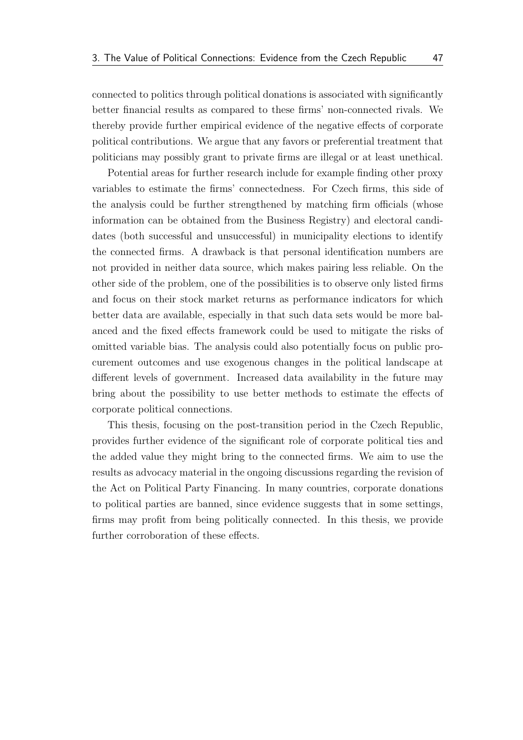connected to politics through political donations is associated with significantly better financial results as compared to these firms' non-connected rivals. We thereby provide further empirical evidence of the negative effects of corporate political contributions. We argue that any favors or preferential treatment that politicians may possibly grant to private firms are illegal or at least unethical.

Potential areas for further research include for example finding other proxy variables to estimate the firms' connectedness. For Czech firms, this side of the analysis could be further strengthened by matching firm officials (whose information can be obtained from the Business Registry) and electoral candidates (both successful and unsuccessful) in municipality elections to identify the connected firms. A drawback is that personal identification numbers are not provided in neither data source, which makes pairing less reliable. On the other side of the problem, one of the possibilities is to observe only listed firms and focus on their stock market returns as performance indicators for which better data are available, especially in that such data sets would be more balanced and the fixed effects framework could be used to mitigate the risks of omitted variable bias. The analysis could also potentially focus on public procurement outcomes and use exogenous changes in the political landscape at different levels of government. Increased data availability in the future may bring about the possibility to use better methods to estimate the effects of corporate political connections.

This thesis, focusing on the post-transition period in the Czech Republic, provides further evidence of the significant role of corporate political ties and the added value they might bring to the connected firms. We aim to use the results as advocacy material in the ongoing discussions regarding the revision of the Act on Political Party Financing. In many countries, corporate donations to political parties are banned, since evidence suggests that in some settings, firms may profit from being politically connected. In this thesis, we provide further corroboration of these effects.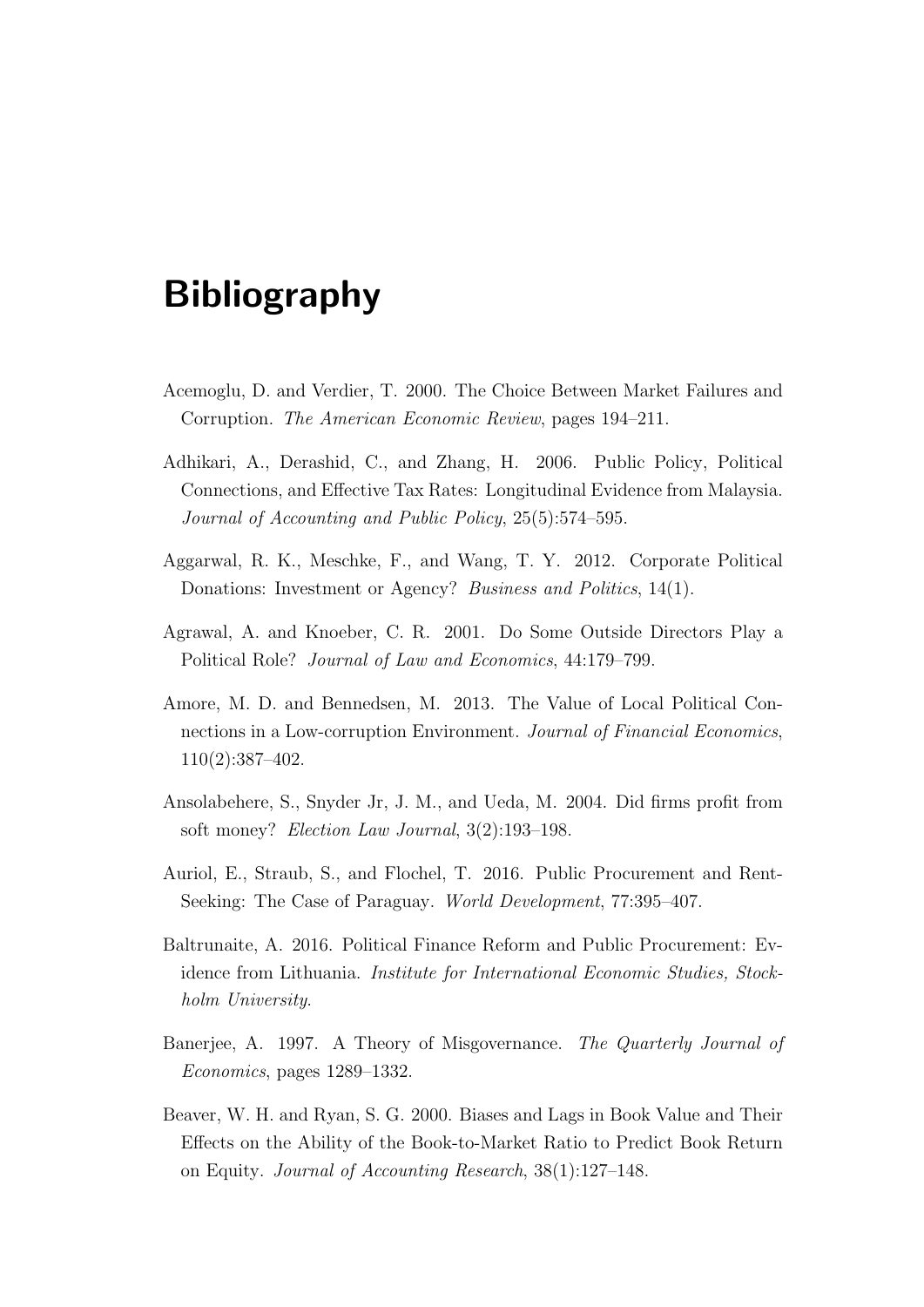# Bibliography

Acemoglu, D. and Verdier, T. 2000. The Choice Between Market Failures and Corruption. *The American Economic Review*, pages 194–211.

Adhikari, A., Derashid, C., and Zhang, H. 2006. Public Policy, Political Connections, and Effective Tax Rates: Longitudinal Evidence from Malaysia. *Journal of Accounting and Public Policy*, 25(5):574–595.

Aggarwal, R. K., Meschke, F., and Wang, T. Y. 2012. Corporate Political Donations: Investment or Agency? *Business and Politics*, 14(1).

Agrawal, A. and Knoeber, C. R. 2001. Do Some Outside Directors Play a Political Role? *Journal of Law and Economics*, 44:179–799.

Amore, M. D. and Bennedsen, M. 2013. The Value of Local Political Connections in a Low-corruption Environment. *Journal of Financial Economics*, 110(2):387–402.

Ansolabehere, S., Snyder Jr, J. M., and Ueda, M. 2004. Did firms profit from soft money? *Election Law Journal*, 3(2):193–198.

Auriol, E., Straub, S., and Flochel, T. 2016. Public Procurement and Rent-Seeking: The Case of Paraguay. *World Development*, 77:395–407.

Baltrunaite, A. 2016. Political Finance Reform and Public Procurement: Evidence from Lithuania. *Institute for International Economic Studies, Stockholm University*.

Banerjee, A. 1997. A Theory of Misgovernance. *The Quarterly Journal of Economics*, pages 1289–1332.

Beaver, W. H. and Ryan, S. G. 2000. Biases and Lags in Book Value and Their Effects on the Ability of the Book-to-Market Ratio to Predict Book Return on Equity. *Journal of Accounting Research*, 38(1):127–148.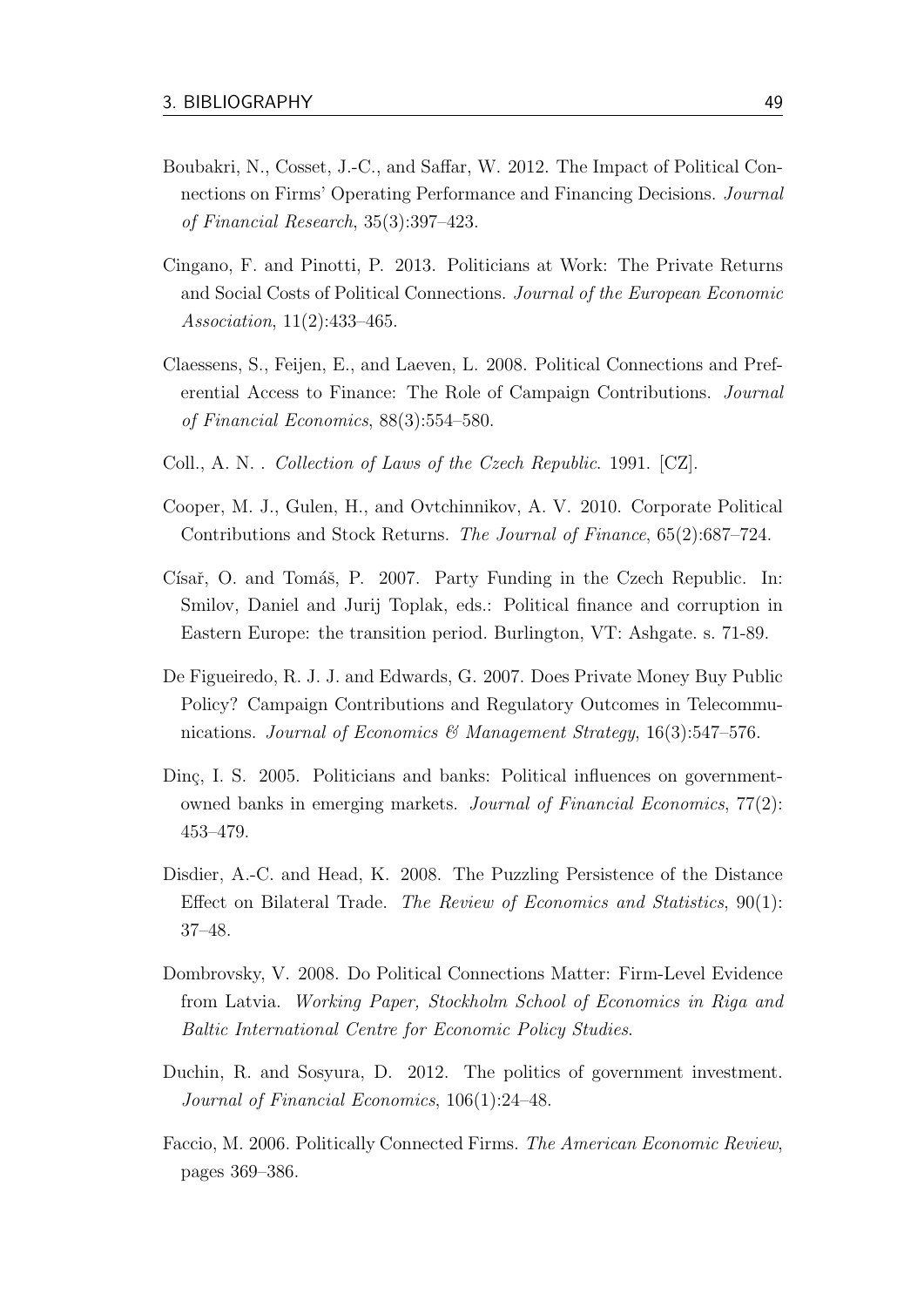Boubakri, N., Cosset, J.-C., and Saffar, W. 2012. The Impact of Political Connections on Firms' Operating Performance and Financing Decisions. *Journal of Financial Research*, 35(3):397–423.

Cingano, F. and Pinotti, P. 2013. Politicians at Work: The Private Returns and Social Costs of Political Connections. *Journal of the European Economic Association*, 11(2):433–465.

Claessens, S., Feijen, E., and Laeven, L. 2008. Political Connections and Preferential Access to Finance: The Role of Campaign Contributions. *Journal of Financial Economics*, 88(3):554–580.

Coll., A. N. . *Collection of Laws of the Czech Republic*. 1991. [CZ].

Cooper, M. J., Gulen, H., and Ovtchinnikov, A. V. 2010. Corporate Political Contributions and Stock Returns. *The Journal of Finance*, 65(2):687–724.

Císař, O. and Tomáš, P. 2007. Party Funding in the Czech Republic. In: Smilov, Daniel and Jurij Toplak, eds.: Political finance and corruption in Eastern Europe: the transition period. Burlington, VT: Ashgate. s. 71-89.

De Figueiredo, R. J. J. and Edwards, G. 2007. Does Private Money Buy Public Policy? Campaign Contributions and Regulatory Outcomes in Telecommunications. *Journal of Economics & Management Strategy*, 16(3):547–576.

Dinç, I. S. 2005. Politicians and banks: Political influences on government-owned banks in emerging markets. *Journal of Financial Economics*, 77(2): 453–479.

Disdier, A.-C. and Head, K. 2008. The Puzzling Persistence of the Distance Effect on Bilateral Trade. *The Review of Economics and Statistics*, 90(1): 37–48.

Dombrovsky, V. 2008. Do Political Connections Matter: Firm-Level Evidence from Latvia. *Working Paper, Stockholm School of Economics in Riga and Baltic International Centre for Economic Policy Studies*.

Duchin, R. and Sosyura, D. 2012. The politics of government investment. *Journal of Financial Economics*, 106(1):24–48.

Faccio, M. 2006. Politically Connected Firms. *The American Economic Review*, pages 369–386.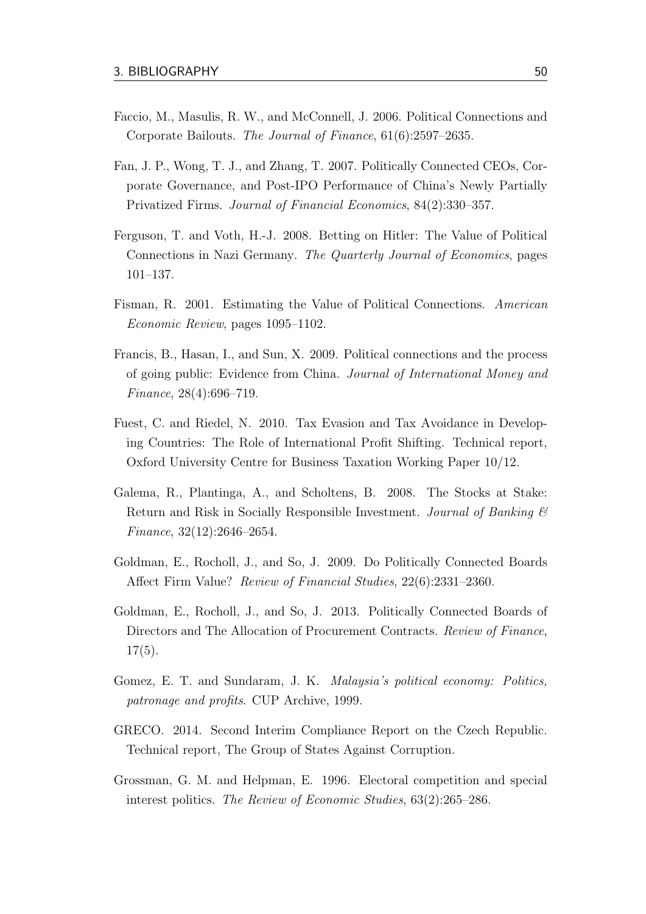Faccio, M., Masulis, R. W., and McConnell, J. 2006. Political Connections and Corporate Bailouts. *The Journal of Finance*, 61(6):2597–2635.

Fan, J. P., Wong, T. J., and Zhang, T. 2007. Politically Connected CEOs, Corporate Governance, and Post-IPO Performance of China's Newly Partially Privatized Firms. *Journal of Financial Economics*, 84(2):330–357.

Ferguson, T. and Voth, H.-J. 2008. Betting on Hitler: The Value of Political Connections in Nazi Germany. *The Quarterly Journal of Economics*, pages 101–137.

Fisman, R. 2001. Estimating the Value of Political Connections. *American Economic Review*, pages 1095–1102.

Francis, B., Hasan, I., and Sun, X. 2009. Political connections and the process of going public: Evidence from China. *Journal of International Money and Finance*, 28(4):696–719.

Fuest, C. and Riedel, N. 2010. Tax Evasion and Tax Avoidance in Developing Countries: The Role of International Profit Shifting. Technical report, Oxford University Centre for Business Taxation Working Paper 10/12.

Galema, R., Plantinga, A., and Scholtens, B. 2008. The Stocks at Stake: Return and Risk in Socially Responsible Investment. *Journal of Banking & Finance*, 32(12):2646–2654.

Goldman, E., Rocholl, J., and So, J. 2009. Do Politically Connected Boards Affect Firm Value? *Review of Financial Studies*, 22(6):2331–2360.

Goldman, E., Rocholl, J., and So, J. 2013. Politically Connected Boards of Directors and The Allocation of Procurement Contracts. *Review of Finance*, 17(5).

Gomez, E. T. and Sundaram, J. K. *Malaysia's political economy: Politics, patronage and profits*. CUP Archive, 1999.

GRECO. 2014. Second Interim Compliance Report on the Czech Republic. Technical report, The Group of States Against Corruption.

Grossman, G. M. and Helpman, E. 1996. Electoral competition and special interest politics. *The Review of Economic Studies*, 63(2):265–286.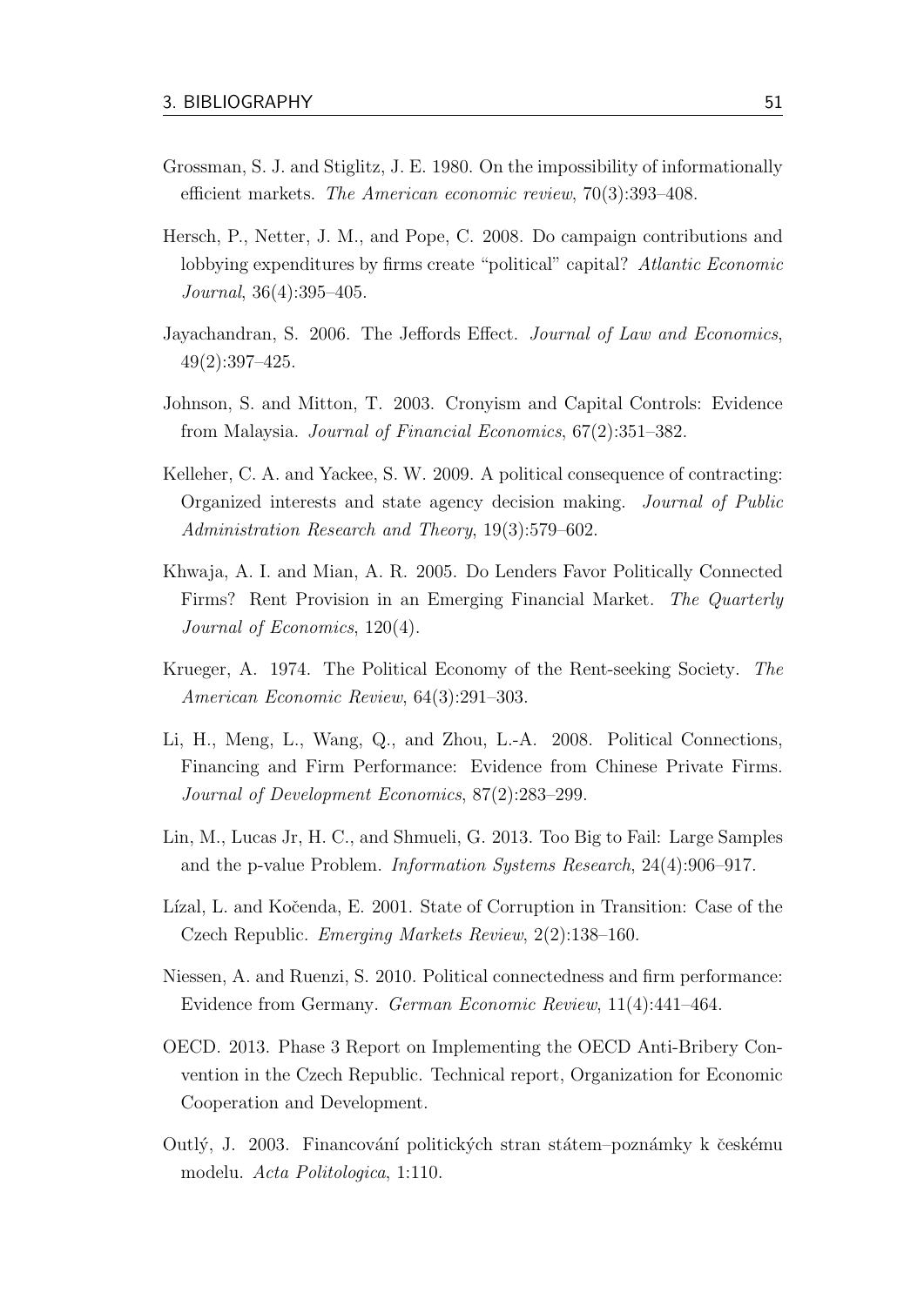Grossman, S. J. and Stiglitz, J. E. 1980. On the impossibility of informationally efficient markets. *The American economic review*, 70(3):393–408.

Hersch, P., Netter, J. M., and Pope, C. 2008. Do campaign contributions and lobbying expenditures by firms create "political" capital? *Atlantic Economic Journal*, 36(4):395–405.

Jayachandran, S. 2006. The Jeffords Effect. *Journal of Law and Economics*, 49(2):397–425.

Johnson, S. and Mitton, T. 2003. Cronyism and Capital Controls: Evidence from Malaysia. *Journal of Financial Economics*, 67(2):351–382.

Kelleher, C. A. and Yackee, S. W. 2009. A political consequence of contracting: Organized interests and state agency decision making. *Journal of Public Administration Research and Theory*, 19(3):579–602.

Khwaja, A. I. and Mian, A. R. 2005. Do Lenders Favor Politically Connected Firms? Rent Provision in an Emerging Financial Market. *The Quarterly Journal of Economics*, 120(4).

Krueger, A. 1974. The Political Economy of the Rent-seeking Society. *The American Economic Review*, 64(3):291–303.

Li, H., Meng, L., Wang, Q., and Zhou, L.-A. 2008. Political Connections, Financing and Firm Performance: Evidence from Chinese Private Firms. *Journal of Development Economics*, 87(2):283–299.

Lin, M., Lucas Jr, H. C., and Shmueli, G. 2013. Too Big to Fail: Large Samples and the p-value Problem. *Information Systems Research*, 24(4):906–917.

Lízal, L. and Kočenda, E. 2001. State of Corruption in Transition: Case of the Czech Republic. *Emerging Markets Review*, 2(2):138–160.

Niessen, A. and Ruenzi, S. 2010. Political connectedness and firm performance: Evidence from Germany. *German Economic Review*, 11(4):441–464.

OECD. 2013. Phase 3 Report on Implementing the OECD Anti-Bribery Convention in the Czech Republic. Technical report, Organization for Economic Cooperation and Development.

Outlý, J. 2003. Financování politických stran státem–poznámky k českému modelu. *Acta Politologica*, 1:110.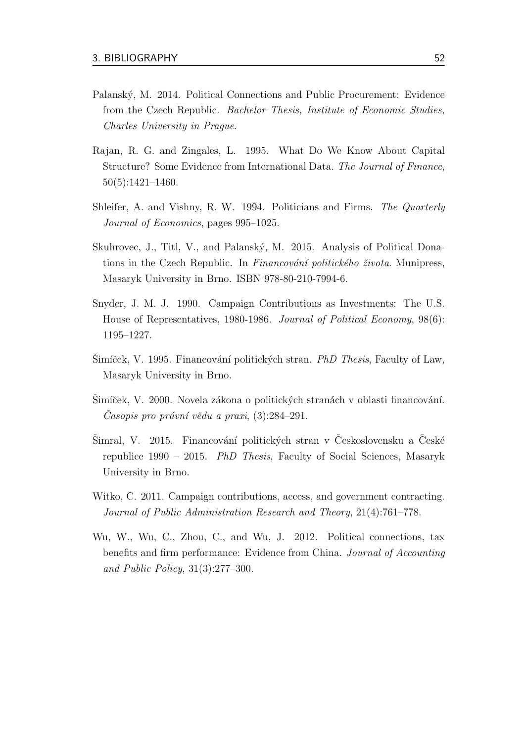Palanský, M. 2014. Political Connections and Public Procurement: Evidence from the Czech Republic. *Bachelor Thesis, Institute of Economic Studies, Charles University in Prague*.

Rajan, R. G. and Zingales, L. 1995. What Do We Know About Capital Structure? Some Evidence from International Data. *The Journal of Finance*, 50(5):1421–1460.

Shleifer, A. and Vishny, R. W. 1994. Politicians and Firms. *The Quarterly Journal of Economics*, pages 995–1025.

Skuhrovec, J., Titl, V., and Palanský, M. 2015. Analysis of Political Donations in the Czech Republic. In *Financování politického života*. Munipress, Masaryk University in Brno. ISBN 978-80-210-7994-6.

Snyder, J. M. J. 1990. Campaign Contributions as Investments: The U.S. House of Representatives, 1980-1986. *Journal of Political Economy*, 98(6): 1195–1227.

Šimíček, V. 1995. Financování politických stran. *PhD Thesis*, Faculty of Law, Masaryk University in Brno.

Šimíček, V. 2000. Novela zákona o politických stranách v oblasti financování. *Časopis pro právní vědu a praxi*, (3):284–291.

Šimral, V. 2015. Financování politických stran v Československu a České republice 1990 – 2015. *PhD Thesis*, Faculty of Social Sciences, Masaryk University in Brno.

Witko, C. 2011. Campaign contributions, access, and government contracting. *Journal of Public Administration Research and Theory*, 21(4):761–778.

Wu, W., Wu, C., Zhou, C., and Wu, J. 2012. Political connections, tax benefits and firm performance: Evidence from China. *Journal of Accounting and Public Policy*, 31(3):277–300.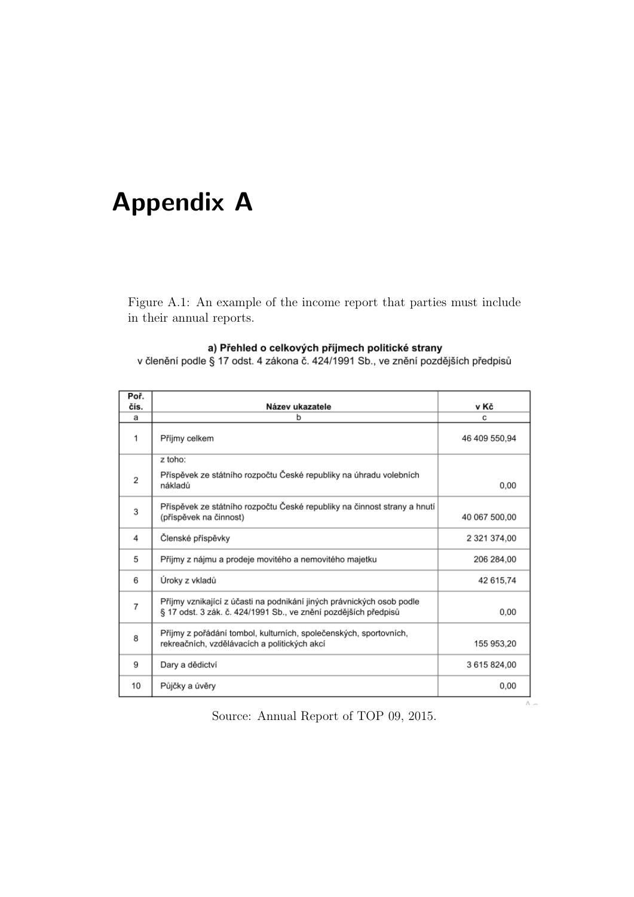# Appendix A

Figure A.1: An example of the income report that parties must include in their annual reports.

**a) Přehled o celkových příjmech politické strany**
v členění podle § 17 odst. 4 zákona č. 424/1991 Sb., ve znění pozdějších předpisů

| Poř. čís. | Název ukazatele | v Kč |
|---|---|---|
| a | b | c |
| 1 | Příjmy celkem | 46 409 550,94 |
| 2 | z toho: Příspěvek ze státního rozpočtu České republiky na úhradu volebních nákladů | 0,00 |
| 3 | Příspěvek ze státního rozpočtu České republiky na činnost strany a hnutí (příspěvek na činnost) | 40 067 500,00 |
| 4 | Členské příspěvky | 2 321 374,00 |
| 5 | Příjmy z nájmu a prodeje movitého a nemovitého majetku | 206 284,00 |
| 6 | Úroky z vkladů | 42 615,74 |
| 7 | Příjmy vznikající z účasti na podnikání jiných právnických osob podle § 17 odst. 3 zák. č. 424/1991 Sb., ve znění pozdějších předpisů | 0,00 |
| 8 | Příjmy z pořádání tombol, kulturních, společenských, sportovních, rekreačních, vzdělávacích a politických akcí | 155 953,20 |
| 9 | Dary a dědictví | 3 615 824,00 |
| 10 | Půjčky a úvěry | 0,00 |

Source: Annual Report of TOP 09, 2015.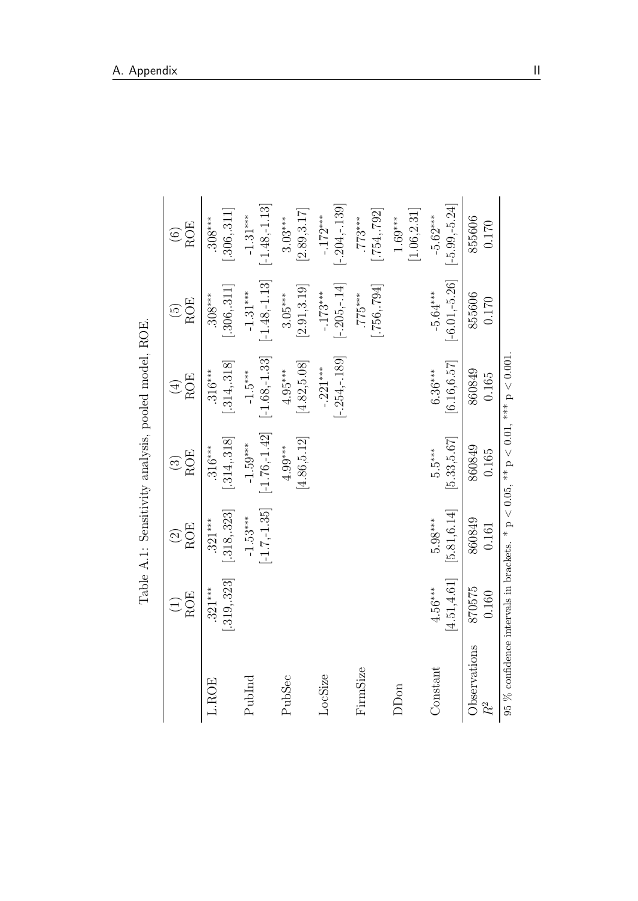Table A.1: Sensitivity analysis, pooled model, ROE.

| | (1) ROE | (2) ROE | (3) ROE | (4) ROE | (5) ROE | (6) ROE |
|---|---|---|---|---|---|---|
| L.ROE | .321*** | .321*** | .316*** | .316*** | .308*** | .308*** |
| | [.319,.323] | [.318,.323] | [.314,.318] | [.314,.318] | [.306,.311] | [.306,.311] |
| PubInd | | -1.53*** | -1.59*** | -1.5*** | -1.31*** | -1.31*** |
| | | [-1.7,-1.35] | [-1.76,-1.42] | [-1.68,-1.33] | [-1.48,-1.13] | [-1.48,-1.13] |
| PubSec | | | 4.99*** | 4.95*** | 3.05*** | 3.03*** |
| | | | [4.86,5.12] | [4.82,5.08] | [2.91,3.19] | [2.89,3.17] |
| LocSize | | | | -.221*** | -.173*** | -.172*** |
| | | | | [-.254,-.189] | [-.205,-.14] | [-.204,-.139] |
| FirmSize | | | | | .775*** | .773*** |
| | | | | | [.756,.794] | [.754,.792] |
| DDon | | | | | | 1.69*** |
| | | | | | | [1.06,2.31] |
| Constant | 4.56*** | 5.98*** | 5.5*** | 6.36*** | -5.64*** | -5.62*** |
| | [4.51,4.61] | [5.81,6.14] | [5.33,5.67] | [6.16,6.57] | [-6.01,-5.26] | [-5.99,-5.24] |
| Observations | 870575 | 860849 | 860849 | 860849 | 855606 | 855606 |
| $R^2$ | 0.160 | 0.161 | 0.165 | 0.165 | 0.170 | 0.170 |

95 % confidence intervals in brackets. * $p < 0.05$, ** $p < 0.01$, *** $p < 0.001$.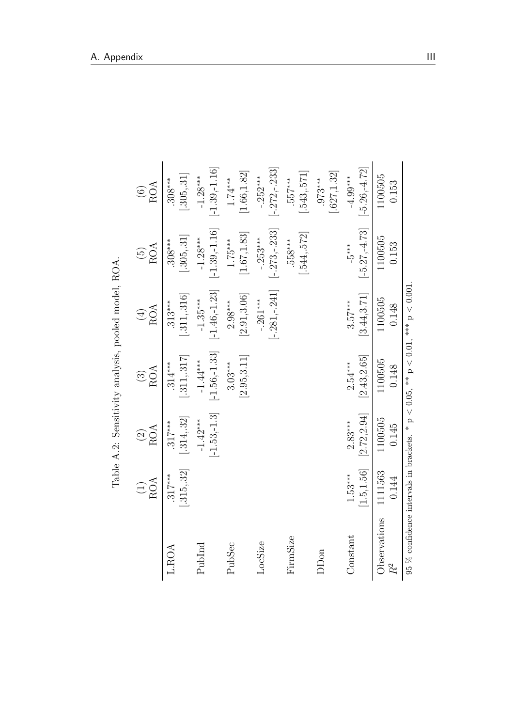Table A.2: Sensitivity analysis, pooled model, ROA.

| | (1) ROA | (2) ROA | (3) ROA | (4) ROA | (5) ROA | (6) ROA |
|---|---|---|---|---|---|---|
| L.ROA | .317*** | .317*** | .314*** | .313*** | .308*** | .308*** |
| | [.315,.32] | [.314,.32] | [.311,.317] | [.311,.316] | [.305,.31] | [.305,.31] |
| PubInd | | -1.42*** | -1.44*** | -1.35*** | -1.28*** | -1.28*** |
| | | [-1.53,-1.3] | [-1.56,-1.33] | [-1.46,-1.23] | [-1.39,-1.16] | [-1.39,-1.16] |
| PubSec | | | 3.03*** | 2.98*** | 1.75*** | 1.74*** |
| | | | [2.95,3.11] | [2.91,3.06] | [1.67,1.83] | [1.66,1.82] |
| LocSize | | | | -.261*** | -.253*** | -.252*** |
| | | | | [-.281,-.241] | [-.273,-.233] | [-.272,-.233] |
| FirmSize | | | | | .558*** | .557*** |
| | | | | | [.544,.572] | [.543,.571] |
| DDon | | | | | | .973*** |
| | | | | | | [.627,1.32] |
| Constant | 1.53*** | 2.83*** | 2.54*** | 3.57*** | -5*** | -4.99*** |
| | [1.5,1.56] | [2.72,2.94] | [2.43,2.65] | [3.44,3.71] | [-5.27,-4.73] | [-5.26,-4.72] |
| Observations | 1111563 | 1100505 | 1100505 | 1100505 | 1100505 | 1100505 |
| $R^2$ | 0.144 | 0.145 | 0.148 | 0.148 | 0.153 | 0.153 |

95 % confidence intervals in brackets. * $p < 0.05$, ** $p < 0.01$, *** $p < 0.001$.